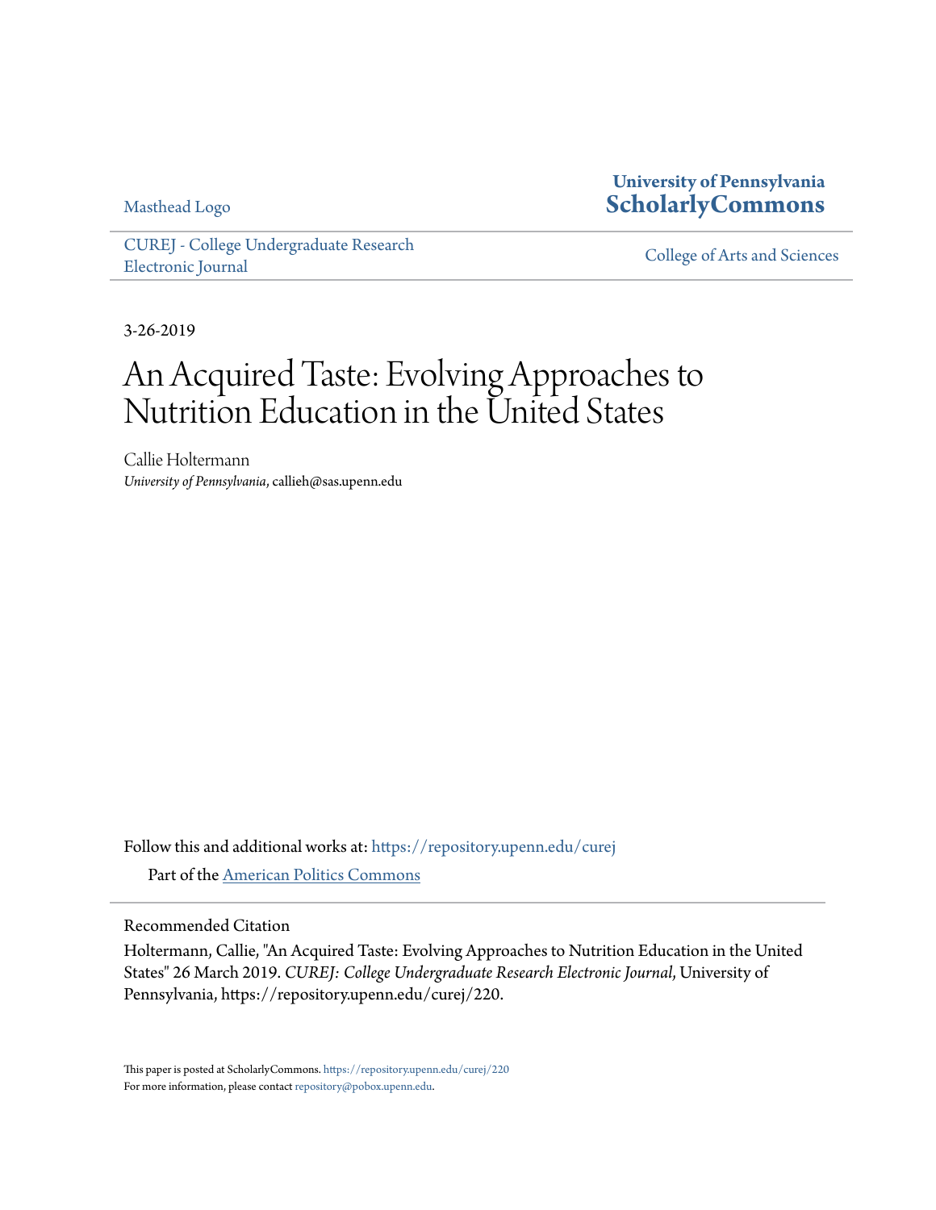Masthead Logo

**University of Pennsylvania**
**ScholarlyCommons**

CUREJ - College Undergraduate Research Electronic Journal

College of Arts and Sciences

3-26-2019

# An Acquired Taste: Evolving Approaches to Nutrition Education in the United States

Callie Holtermann
*University of Pennsylvania*, callieh@sas.upenn.edu

Follow this and additional works at: https://repository.upenn.edu/curej

Part of the American Politics Commons

Recommended Citation

Holtermann, Callie, "An Acquired Taste: Evolving Approaches to Nutrition Education in the United States" 26 March 2019. *CUREJ: College Undergraduate Research Electronic Journal*, University of Pennsylvania, https://repository.upenn.edu/curej/220.

This paper is posted at ScholarlyCommons. https://repository.upenn.edu/curej/220
For more information, please contact repository@pobox.upenn.edu.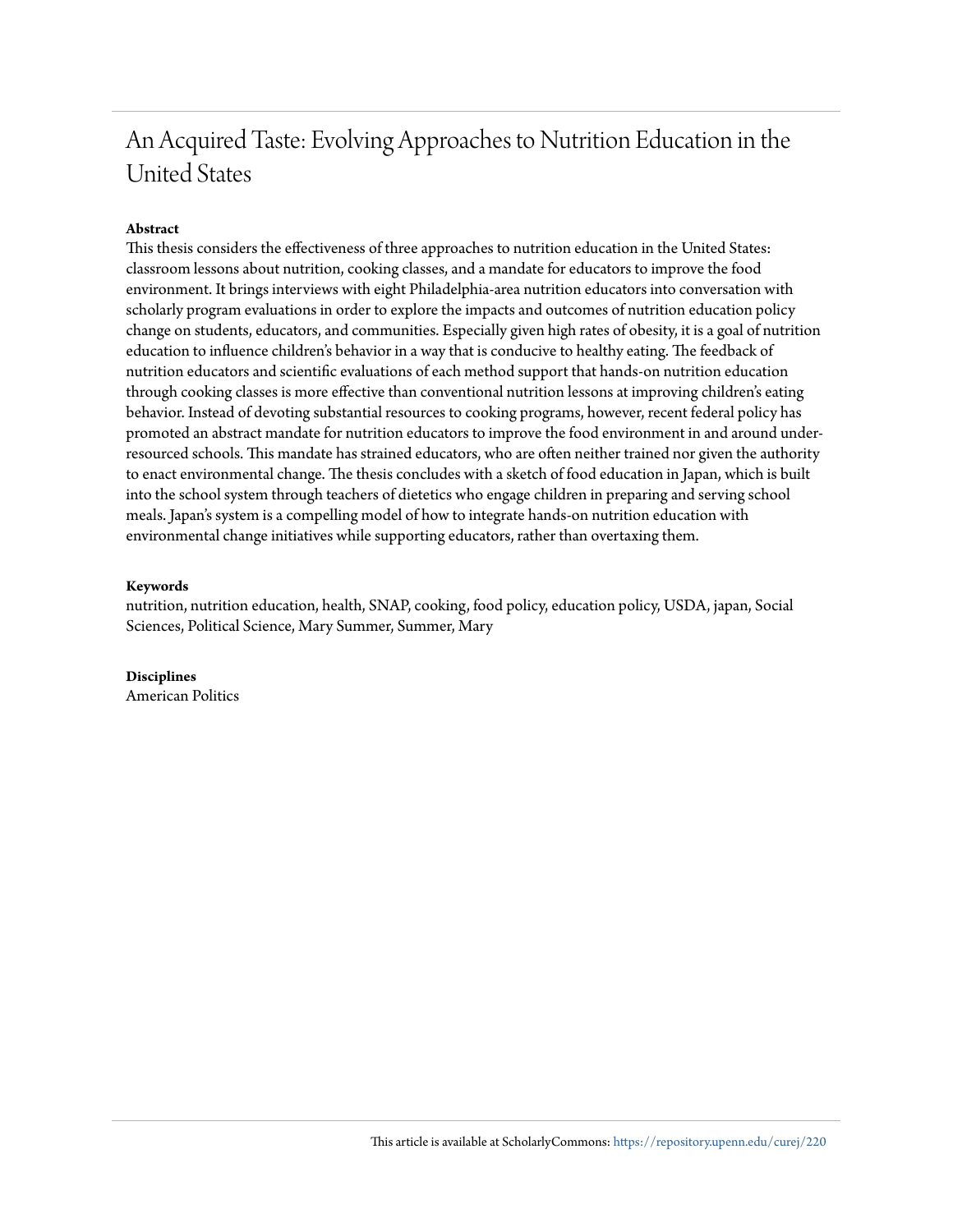# An Acquired Taste: Evolving Approaches to Nutrition Education in the United States

**Abstract**

This thesis considers the effectiveness of three approaches to nutrition education in the United States: classroom lessons about nutrition, cooking classes, and a mandate for educators to improve the food environment. It brings interviews with eight Philadelphia-area nutrition educators into conversation with scholarly program evaluations in order to explore the impacts and outcomes of nutrition education policy change on students, educators, and communities. Especially given high rates of obesity, it is a goal of nutrition education to influence children's behavior in a way that is conducive to healthy eating. The feedback of nutrition educators and scientific evaluations of each method support that hands-on nutrition education through cooking classes is more effective than conventional nutrition lessons at improving children's eating behavior. Instead of devoting substantial resources to cooking programs, however, recent federal policy has promoted an abstract mandate for nutrition educators to improve the food environment in and around under-resourced schools. This mandate has strained educators, who are often neither trained nor given the authority to enact environmental change. The thesis concludes with a sketch of food education in Japan, which is built into the school system through teachers of dietetics who engage children in preparing and serving school meals. Japan's system is a compelling model of how to integrate hands-on nutrition education with environmental change initiatives while supporting educators, rather than overtaxing them.

**Keywords**

nutrition, nutrition education, health, SNAP, cooking, food policy, education policy, USDA, japan, Social Sciences, Political Science, Mary Summer, Summer, Mary

**Disciplines**

American Politics

This article is available at ScholarlyCommons: https://repository.upenn.edu/curej/220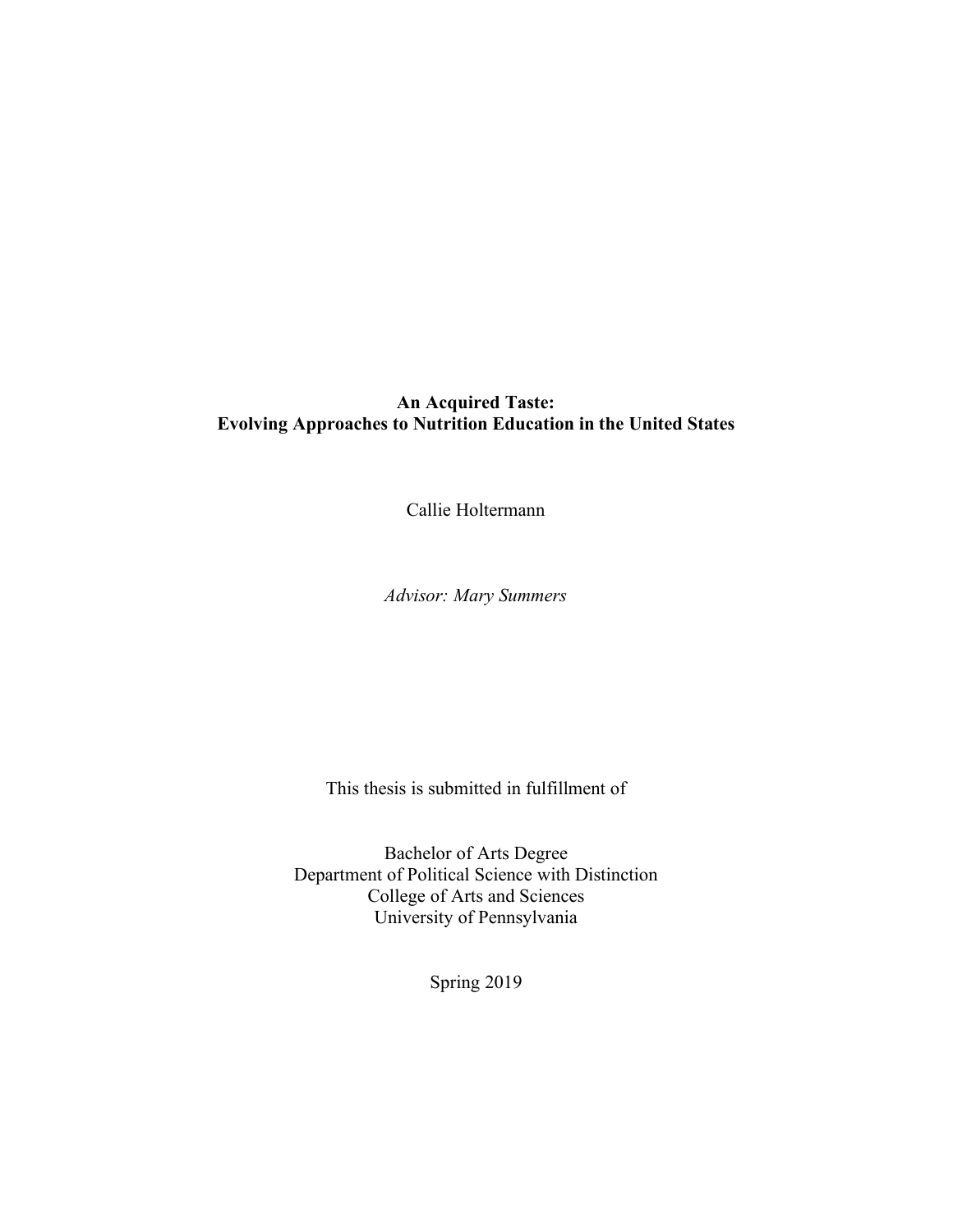**An Acquired Taste:**
**Evolving Approaches to Nutrition Education in the United States**

Callie Holtermann

*Advisor: Mary Summers*

This thesis is submitted in fulfillment of

Bachelor of Arts Degree
Department of Political Science with Distinction
College of Arts and Sciences
University of Pennsylvania

Spring 2019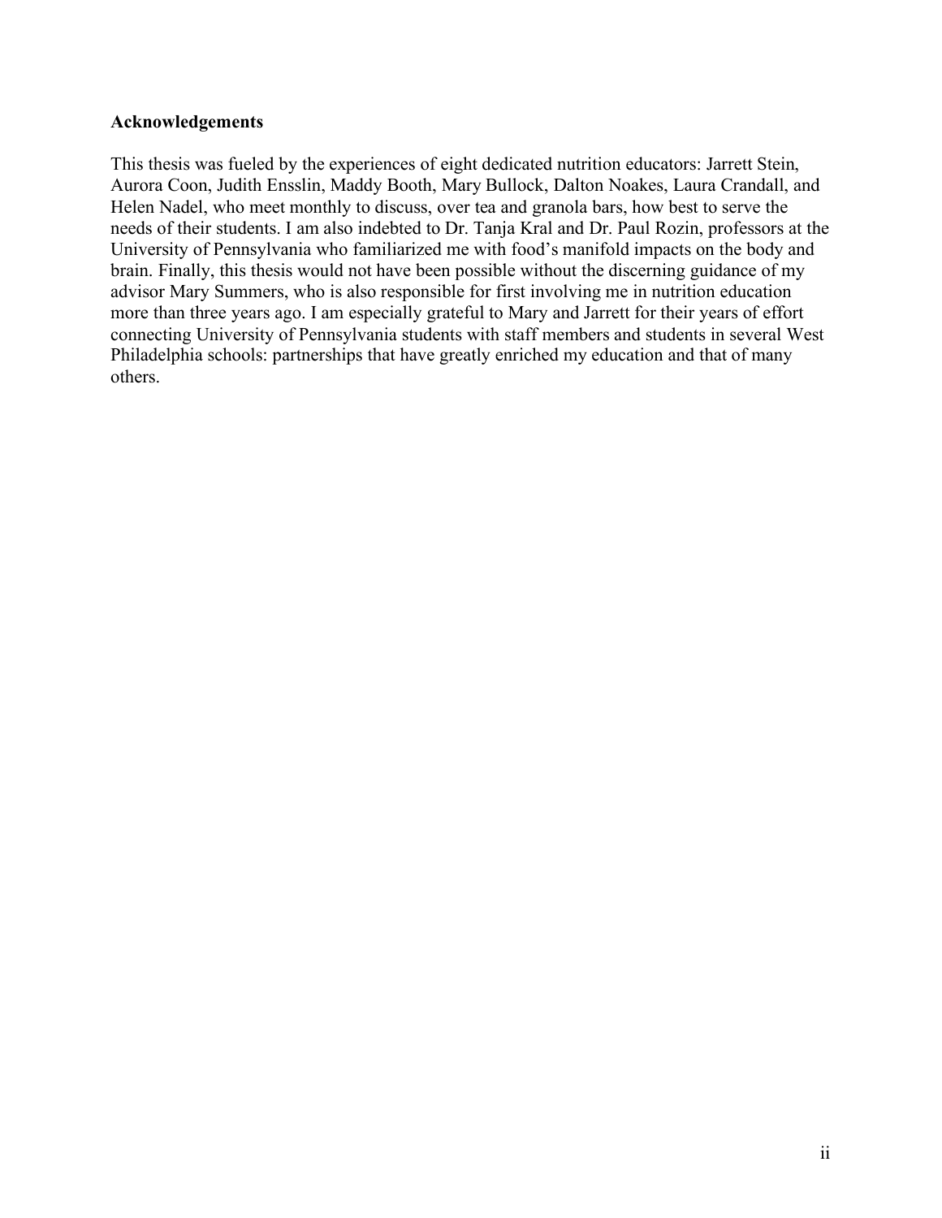**Acknowledgements**

This thesis was fueled by the experiences of eight dedicated nutrition educators: Jarrett Stein, Aurora Coon, Judith Ensslin, Maddy Booth, Mary Bullock, Dalton Noakes, Laura Crandall, and Helen Nadel, who meet monthly to discuss, over tea and granola bars, how best to serve the needs of their students. I am also indebted to Dr. Tanja Kral and Dr. Paul Rozin, professors at the University of Pennsylvania who familiarized me with food's manifold impacts on the body and brain. Finally, this thesis would not have been possible without the discerning guidance of my advisor Mary Summers, who is also responsible for first involving me in nutrition education more than three years ago. I am especially grateful to Mary and Jarrett for their years of effort connecting University of Pennsylvania students with staff members and students in several West Philadelphia schools: partnerships that have greatly enriched my education and that of many others.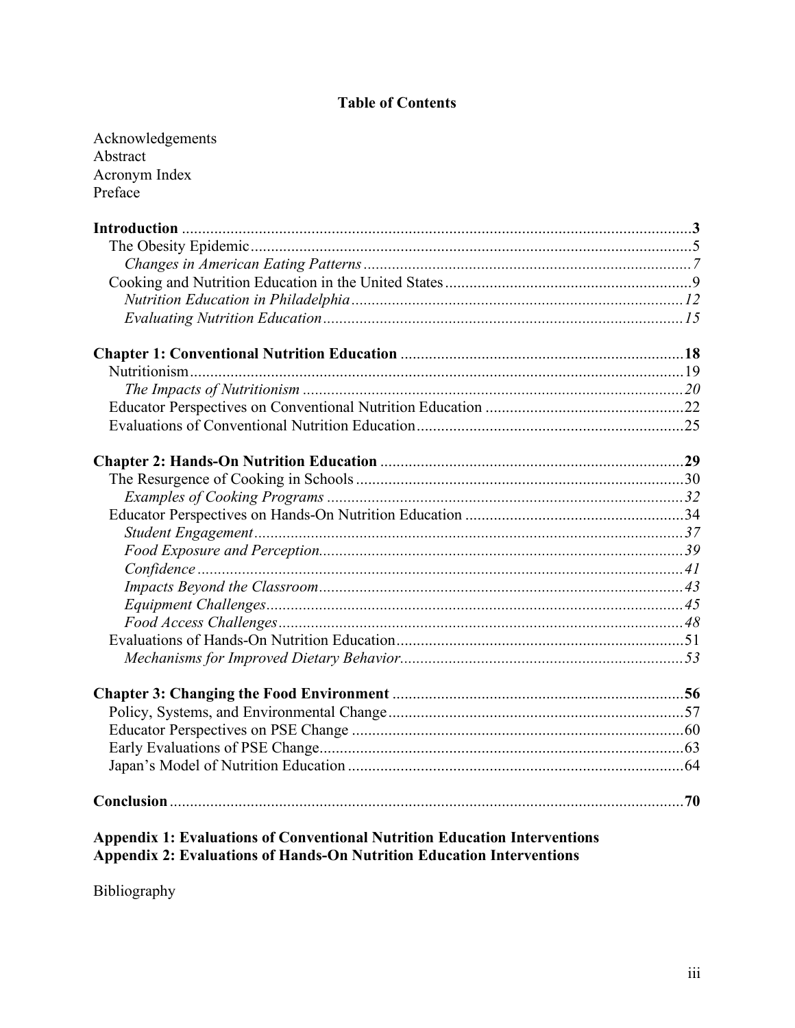# Table of Contents

Acknowledgements
Abstract
Acronym Index
Preface

**Introduction** .......... **3**
The Obesity Epidemic .......... 5
*Changes in American Eating Patterns* .......... *7*
Cooking and Nutrition Education in the United States .......... 9
*Nutrition Education in Philadelphia* .......... *12*
*Evaluating Nutrition Education* .......... *15*

**Chapter 1: Conventional Nutrition Education** .......... **18**
Nutritionism .......... 19
*The Impacts of Nutritionism* .......... *20*
Educator Perspectives on Conventional Nutrition Education .......... 22
Evaluations of Conventional Nutrition Education .......... 25

**Chapter 2: Hands-On Nutrition Education** .......... **29**
The Resurgence of Cooking in Schools .......... 30
*Examples of Cooking Programs* .......... *32*
Educator Perspectives on Hands-On Nutrition Education .......... 34
*Student Engagement* .......... *37*
*Food Exposure and Perception* .......... *39*
*Confidence* .......... *41*
*Impacts Beyond the Classroom* .......... *43*
*Equipment Challenges* .......... *45*
*Food Access Challenges* .......... *48*
Evaluations of Hands-On Nutrition Education .......... 51
*Mechanisms for Improved Dietary Behavior* .......... *53*

**Chapter 3: Changing the Food Environment** .......... **56**
Policy, Systems, and Environmental Change .......... 57
Educator Perspectives on PSE Change .......... 60
Early Evaluations of PSE Change .......... 63
Japan's Model of Nutrition Education .......... 64

**Conclusion** .......... **70**

**Appendix 1: Evaluations of Conventional Nutrition Education Interventions**
**Appendix 2: Evaluations of Hands-On Nutrition Education Interventions**

Bibliography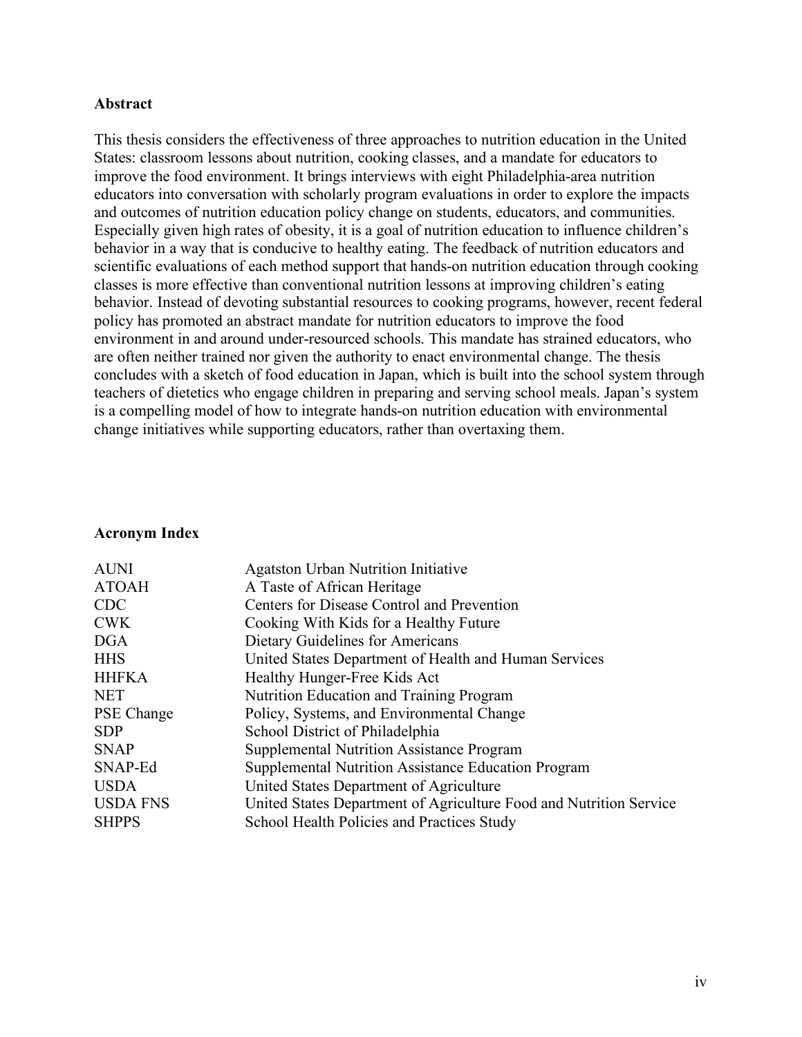## Abstract

This thesis considers the effectiveness of three approaches to nutrition education in the United States: classroom lessons about nutrition, cooking classes, and a mandate for educators to improve the food environment. It brings interviews with eight Philadelphia-area nutrition educators into conversation with scholarly program evaluations in order to explore the impacts and outcomes of nutrition education policy change on students, educators, and communities. Especially given high rates of obesity, it is a goal of nutrition education to influence children's behavior in a way that is conducive to healthy eating. The feedback of nutrition educators and scientific evaluations of each method support that hands-on nutrition education through cooking classes is more effective than conventional nutrition lessons at improving children's eating behavior. Instead of devoting substantial resources to cooking programs, however, recent federal policy has promoted an abstract mandate for nutrition educators to improve the food environment in and around under-resourced schools. This mandate has strained educators, who are often neither trained nor given the authority to enact environmental change. The thesis concludes with a sketch of food education in Japan, which is built into the school system through teachers of dietetics who engage children in preparing and serving school meals. Japan's system is a compelling model of how to integrate hands-on nutrition education with environmental change initiatives while supporting educators, rather than overtaxing them.

## Acronym Index

| | |
|---|---|
| AUNI | Agatston Urban Nutrition Initiative |
| ATOAH | A Taste of African Heritage |
| CDC | Centers for Disease Control and Prevention |
| CWK | Cooking With Kids for a Healthy Future |
| DGA | Dietary Guidelines for Americans |
| HHS | United States Department of Health and Human Services |
| HHFKA | Healthy Hunger-Free Kids Act |
| NET | Nutrition Education and Training Program |
| PSE Change | Policy, Systems, and Environmental Change |
| SDP | School District of Philadelphia |
| SNAP | Supplemental Nutrition Assistance Program |
| SNAP-Ed | Supplemental Nutrition Assistance Education Program |
| USDA | United States Department of Agriculture |
| USDA FNS | United States Department of Agriculture Food and Nutrition Service |
| SHPPS | School Health Policies and Practices Study |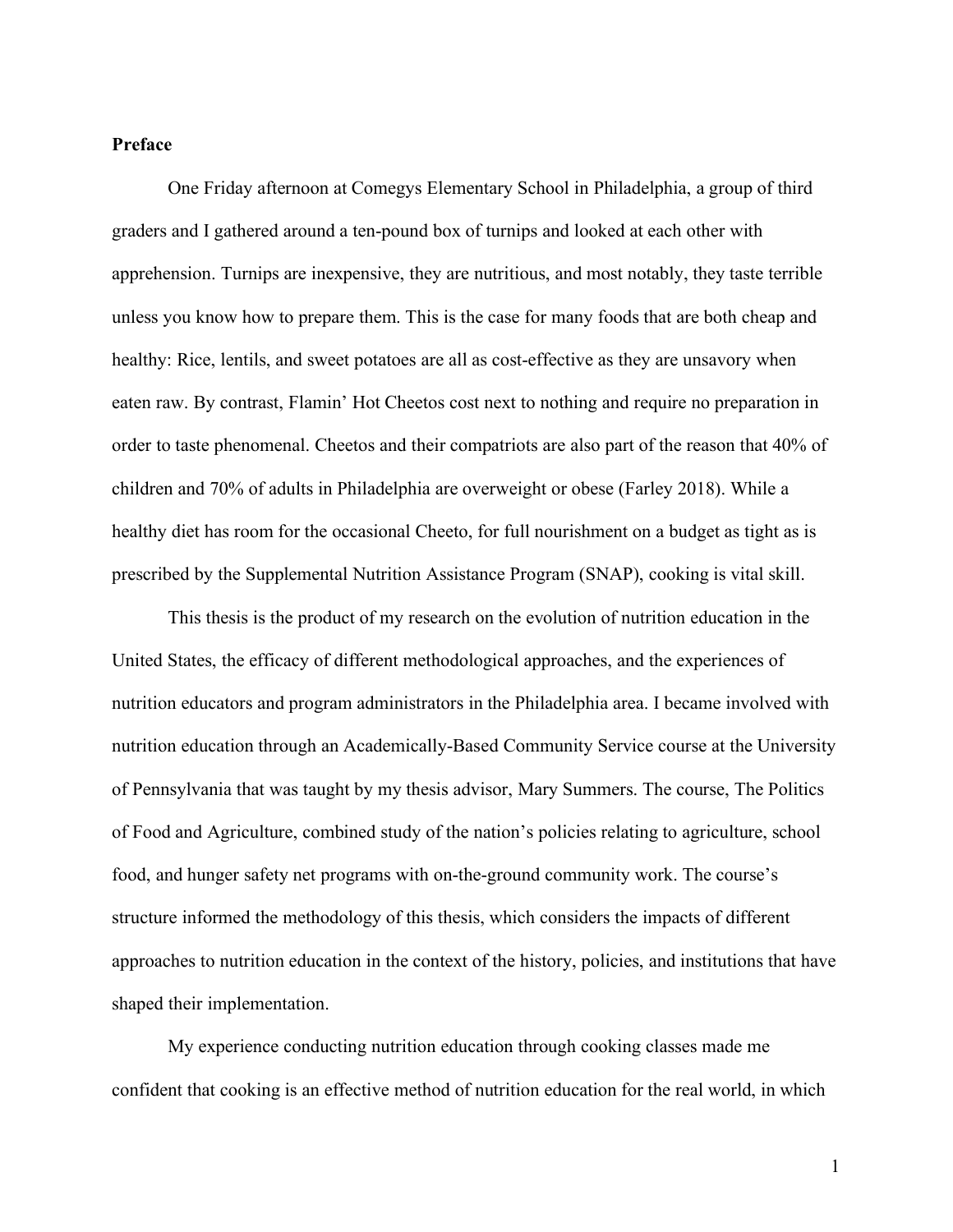**Preface**

One Friday afternoon at Comegys Elementary School in Philadelphia, a group of third graders and I gathered around a ten-pound box of turnips and looked at each other with apprehension. Turnips are inexpensive, they are nutritious, and most notably, they taste terrible unless you know how to prepare them. This is the case for many foods that are both cheap and healthy: Rice, lentils, and sweet potatoes are all as cost-effective as they are unsavory when eaten raw. By contrast, Flamin' Hot Cheetos cost next to nothing and require no preparation in order to taste phenomenal. Cheetos and their compatriots are also part of the reason that 40% of children and 70% of adults in Philadelphia are overweight or obese (Farley 2018). While a healthy diet has room for the occasional Cheeto, for full nourishment on a budget as tight as is prescribed by the Supplemental Nutrition Assistance Program (SNAP), cooking is vital skill.

This thesis is the product of my research on the evolution of nutrition education in the United States, the efficacy of different methodological approaches, and the experiences of nutrition educators and program administrators in the Philadelphia area. I became involved with nutrition education through an Academically-Based Community Service course at the University of Pennsylvania that was taught by my thesis advisor, Mary Summers. The course, The Politics of Food and Agriculture, combined study of the nation's policies relating to agriculture, school food, and hunger safety net programs with on-the-ground community work. The course's structure informed the methodology of this thesis, which considers the impacts of different approaches to nutrition education in the context of the history, policies, and institutions that have shaped their implementation.

My experience conducting nutrition education through cooking classes made me confident that cooking is an effective method of nutrition education for the real world, in which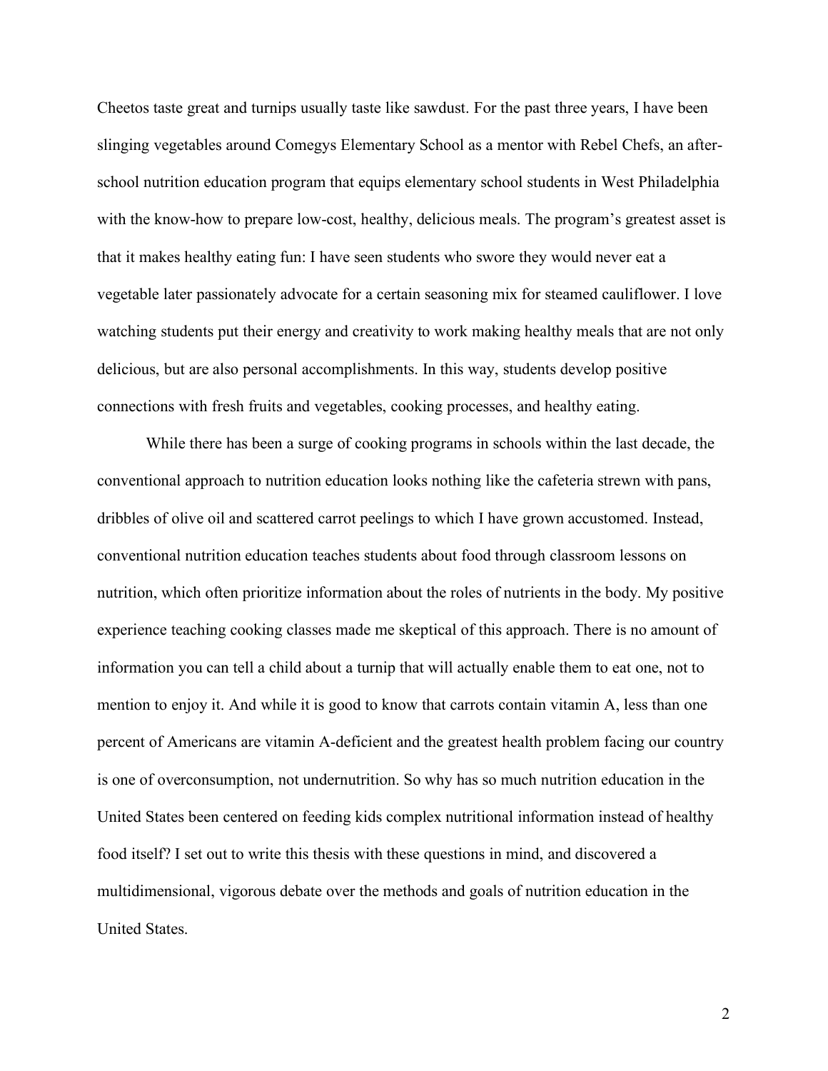Cheetos taste great and turnips usually taste like sawdust. For the past three years, I have been slinging vegetables around Comegys Elementary School as a mentor with Rebel Chefs, an after-school nutrition education program that equips elementary school students in West Philadelphia with the know-how to prepare low-cost, healthy, delicious meals. The program's greatest asset is that it makes healthy eating fun: I have seen students who swore they would never eat a vegetable later passionately advocate for a certain seasoning mix for steamed cauliflower. I love watching students put their energy and creativity to work making healthy meals that are not only delicious, but are also personal accomplishments. In this way, students develop positive connections with fresh fruits and vegetables, cooking processes, and healthy eating.

While there has been a surge of cooking programs in schools within the last decade, the conventional approach to nutrition education looks nothing like the cafeteria strewn with pans, dribbles of olive oil and scattered carrot peelings to which I have grown accustomed. Instead, conventional nutrition education teaches students about food through classroom lessons on nutrition, which often prioritize information about the roles of nutrients in the body. My positive experience teaching cooking classes made me skeptical of this approach. There is no amount of information you can tell a child about a turnip that will actually enable them to eat one, not to mention to enjoy it. And while it is good to know that carrots contain vitamin A, less than one percent of Americans are vitamin A-deficient and the greatest health problem facing our country is one of overconsumption, not undernutrition. So why has so much nutrition education in the United States been centered on feeding kids complex nutritional information instead of healthy food itself? I set out to write this thesis with these questions in mind, and discovered a multidimensional, vigorous debate over the methods and goals of nutrition education in the United States.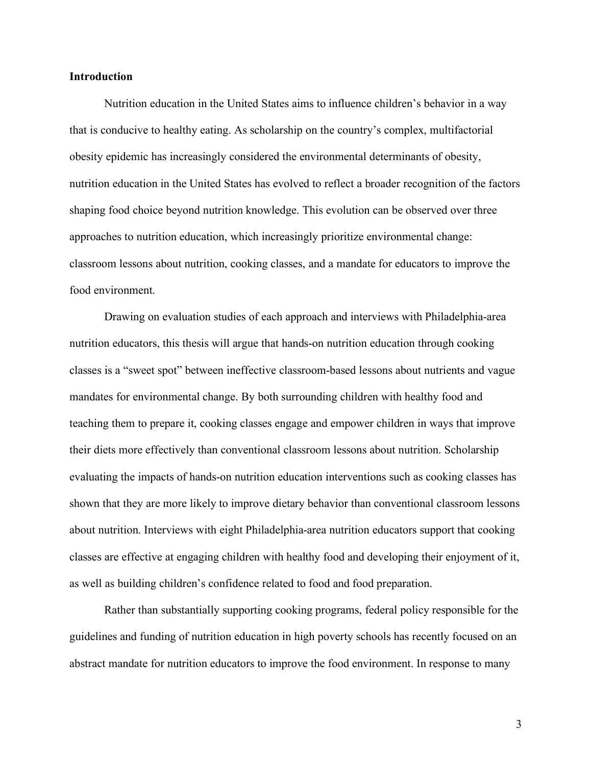## Introduction

Nutrition education in the United States aims to influence children's behavior in a way that is conducive to healthy eating. As scholarship on the country's complex, multifactorial obesity epidemic has increasingly considered the environmental determinants of obesity, nutrition education in the United States has evolved to reflect a broader recognition of the factors shaping food choice beyond nutrition knowledge. This evolution can be observed over three approaches to nutrition education, which increasingly prioritize environmental change: classroom lessons about nutrition, cooking classes, and a mandate for educators to improve the food environment.

Drawing on evaluation studies of each approach and interviews with Philadelphia-area nutrition educators, this thesis will argue that hands-on nutrition education through cooking classes is a "sweet spot" between ineffective classroom-based lessons about nutrients and vague mandates for environmental change. By both surrounding children with healthy food and teaching them to prepare it, cooking classes engage and empower children in ways that improve their diets more effectively than conventional classroom lessons about nutrition. Scholarship evaluating the impacts of hands-on nutrition education interventions such as cooking classes has shown that they are more likely to improve dietary behavior than conventional classroom lessons about nutrition. Interviews with eight Philadelphia-area nutrition educators support that cooking classes are effective at engaging children with healthy food and developing their enjoyment of it, as well as building children's confidence related to food and food preparation.

Rather than substantially supporting cooking programs, federal policy responsible for the guidelines and funding of nutrition education in high poverty schools has recently focused on an abstract mandate for nutrition educators to improve the food environment. In response to many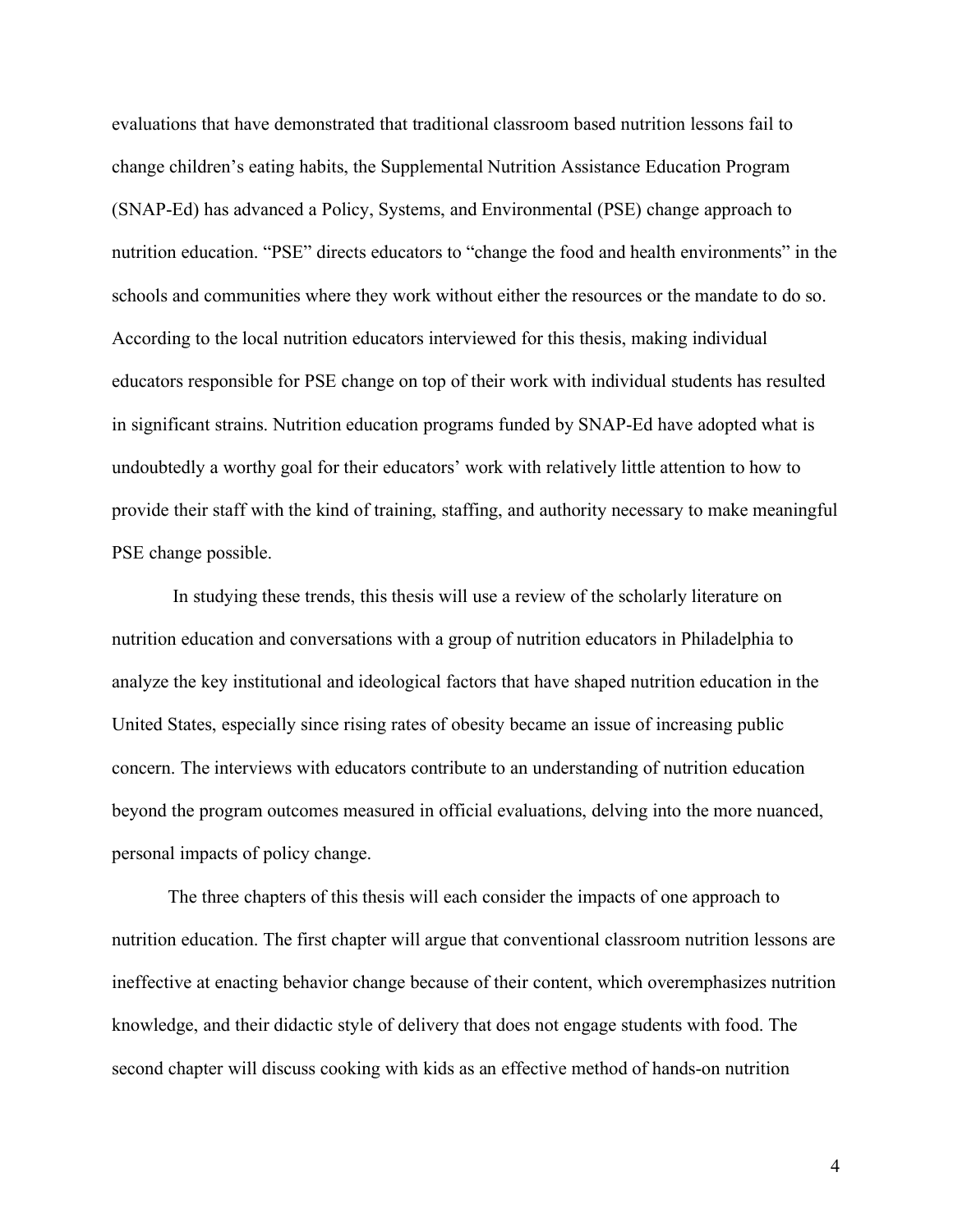evaluations that have demonstrated that traditional classroom based nutrition lessons fail to change children's eating habits, the Supplemental Nutrition Assistance Education Program (SNAP-Ed) has advanced a Policy, Systems, and Environmental (PSE) change approach to nutrition education. "PSE" directs educators to "change the food and health environments" in the schools and communities where they work without either the resources or the mandate to do so. According to the local nutrition educators interviewed for this thesis, making individual educators responsible for PSE change on top of their work with individual students has resulted in significant strains. Nutrition education programs funded by SNAP-Ed have adopted what is undoubtedly a worthy goal for their educators' work with relatively little attention to how to provide their staff with the kind of training, staffing, and authority necessary to make meaningful PSE change possible.

In studying these trends, this thesis will use a review of the scholarly literature on nutrition education and conversations with a group of nutrition educators in Philadelphia to analyze the key institutional and ideological factors that have shaped nutrition education in the United States, especially since rising rates of obesity became an issue of increasing public concern. The interviews with educators contribute to an understanding of nutrition education beyond the program outcomes measured in official evaluations, delving into the more nuanced, personal impacts of policy change.

The three chapters of this thesis will each consider the impacts of one approach to nutrition education. The first chapter will argue that conventional classroom nutrition lessons are ineffective at enacting behavior change because of their content, which overemphasizes nutrition knowledge, and their didactic style of delivery that does not engage students with food. The second chapter will discuss cooking with kids as an effective method of hands-on nutrition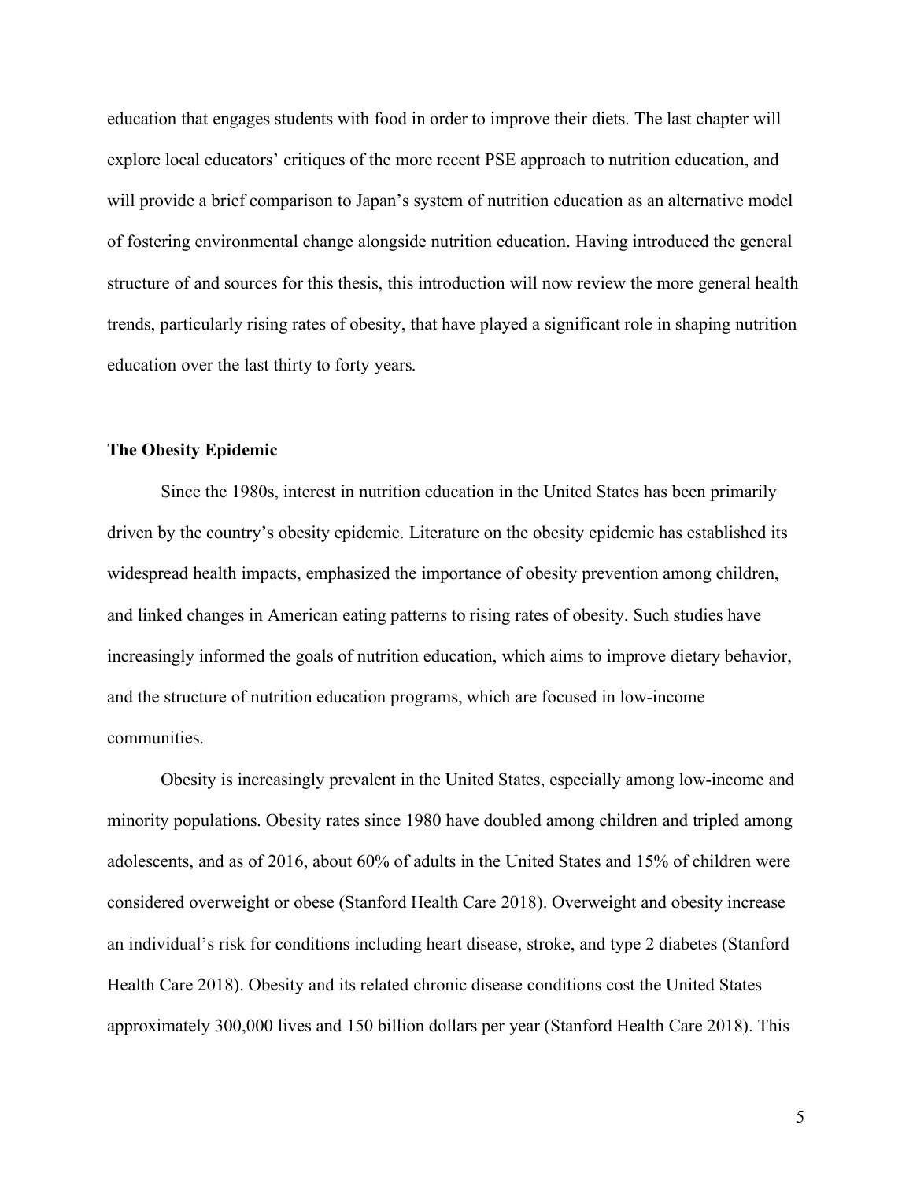education that engages students with food in order to improve their diets. The last chapter will explore local educators' critiques of the more recent PSE approach to nutrition education, and will provide a brief comparison to Japan's system of nutrition education as an alternative model of fostering environmental change alongside nutrition education. Having introduced the general structure of and sources for this thesis, this introduction will now review the more general health trends, particularly rising rates of obesity, that have played a significant role in shaping nutrition education over the last thirty to forty years.

### The Obesity Epidemic

Since the 1980s, interest in nutrition education in the United States has been primarily driven by the country's obesity epidemic. Literature on the obesity epidemic has established its widespread health impacts, emphasized the importance of obesity prevention among children, and linked changes in American eating patterns to rising rates of obesity. Such studies have increasingly informed the goals of nutrition education, which aims to improve dietary behavior, and the structure of nutrition education programs, which are focused in low-income communities.

Obesity is increasingly prevalent in the United States, especially among low-income and minority populations. Obesity rates since 1980 have doubled among children and tripled among adolescents, and as of 2016, about 60% of adults in the United States and 15% of children were considered overweight or obese (Stanford Health Care 2018). Overweight and obesity increase an individual's risk for conditions including heart disease, stroke, and type 2 diabetes (Stanford Health Care 2018). Obesity and its related chronic disease conditions cost the United States approximately 300,000 lives and 150 billion dollars per year (Stanford Health Care 2018). This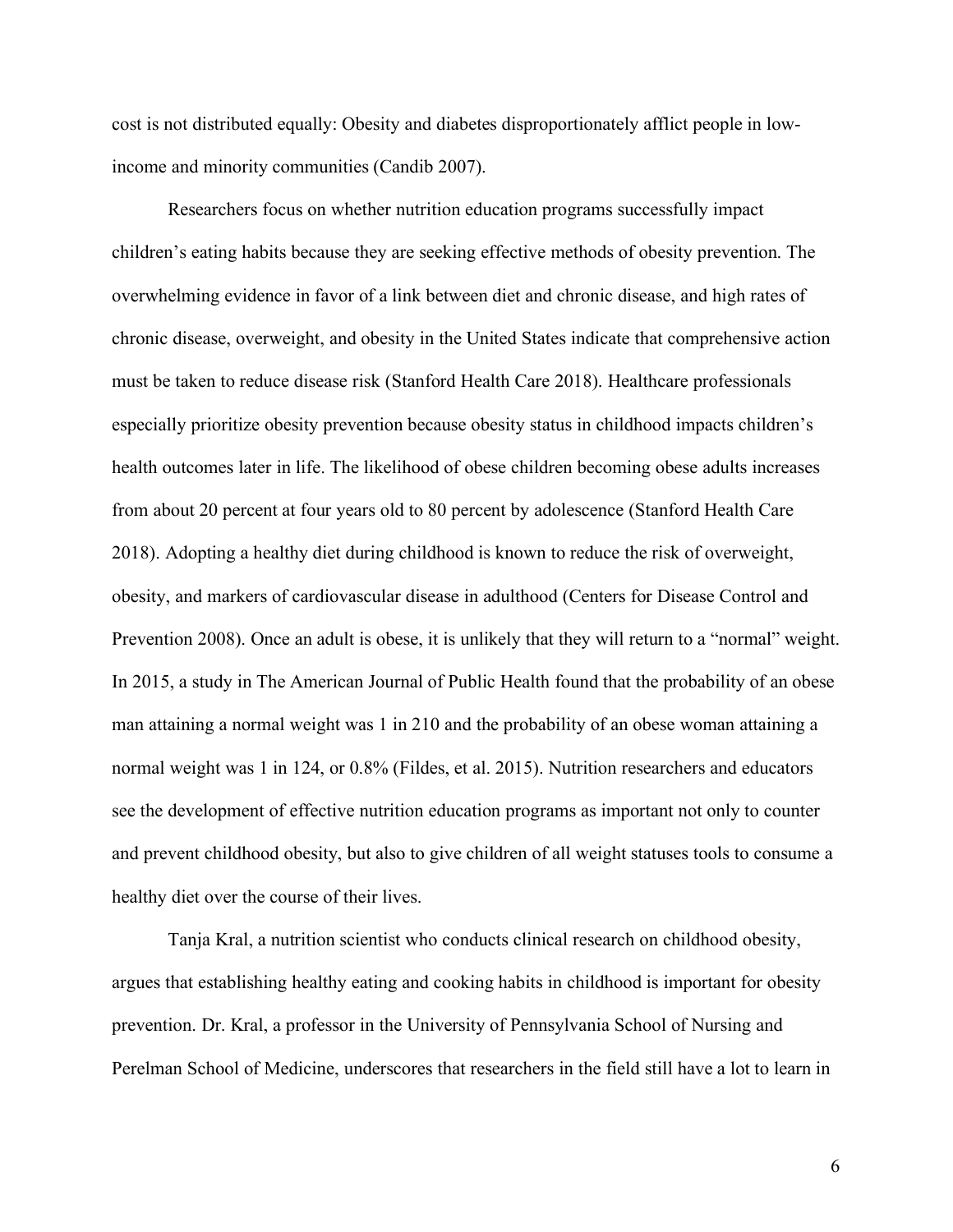cost is not distributed equally: Obesity and diabetes disproportionately afflict people in low-income and minority communities (Candib 2007).

Researchers focus on whether nutrition education programs successfully impact children's eating habits because they are seeking effective methods of obesity prevention. The overwhelming evidence in favor of a link between diet and chronic disease, and high rates of chronic disease, overweight, and obesity in the United States indicate that comprehensive action must be taken to reduce disease risk (Stanford Health Care 2018). Healthcare professionals especially prioritize obesity prevention because obesity status in childhood impacts children's health outcomes later in life. The likelihood of obese children becoming obese adults increases from about 20 percent at four years old to 80 percent by adolescence (Stanford Health Care 2018). Adopting a healthy diet during childhood is known to reduce the risk of overweight, obesity, and markers of cardiovascular disease in adulthood (Centers for Disease Control and Prevention 2008). Once an adult is obese, it is unlikely that they will return to a "normal" weight. In 2015, a study in The American Journal of Public Health found that the probability of an obese man attaining a normal weight was 1 in 210 and the probability of an obese woman attaining a normal weight was 1 in 124, or 0.8% (Fildes, et al. 2015). Nutrition researchers and educators see the development of effective nutrition education programs as important not only to counter and prevent childhood obesity, but also to give children of all weight statuses tools to consume a healthy diet over the course of their lives.

Tanja Kral, a nutrition scientist who conducts clinical research on childhood obesity, argues that establishing healthy eating and cooking habits in childhood is important for obesity prevention. Dr. Kral, a professor in the University of Pennsylvania School of Nursing and Perelman School of Medicine, underscores that researchers in the field still have a lot to learn in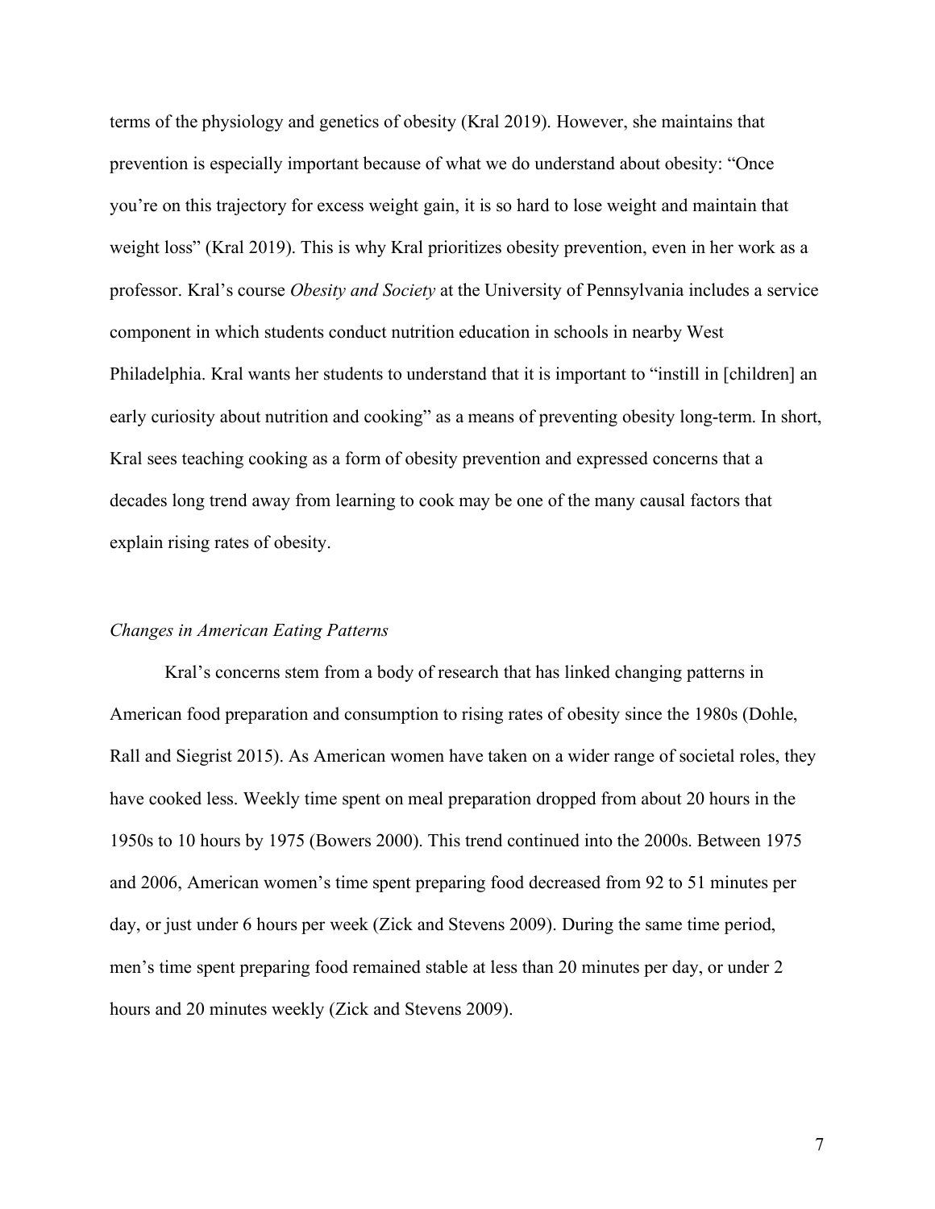terms of the physiology and genetics of obesity (Kral 2019). However, she maintains that prevention is especially important because of what we do understand about obesity: "Once you're on this trajectory for excess weight gain, it is so hard to lose weight and maintain that weight loss" (Kral 2019). This is why Kral prioritizes obesity prevention, even in her work as a professor. Kral's course *Obesity and Society* at the University of Pennsylvania includes a service component in which students conduct nutrition education in schools in nearby West Philadelphia. Kral wants her students to understand that it is important to "instill in [children] an early curiosity about nutrition and cooking" as a means of preventing obesity long-term. In short, Kral sees teaching cooking as a form of obesity prevention and expressed concerns that a decades long trend away from learning to cook may be one of the many causal factors that explain rising rates of obesity.

### *Changes in American Eating Patterns*

Kral's concerns stem from a body of research that has linked changing patterns in American food preparation and consumption to rising rates of obesity since the 1980s (Dohle, Rall and Siegrist 2015). As American women have taken on a wider range of societal roles, they have cooked less. Weekly time spent on meal preparation dropped from about 20 hours in the 1950s to 10 hours by 1975 (Bowers 2000). This trend continued into the 2000s. Between 1975 and 2006, American women's time spent preparing food decreased from 92 to 51 minutes per day, or just under 6 hours per week (Zick and Stevens 2009). During the same time period, men's time spent preparing food remained stable at less than 20 minutes per day, or under 2 hours and 20 minutes weekly (Zick and Stevens 2009).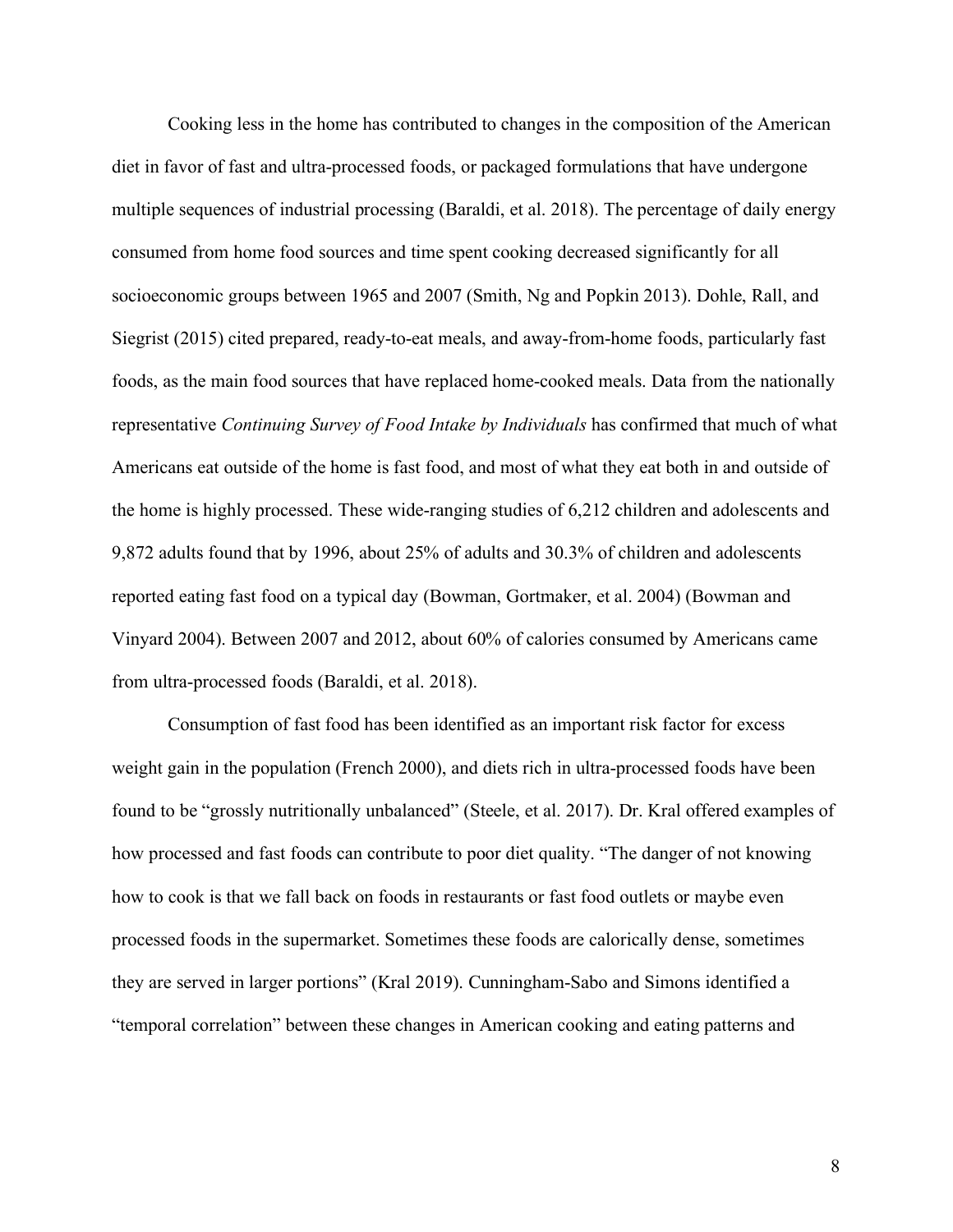Cooking less in the home has contributed to changes in the composition of the American diet in favor of fast and ultra-processed foods, or packaged formulations that have undergone multiple sequences of industrial processing (Baraldi, et al. 2018). The percentage of daily energy consumed from home food sources and time spent cooking decreased significantly for all socioeconomic groups between 1965 and 2007 (Smith, Ng and Popkin 2013). Dohle, Rall, and Siegrist (2015) cited prepared, ready-to-eat meals, and away-from-home foods, particularly fast foods, as the main food sources that have replaced home-cooked meals. Data from the nationally representative *Continuing Survey of Food Intake by Individuals* has confirmed that much of what Americans eat outside of the home is fast food, and most of what they eat both in and outside of the home is highly processed. These wide-ranging studies of 6,212 children and adolescents and 9,872 adults found that by 1996, about 25% of adults and 30.3% of children and adolescents reported eating fast food on a typical day (Bowman, Gortmaker, et al. 2004) (Bowman and Vinyard 2004). Between 2007 and 2012, about 60% of calories consumed by Americans came from ultra-processed foods (Baraldi, et al. 2018).

Consumption of fast food has been identified as an important risk factor for excess weight gain in the population (French 2000), and diets rich in ultra-processed foods have been found to be "grossly nutritionally unbalanced" (Steele, et al. 2017). Dr. Kral offered examples of how processed and fast foods can contribute to poor diet quality. "The danger of not knowing how to cook is that we fall back on foods in restaurants or fast food outlets or maybe even processed foods in the supermarket. Sometimes these foods are calorically dense, sometimes they are served in larger portions" (Kral 2019). Cunningham-Sabo and Simons identified a "temporal correlation" between these changes in American cooking and eating patterns and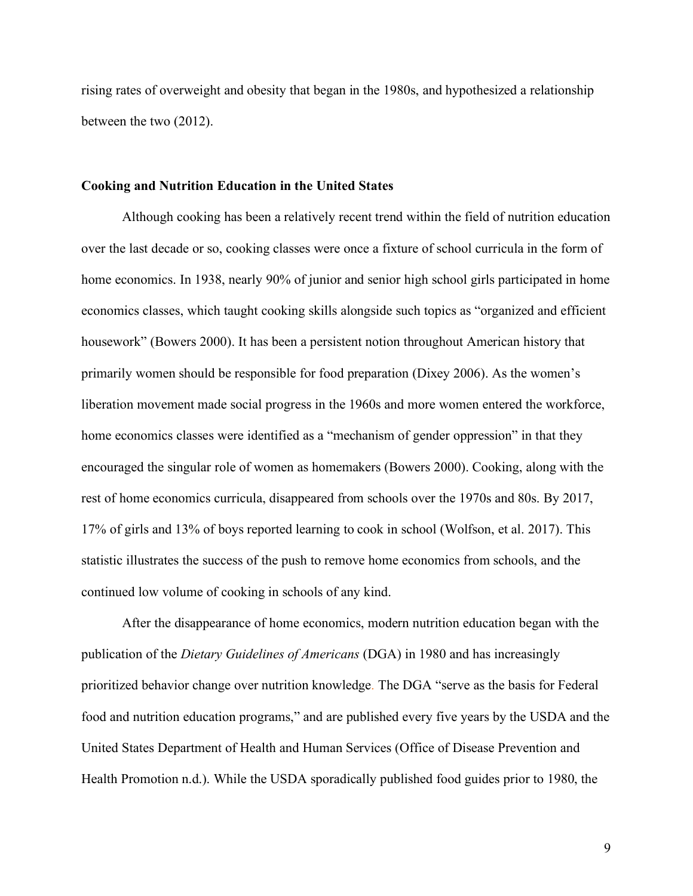rising rates of overweight and obesity that began in the 1980s, and hypothesized a relationship between the two (2012).

### Cooking and Nutrition Education in the United States

Although cooking has been a relatively recent trend within the field of nutrition education over the last decade or so, cooking classes were once a fixture of school curricula in the form of home economics. In 1938, nearly 90% of junior and senior high school girls participated in home economics classes, which taught cooking skills alongside such topics as "organized and efficient housework" (Bowers 2000). It has been a persistent notion throughout American history that primarily women should be responsible for food preparation (Dixey 2006). As the women's liberation movement made social progress in the 1960s and more women entered the workforce, home economics classes were identified as a "mechanism of gender oppression" in that they encouraged the singular role of women as homemakers (Bowers 2000). Cooking, along with the rest of home economics curricula, disappeared from schools over the 1970s and 80s. By 2017, 17% of girls and 13% of boys reported learning to cook in school (Wolfson, et al. 2017). This statistic illustrates the success of the push to remove home economics from schools, and the continued low volume of cooking in schools of any kind.

After the disappearance of home economics, modern nutrition education began with the publication of the *Dietary Guidelines of Americans* (DGA) in 1980 and has increasingly prioritized behavior change over nutrition knowledge. The DGA "serve as the basis for Federal food and nutrition education programs," and are published every five years by the USDA and the United States Department of Health and Human Services (Office of Disease Prevention and Health Promotion n.d.). While the USDA sporadically published food guides prior to 1980, the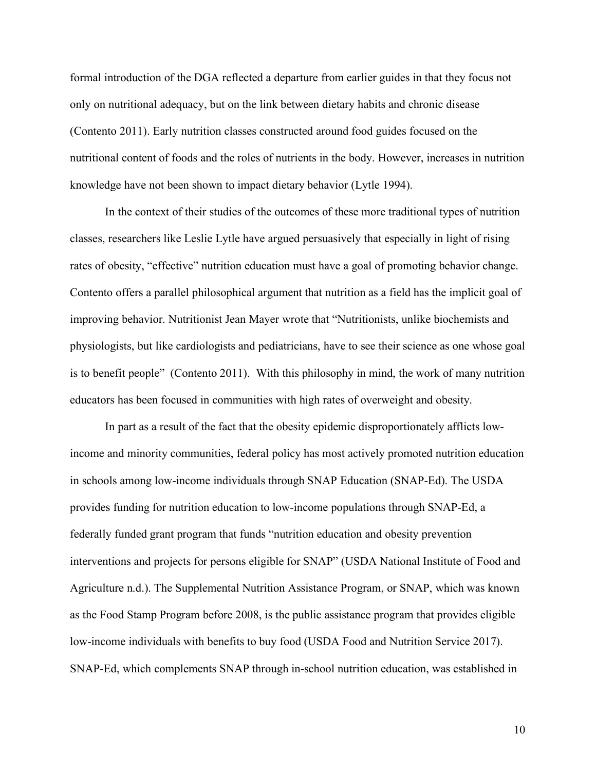formal introduction of the DGA reflected a departure from earlier guides in that they focus not only on nutritional adequacy, but on the link between dietary habits and chronic disease (Contento 2011). Early nutrition classes constructed around food guides focused on the nutritional content of foods and the roles of nutrients in the body. However, increases in nutrition knowledge have not been shown to impact dietary behavior (Lytle 1994).

In the context of their studies of the outcomes of these more traditional types of nutrition classes, researchers like Leslie Lytle have argued persuasively that especially in light of rising rates of obesity, "effective" nutrition education must have a goal of promoting behavior change. Contento offers a parallel philosophical argument that nutrition as a field has the implicit goal of improving behavior. Nutritionist Jean Mayer wrote that "Nutritionists, unlike biochemists and physiologists, but like cardiologists and pediatricians, have to see their science as one whose goal is to benefit people" (Contento 2011). With this philosophy in mind, the work of many nutrition educators has been focused in communities with high rates of overweight and obesity.

In part as a result of the fact that the obesity epidemic disproportionately afflicts low-income and minority communities, federal policy has most actively promoted nutrition education in schools among low-income individuals through SNAP Education (SNAP-Ed). The USDA provides funding for nutrition education to low-income populations through SNAP-Ed, a federally funded grant program that funds "nutrition education and obesity prevention interventions and projects for persons eligible for SNAP" (USDA National Institute of Food and Agriculture n.d.). The Supplemental Nutrition Assistance Program, or SNAP, which was known as the Food Stamp Program before 2008, is the public assistance program that provides eligible low-income individuals with benefits to buy food (USDA Food and Nutrition Service 2017). SNAP-Ed, which complements SNAP through in-school nutrition education, was established in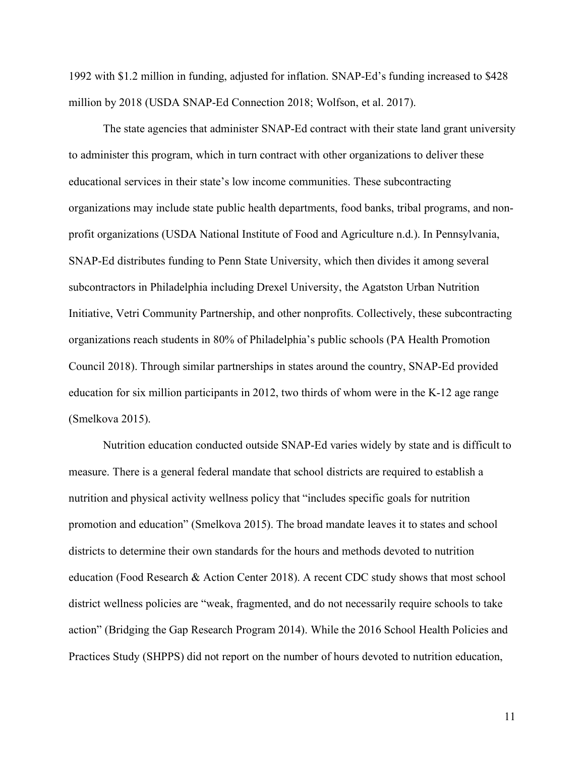1992 with $1.2 million in funding, adjusted for inflation. SNAP-Ed's funding increased to $428 million by 2018 (USDA SNAP-Ed Connection 2018; Wolfson, et al. 2017).

The state agencies that administer SNAP-Ed contract with their state land grant university to administer this program, which in turn contract with other organizations to deliver these educational services in their state's low income communities. These subcontracting organizations may include state public health departments, food banks, tribal programs, and non-profit organizations (USDA National Institute of Food and Agriculture n.d.). In Pennsylvania, SNAP-Ed distributes funding to Penn State University, which then divides it among several subcontractors in Philadelphia including Drexel University, the Agatston Urban Nutrition Initiative, Vetri Community Partnership, and other nonprofits. Collectively, these subcontracting organizations reach students in 80% of Philadelphia's public schools (PA Health Promotion Council 2018). Through similar partnerships in states around the country, SNAP-Ed provided education for six million participants in 2012, two thirds of whom were in the K-12 age range (Smelkova 2015).

Nutrition education conducted outside SNAP-Ed varies widely by state and is difficult to measure. There is a general federal mandate that school districts are required to establish a nutrition and physical activity wellness policy that "includes specific goals for nutrition promotion and education" (Smelkova 2015). The broad mandate leaves it to states and school districts to determine their own standards for the hours and methods devoted to nutrition education (Food Research & Action Center 2018). A recent CDC study shows that most school district wellness policies are "weak, fragmented, and do not necessarily require schools to take action" (Bridging the Gap Research Program 2014). While the 2016 School Health Policies and Practices Study (SHPPS) did not report on the number of hours devoted to nutrition education,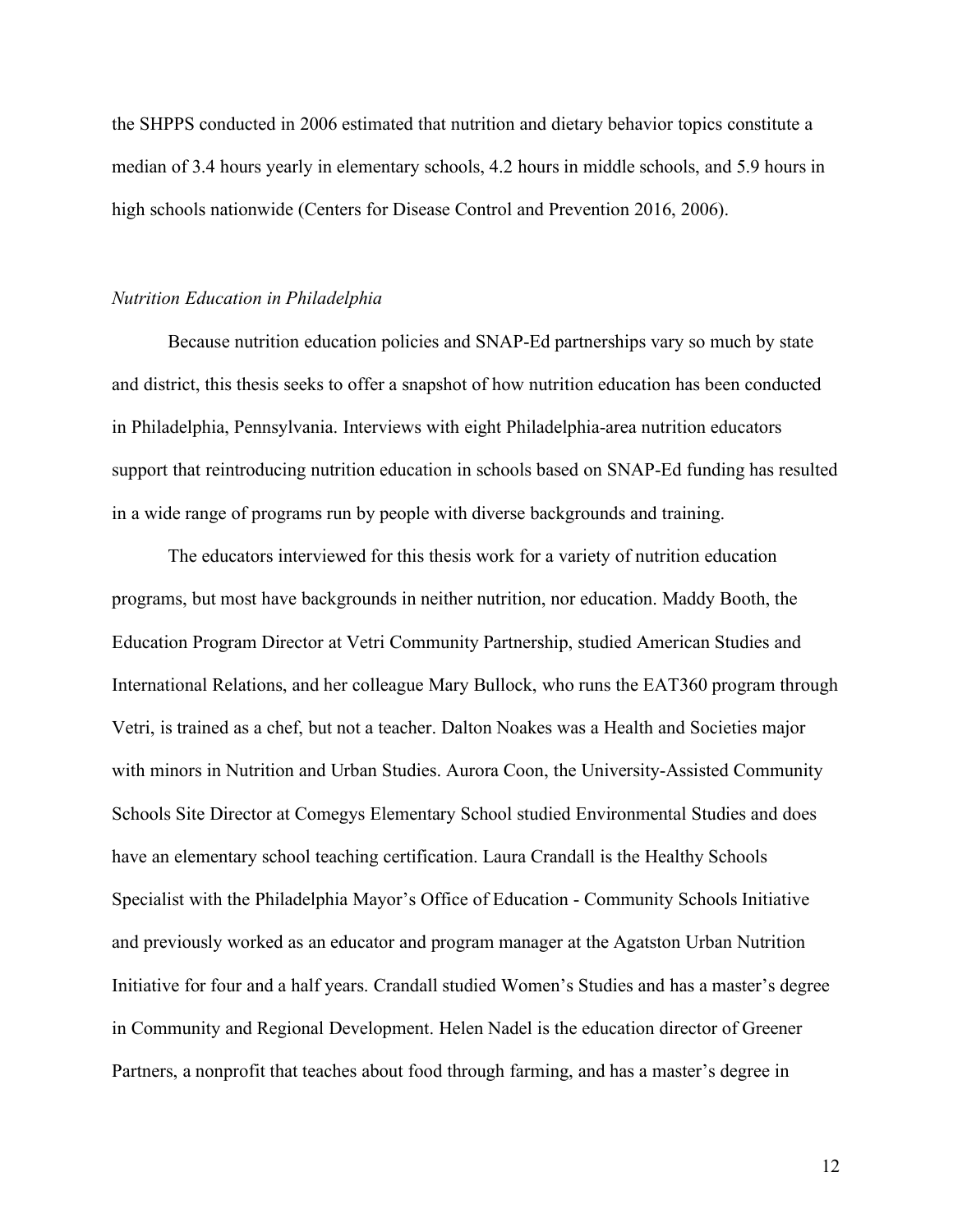the SHPPS conducted in 2006 estimated that nutrition and dietary behavior topics constitute a median of 3.4 hours yearly in elementary schools, 4.2 hours in middle schools, and 5.9 hours in high schools nationwide (Centers for Disease Control and Prevention 2016, 2006).

### *Nutrition Education in Philadelphia*

Because nutrition education policies and SNAP-Ed partnerships vary so much by state and district, this thesis seeks to offer a snapshot of how nutrition education has been conducted in Philadelphia, Pennsylvania. Interviews with eight Philadelphia-area nutrition educators support that reintroducing nutrition education in schools based on SNAP-Ed funding has resulted in a wide range of programs run by people with diverse backgrounds and training.

The educators interviewed for this thesis work for a variety of nutrition education programs, but most have backgrounds in neither nutrition, nor education. Maddy Booth, the Education Program Director at Vetri Community Partnership, studied American Studies and International Relations, and her colleague Mary Bullock, who runs the EAT360 program through Vetri, is trained as a chef, but not a teacher. Dalton Noakes was a Health and Societies major with minors in Nutrition and Urban Studies. Aurora Coon, the University-Assisted Community Schools Site Director at Comegys Elementary School studied Environmental Studies and does have an elementary school teaching certification. Laura Crandall is the Healthy Schools Specialist with the Philadelphia Mayor's Office of Education - Community Schools Initiative and previously worked as an educator and program manager at the Agatston Urban Nutrition Initiative for four and a half years. Crandall studied Women's Studies and has a master's degree in Community and Regional Development. Helen Nadel is the education director of Greener Partners, a nonprofit that teaches about food through farming, and has a master's degree in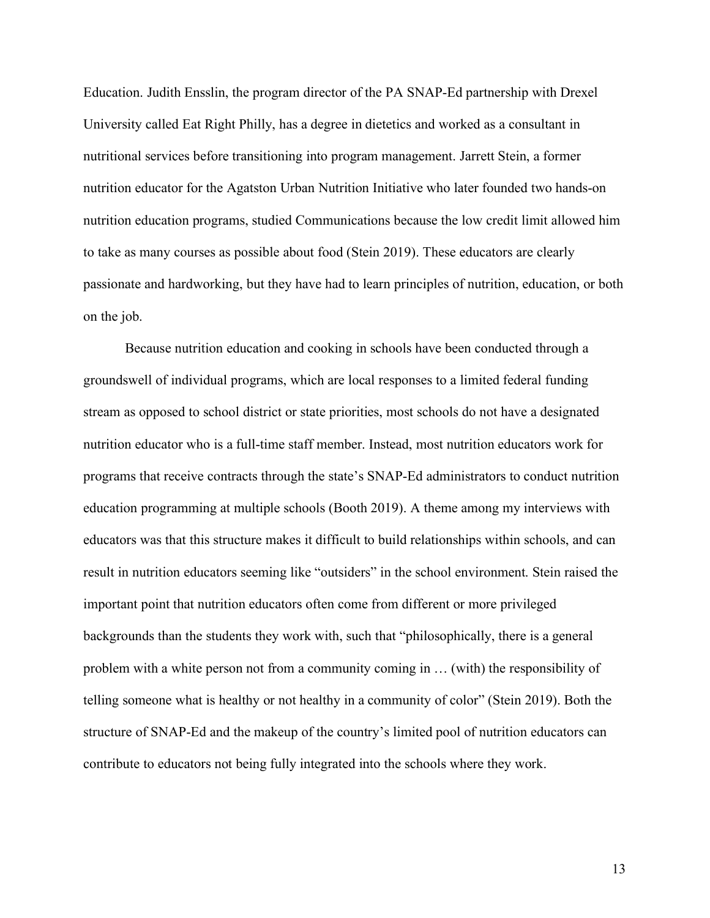Education. Judith Ensslin, the program director of the PA SNAP-Ed partnership with Drexel University called Eat Right Philly, has a degree in dietetics and worked as a consultant in nutritional services before transitioning into program management. Jarrett Stein, a former nutrition educator for the Agatston Urban Nutrition Initiative who later founded two hands-on nutrition education programs, studied Communications because the low credit limit allowed him to take as many courses as possible about food (Stein 2019). These educators are clearly passionate and hardworking, but they have had to learn principles of nutrition, education, or both on the job.

Because nutrition education and cooking in schools have been conducted through a groundswell of individual programs, which are local responses to a limited federal funding stream as opposed to school district or state priorities, most schools do not have a designated nutrition educator who is a full-time staff member. Instead, most nutrition educators work for programs that receive contracts through the state's SNAP-Ed administrators to conduct nutrition education programming at multiple schools (Booth 2019). A theme among my interviews with educators was that this structure makes it difficult to build relationships within schools, and can result in nutrition educators seeming like "outsiders" in the school environment. Stein raised the important point that nutrition educators often come from different or more privileged backgrounds than the students they work with, such that "philosophically, there is a general problem with a white person not from a community coming in … (with) the responsibility of telling someone what is healthy or not healthy in a community of color" (Stein 2019). Both the structure of SNAP-Ed and the makeup of the country's limited pool of nutrition educators can contribute to educators not being fully integrated into the schools where they work.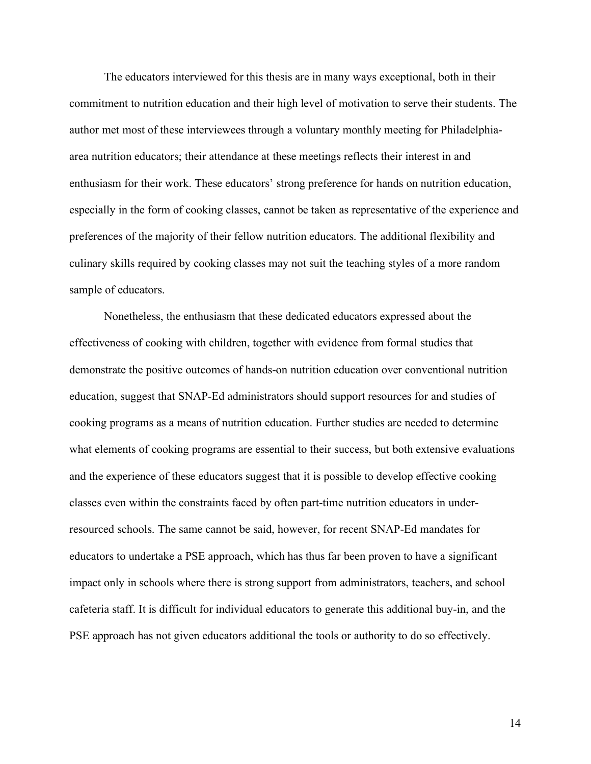The educators interviewed for this thesis are in many ways exceptional, both in their commitment to nutrition education and their high level of motivation to serve their students. The author met most of these interviewees through a voluntary monthly meeting for Philadelphia-area nutrition educators; their attendance at these meetings reflects their interest in and enthusiasm for their work. These educators' strong preference for hands on nutrition education, especially in the form of cooking classes, cannot be taken as representative of the experience and preferences of the majority of their fellow nutrition educators. The additional flexibility and culinary skills required by cooking classes may not suit the teaching styles of a more random sample of educators.

Nonetheless, the enthusiasm that these dedicated educators expressed about the effectiveness of cooking with children, together with evidence from formal studies that demonstrate the positive outcomes of hands-on nutrition education over conventional nutrition education, suggest that SNAP-Ed administrators should support resources for and studies of cooking programs as a means of nutrition education. Further studies are needed to determine what elements of cooking programs are essential to their success, but both extensive evaluations and the experience of these educators suggest that it is possible to develop effective cooking classes even within the constraints faced by often part-time nutrition educators in under-resourced schools. The same cannot be said, however, for recent SNAP-Ed mandates for educators to undertake a PSE approach, which has thus far been proven to have a significant impact only in schools where there is strong support from administrators, teachers, and school cafeteria staff. It is difficult for individual educators to generate this additional buy-in, and the PSE approach has not given educators additional the tools or authority to do so effectively.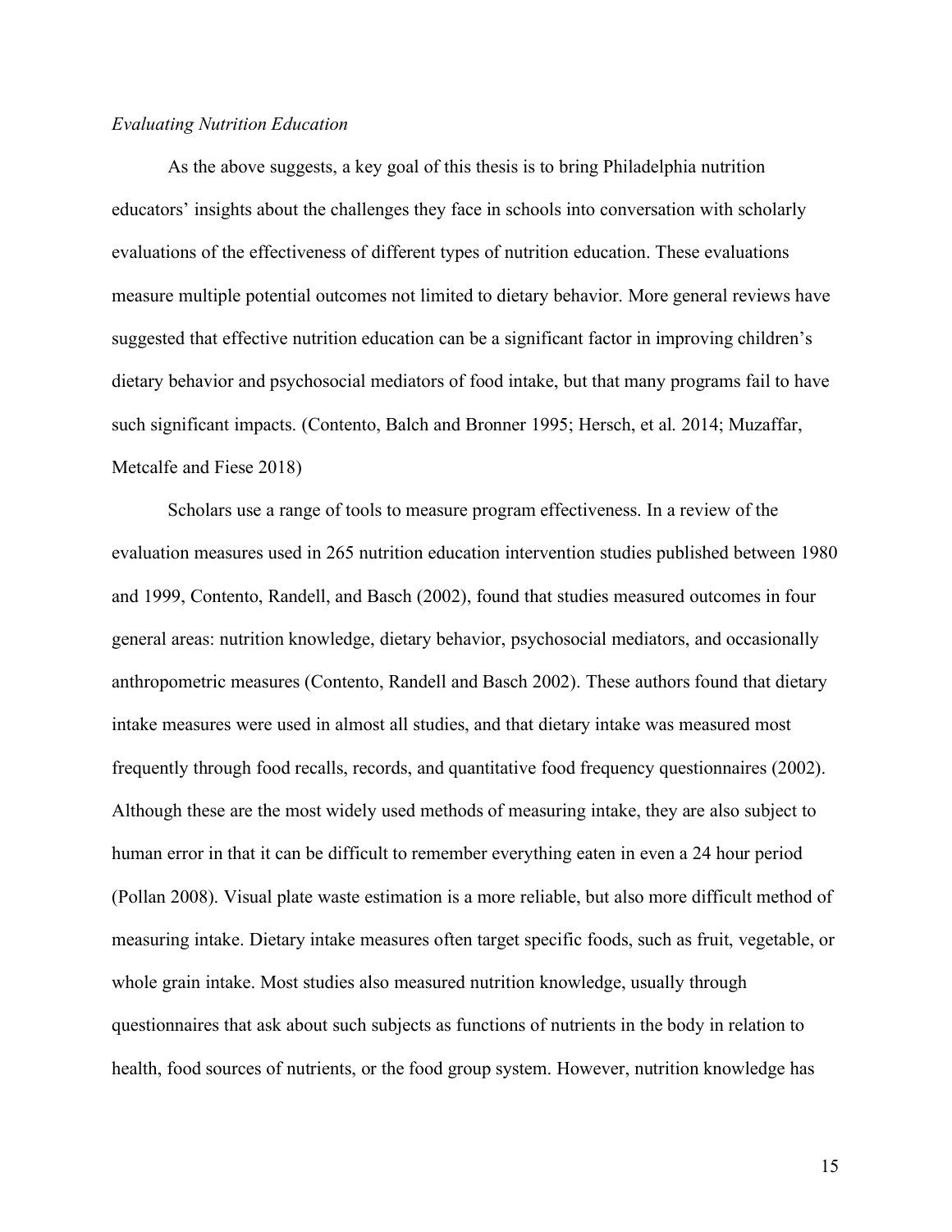*Evaluating Nutrition Education*

As the above suggests, a key goal of this thesis is to bring Philadelphia nutrition educators' insights about the challenges they face in schools into conversation with scholarly evaluations of the effectiveness of different types of nutrition education. These evaluations measure multiple potential outcomes not limited to dietary behavior. More general reviews have suggested that effective nutrition education can be a significant factor in improving children's dietary behavior and psychosocial mediators of food intake, but that many programs fail to have such significant impacts. (Contento, Balch and Bronner 1995; Hersch, et al. 2014; Muzaffar, Metcalfe and Fiese 2018)

Scholars use a range of tools to measure program effectiveness. In a review of the evaluation measures used in 265 nutrition education intervention studies published between 1980 and 1999, Contento, Randell, and Basch (2002), found that studies measured outcomes in four general areas: nutrition knowledge, dietary behavior, psychosocial mediators, and occasionally anthropometric measures (Contento, Randell and Basch 2002). These authors found that dietary intake measures were used in almost all studies, and that dietary intake was measured most frequently through food recalls, records, and quantitative food frequency questionnaires (2002). Although these are the most widely used methods of measuring intake, they are also subject to human error in that it can be difficult to remember everything eaten in even a 24 hour period (Pollan 2008). Visual plate waste estimation is a more reliable, but also more difficult method of measuring intake. Dietary intake measures often target specific foods, such as fruit, vegetable, or whole grain intake. Most studies also measured nutrition knowledge, usually through questionnaires that ask about such subjects as functions of nutrients in the body in relation to health, food sources of nutrients, or the food group system. However, nutrition knowledge has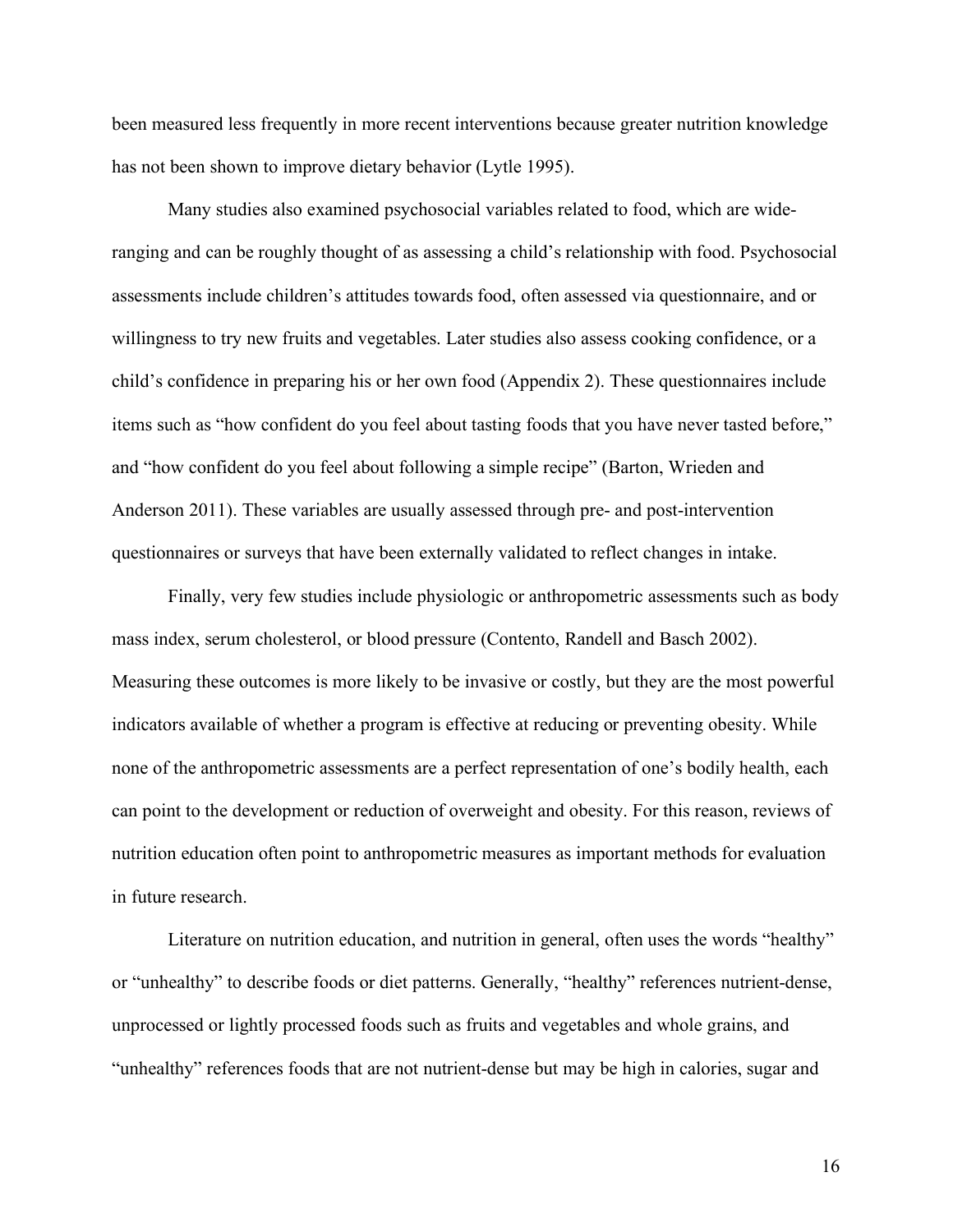been measured less frequently in more recent interventions because greater nutrition knowledge has not been shown to improve dietary behavior (Lytle 1995).

Many studies also examined psychosocial variables related to food, which are wide-ranging and can be roughly thought of as assessing a child's relationship with food. Psychosocial assessments include children's attitudes towards food, often assessed via questionnaire, and or willingness to try new fruits and vegetables. Later studies also assess cooking confidence, or a child's confidence in preparing his or her own food (Appendix 2). These questionnaires include items such as "how confident do you feel about tasting foods that you have never tasted before," and "how confident do you feel about following a simple recipe" (Barton, Wrieden and Anderson 2011). These variables are usually assessed through pre- and post-intervention questionnaires or surveys that have been externally validated to reflect changes in intake.

Finally, very few studies include physiologic or anthropometric assessments such as body mass index, serum cholesterol, or blood pressure (Contento, Randell and Basch 2002). Measuring these outcomes is more likely to be invasive or costly, but they are the most powerful indicators available of whether a program is effective at reducing or preventing obesity. While none of the anthropometric assessments are a perfect representation of one's bodily health, each can point to the development or reduction of overweight and obesity. For this reason, reviews of nutrition education often point to anthropometric measures as important methods for evaluation in future research.

Literature on nutrition education, and nutrition in general, often uses the words "healthy" or "unhealthy" to describe foods or diet patterns. Generally, "healthy" references nutrient-dense, unprocessed or lightly processed foods such as fruits and vegetables and whole grains, and "unhealthy" references foods that are not nutrient-dense but may be high in calories, sugar and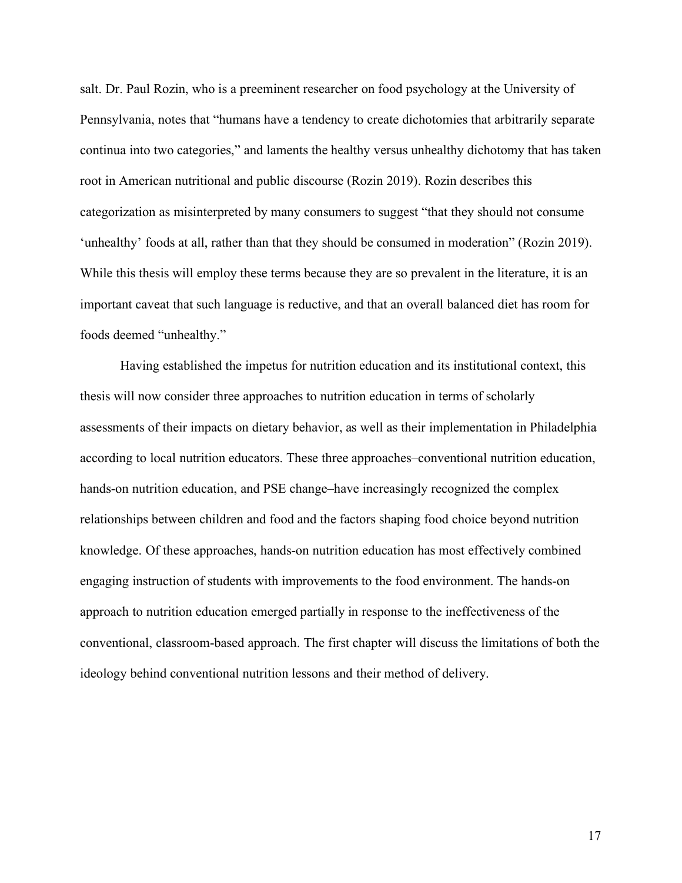salt. Dr. Paul Rozin, who is a preeminent researcher on food psychology at the University of Pennsylvania, notes that "humans have a tendency to create dichotomies that arbitrarily separate continua into two categories," and laments the healthy versus unhealthy dichotomy that has taken root in American nutritional and public discourse (Rozin 2019). Rozin describes this categorization as misinterpreted by many consumers to suggest "that they should not consume 'unhealthy' foods at all, rather than that they should be consumed in moderation" (Rozin 2019). While this thesis will employ these terms because they are so prevalent in the literature, it is an important caveat that such language is reductive, and that an overall balanced diet has room for foods deemed "unhealthy."

Having established the impetus for nutrition education and its institutional context, this thesis will now consider three approaches to nutrition education in terms of scholarly assessments of their impacts on dietary behavior, as well as their implementation in Philadelphia according to local nutrition educators. These three approaches–conventional nutrition education, hands-on nutrition education, and PSE change–have increasingly recognized the complex relationships between children and food and the factors shaping food choice beyond nutrition knowledge. Of these approaches, hands-on nutrition education has most effectively combined engaging instruction of students with improvements to the food environment. The hands-on approach to nutrition education emerged partially in response to the ineffectiveness of the conventional, classroom-based approach. The first chapter will discuss the limitations of both the ideology behind conventional nutrition lessons and their method of delivery.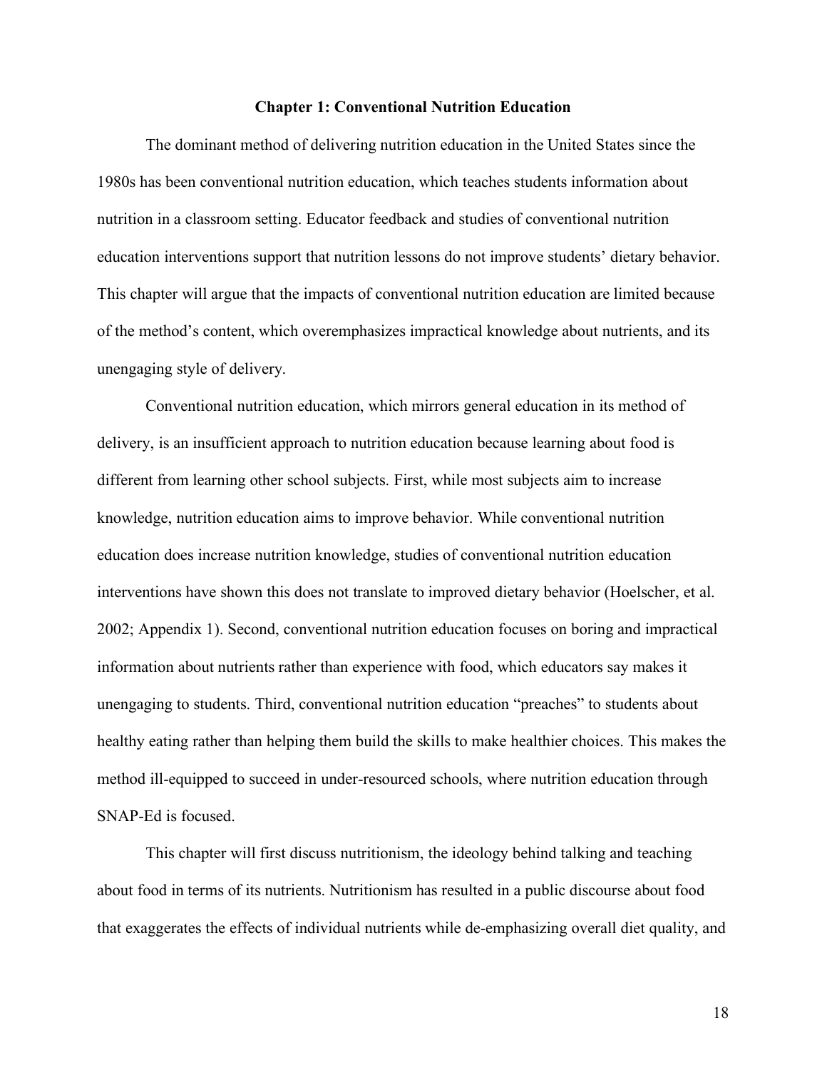# Chapter 1: Conventional Nutrition Education

The dominant method of delivering nutrition education in the United States since the 1980s has been conventional nutrition education, which teaches students information about nutrition in a classroom setting. Educator feedback and studies of conventional nutrition education interventions support that nutrition lessons do not improve students' dietary behavior. This chapter will argue that the impacts of conventional nutrition education are limited because of the method's content, which overemphasizes impractical knowledge about nutrients, and its unengaging style of delivery.

Conventional nutrition education, which mirrors general education in its method of delivery, is an insufficient approach to nutrition education because learning about food is different from learning other school subjects. First, while most subjects aim to increase knowledge, nutrition education aims to improve behavior. While conventional nutrition education does increase nutrition knowledge, studies of conventional nutrition education interventions have shown this does not translate to improved dietary behavior (Hoelscher, et al. 2002; Appendix 1). Second, conventional nutrition education focuses on boring and impractical information about nutrients rather than experience with food, which educators say makes it unengaging to students. Third, conventional nutrition education "preaches" to students about healthy eating rather than helping them build the skills to make healthier choices. This makes the method ill-equipped to succeed in under-resourced schools, where nutrition education through SNAP-Ed is focused.

This chapter will first discuss nutritionism, the ideology behind talking and teaching about food in terms of its nutrients. Nutritionism has resulted in a public discourse about food that exaggerates the effects of individual nutrients while de-emphasizing overall diet quality, and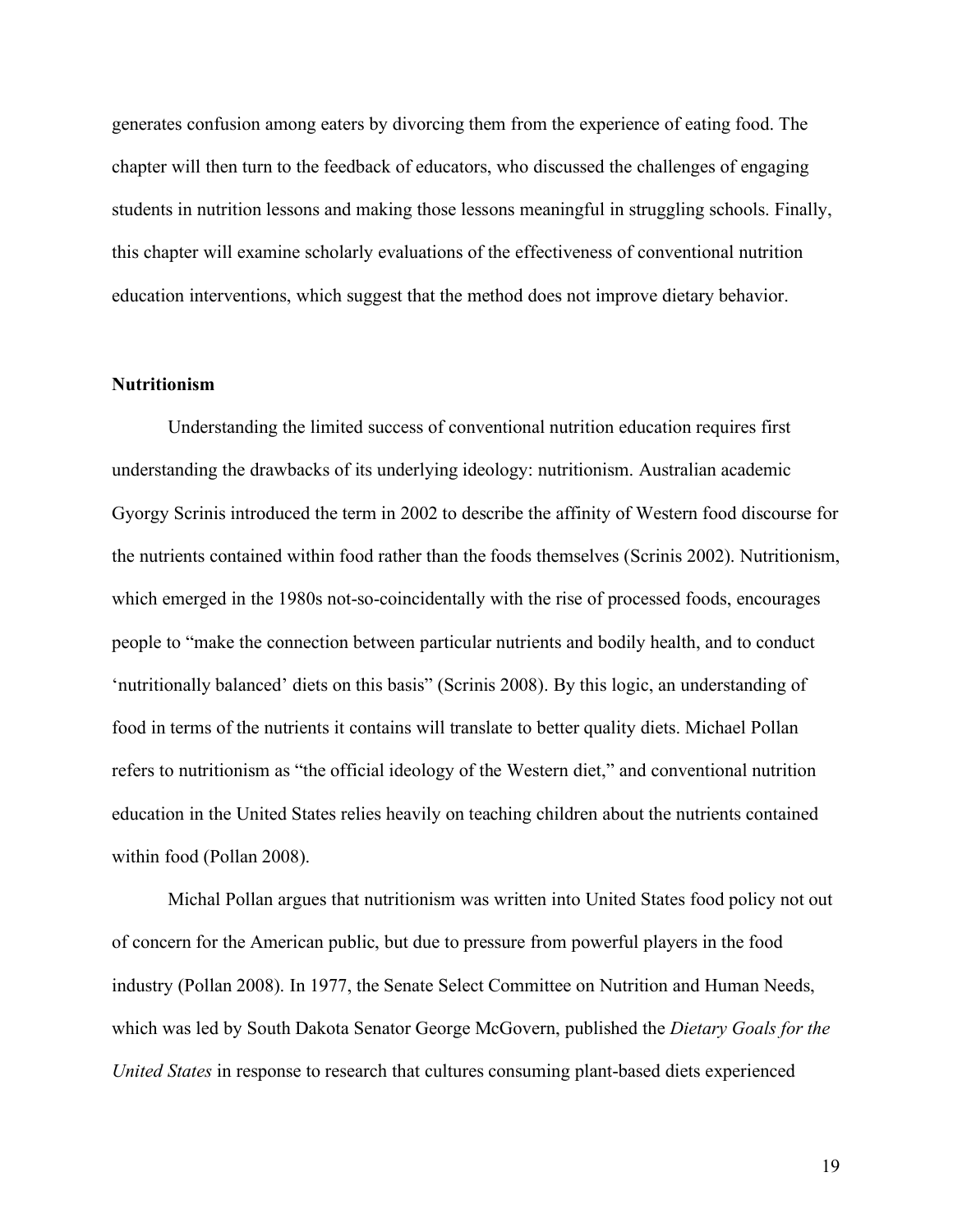generates confusion among eaters by divorcing them from the experience of eating food. The chapter will then turn to the feedback of educators, who discussed the challenges of engaging students in nutrition lessons and making those lessons meaningful in struggling schools. Finally, this chapter will examine scholarly evaluations of the effectiveness of conventional nutrition education interventions, which suggest that the method does not improve dietary behavior.

**Nutritionism**

Understanding the limited success of conventional nutrition education requires first understanding the drawbacks of its underlying ideology: nutritionism. Australian academic Gyorgy Scrinis introduced the term in 2002 to describe the affinity of Western food discourse for the nutrients contained within food rather than the foods themselves (Scrinis 2002). Nutritionism, which emerged in the 1980s not-so-coincidentally with the rise of processed foods, encourages people to "make the connection between particular nutrients and bodily health, and to conduct 'nutritionally balanced' diets on this basis" (Scrinis 2008). By this logic, an understanding of food in terms of the nutrients it contains will translate to better quality diets. Michael Pollan refers to nutritionism as "the official ideology of the Western diet," and conventional nutrition education in the United States relies heavily on teaching children about the nutrients contained within food (Pollan 2008).

Michal Pollan argues that nutritionism was written into United States food policy not out of concern for the American public, but due to pressure from powerful players in the food industry (Pollan 2008). In 1977, the Senate Select Committee on Nutrition and Human Needs, which was led by South Dakota Senator George McGovern, published the *Dietary Goals for the United States* in response to research that cultures consuming plant-based diets experienced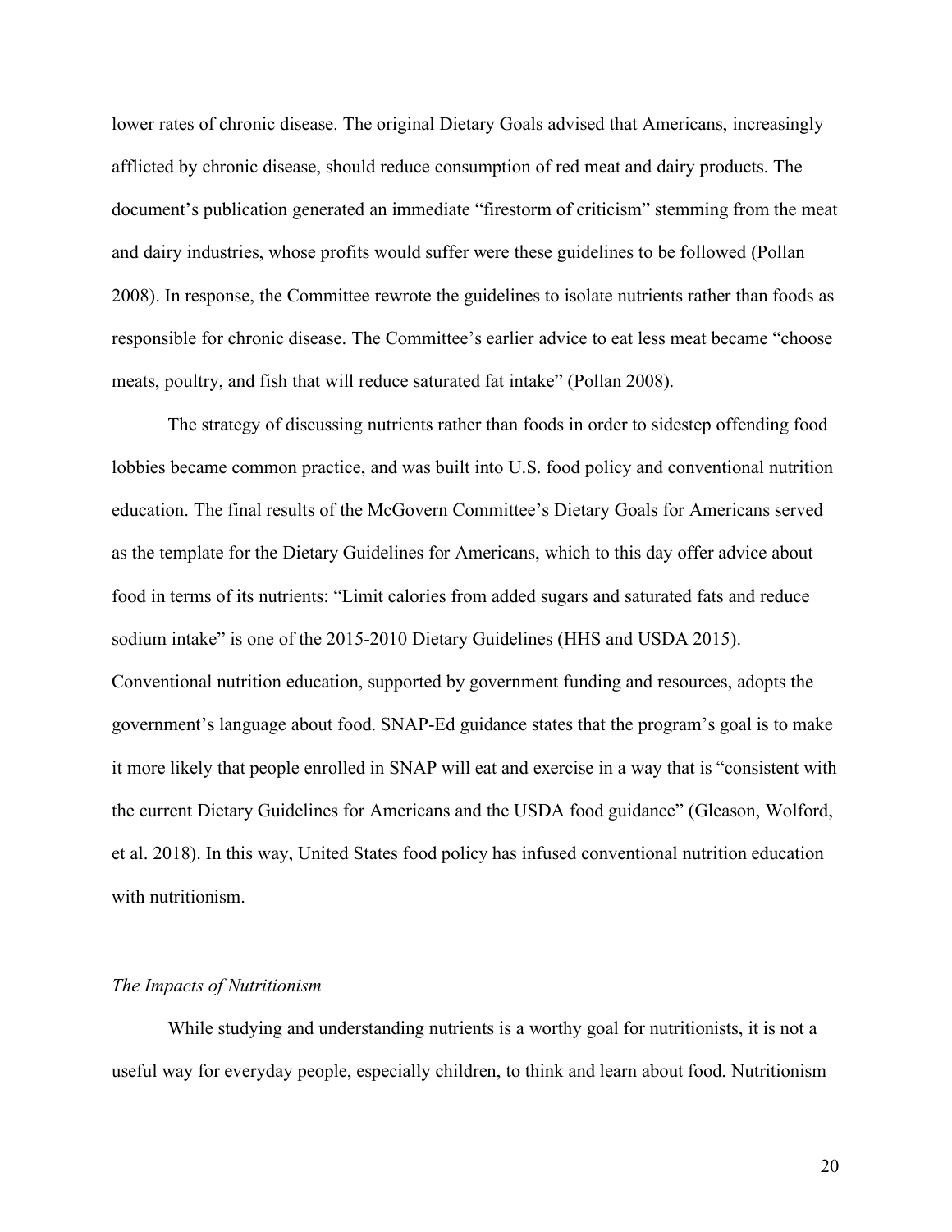lower rates of chronic disease. The original Dietary Goals advised that Americans, increasingly afflicted by chronic disease, should reduce consumption of red meat and dairy products. The document's publication generated an immediate "firestorm of criticism" stemming from the meat and dairy industries, whose profits would suffer were these guidelines to be followed (Pollan 2008). In response, the Committee rewrote the guidelines to isolate nutrients rather than foods as responsible for chronic disease. The Committee's earlier advice to eat less meat became "choose meats, poultry, and fish that will reduce saturated fat intake" (Pollan 2008).

The strategy of discussing nutrients rather than foods in order to sidestep offending food lobbies became common practice, and was built into U.S. food policy and conventional nutrition education. The final results of the McGovern Committee's Dietary Goals for Americans served as the template for the Dietary Guidelines for Americans, which to this day offer advice about food in terms of its nutrients: "Limit calories from added sugars and saturated fats and reduce sodium intake" is one of the 2015-2010 Dietary Guidelines (HHS and USDA 2015). Conventional nutrition education, supported by government funding and resources, adopts the government's language about food. SNAP-Ed guidance states that the program's goal is to make it more likely that people enrolled in SNAP will eat and exercise in a way that is "consistent with the current Dietary Guidelines for Americans and the USDA food guidance" (Gleason, Wolford, et al. 2018). In this way, United States food policy has infused conventional nutrition education with nutritionism.

*The Impacts of Nutritionism*

While studying and understanding nutrients is a worthy goal for nutritionists, it is not a useful way for everyday people, especially children, to think and learn about food. Nutritionism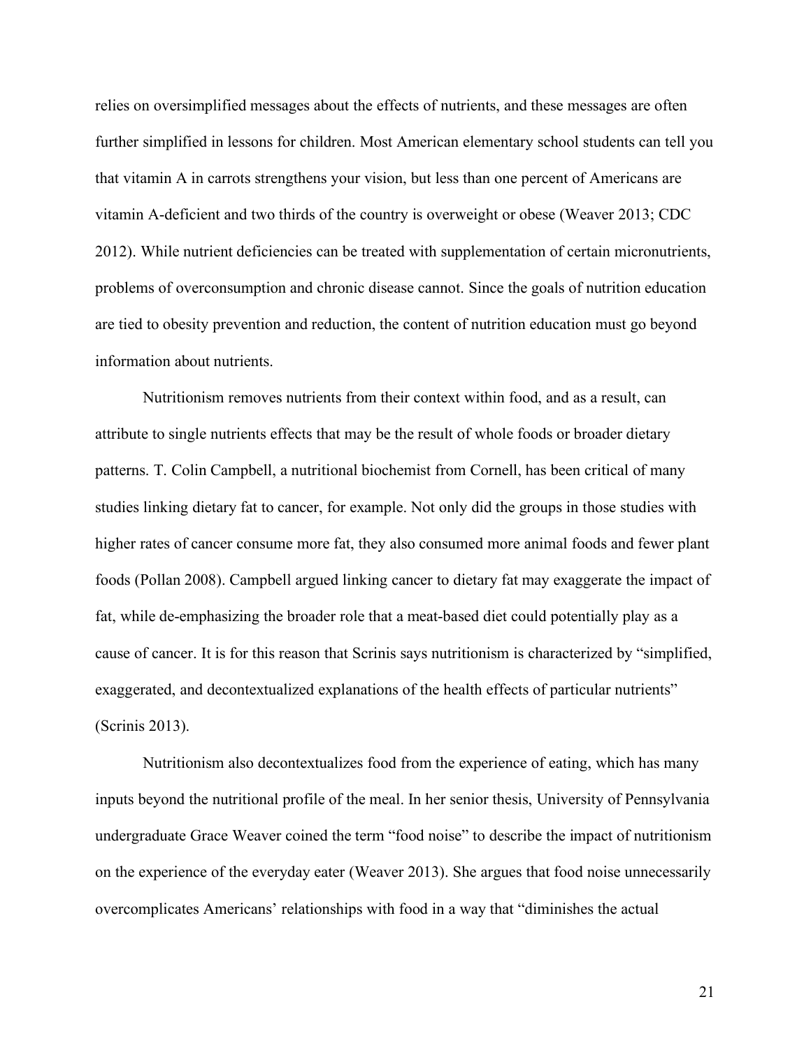relies on oversimplified messages about the effects of nutrients, and these messages are often further simplified in lessons for children. Most American elementary school students can tell you that vitamin A in carrots strengthens your vision, but less than one percent of Americans are vitamin A-deficient and two thirds of the country is overweight or obese (Weaver 2013; CDC 2012). While nutrient deficiencies can be treated with supplementation of certain micronutrients, problems of overconsumption and chronic disease cannot. Since the goals of nutrition education are tied to obesity prevention and reduction, the content of nutrition education must go beyond information about nutrients.

Nutritionism removes nutrients from their context within food, and as a result, can attribute to single nutrients effects that may be the result of whole foods or broader dietary patterns. T. Colin Campbell, a nutritional biochemist from Cornell, has been critical of many studies linking dietary fat to cancer, for example. Not only did the groups in those studies with higher rates of cancer consume more fat, they also consumed more animal foods and fewer plant foods (Pollan 2008). Campbell argued linking cancer to dietary fat may exaggerate the impact of fat, while de-emphasizing the broader role that a meat-based diet could potentially play as a cause of cancer. It is for this reason that Scrinis says nutritionism is characterized by "simplified, exaggerated, and decontextualized explanations of the health effects of particular nutrients" (Scrinis 2013).

Nutritionism also decontextualizes food from the experience of eating, which has many inputs beyond the nutritional profile of the meal. In her senior thesis, University of Pennsylvania undergraduate Grace Weaver coined the term "food noise" to describe the impact of nutritionism on the experience of the everyday eater (Weaver 2013). She argues that food noise unnecessarily overcomplicates Americans' relationships with food in a way that "diminishes the actual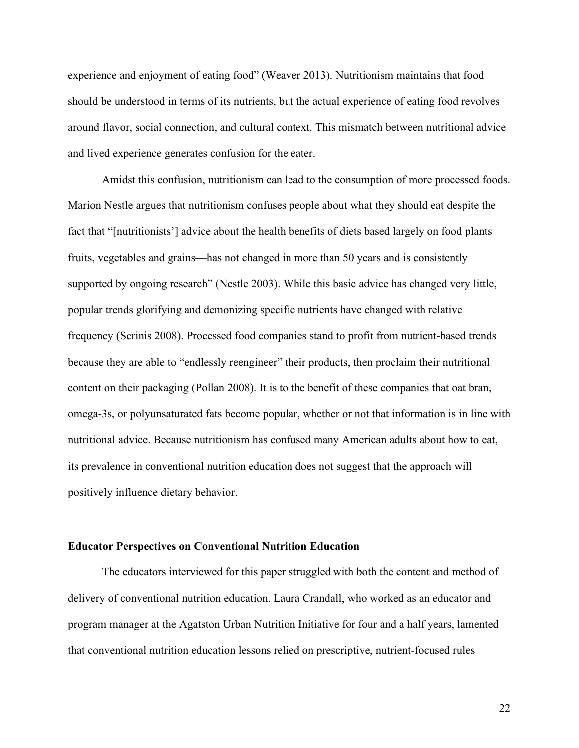experience and enjoyment of eating food" (Weaver 2013). Nutritionism maintains that food should be understood in terms of its nutrients, but the actual experience of eating food revolves around flavor, social connection, and cultural context. This mismatch between nutritional advice and lived experience generates confusion for the eater.

Amidst this confusion, nutritionism can lead to the consumption of more processed foods. Marion Nestle argues that nutritionism confuses people about what they should eat despite the fact that "[nutritionists'] advice about the health benefits of diets based largely on food plants—fruits, vegetables and grains—has not changed in more than 50 years and is consistently supported by ongoing research" (Nestle 2003). While this basic advice has changed very little, popular trends glorifying and demonizing specific nutrients have changed with relative frequency (Scrinis 2008). Processed food companies stand to profit from nutrient-based trends because they are able to "endlessly reengineer" their products, then proclaim their nutritional content on their packaging (Pollan 2008). It is to the benefit of these companies that oat bran, omega-3s, or polyunsaturated fats become popular, whether or not that information is in line with nutritional advice. Because nutritionism has confused many American adults about how to eat, its prevalence in conventional nutrition education does not suggest that the approach will positively influence dietary behavior.

**Educator Perspectives on Conventional Nutrition Education**

The educators interviewed for this paper struggled with both the content and method of delivery of conventional nutrition education. Laura Crandall, who worked as an educator and program manager at the Agatston Urban Nutrition Initiative for four and a half years, lamented that conventional nutrition education lessons relied on prescriptive, nutrient-focused rules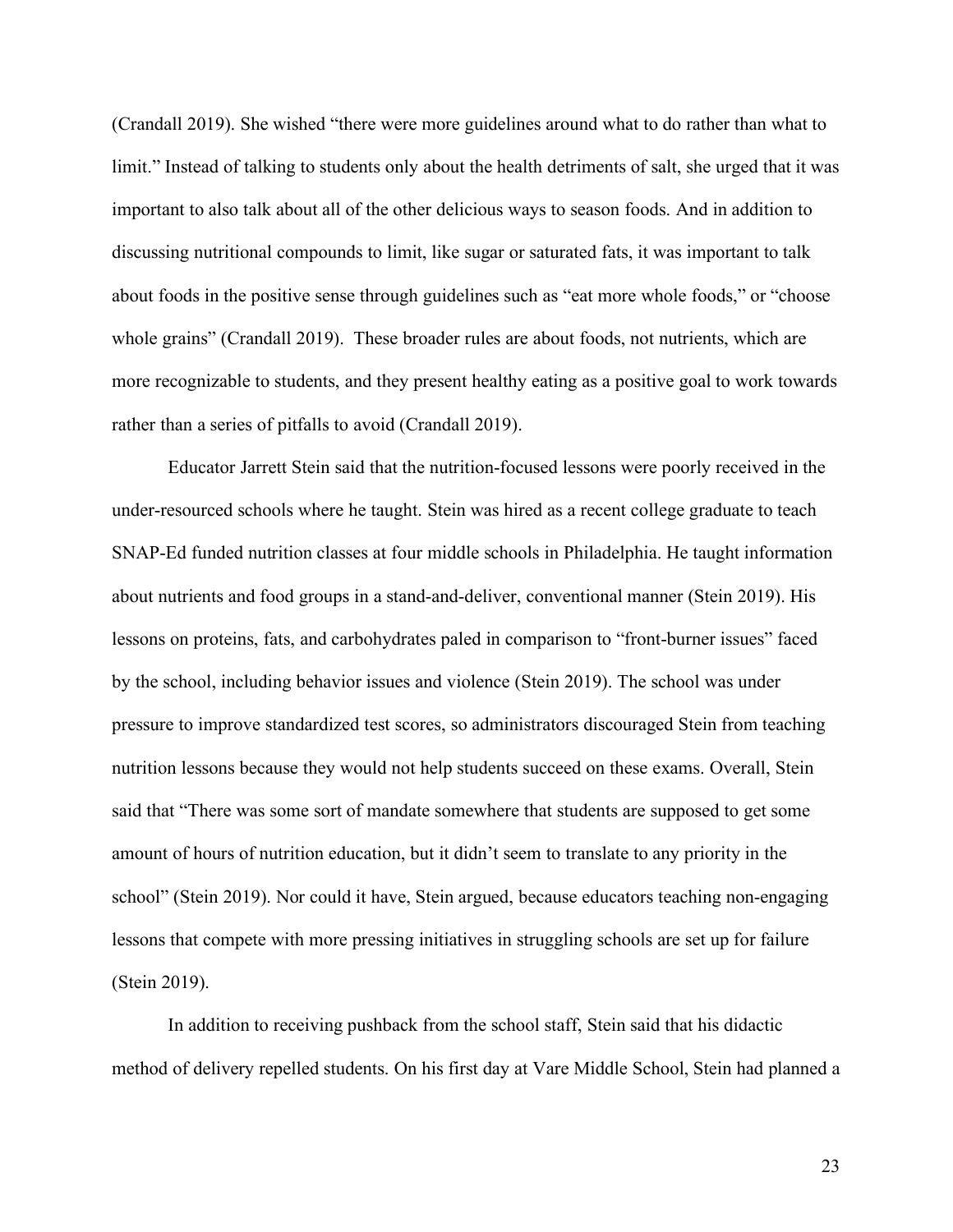(Crandall 2019). She wished “there were more guidelines around what to do rather than what to limit.” Instead of talking to students only about the health detriments of salt, she urged that it was important to also talk about all of the other delicious ways to season foods. And in addition to discussing nutritional compounds to limit, like sugar or saturated fats, it was important to talk about foods in the positive sense through guidelines such as “eat more whole foods,” or “choose whole grains” (Crandall 2019). These broader rules are about foods, not nutrients, which are more recognizable to students, and they present healthy eating as a positive goal to work towards rather than a series of pitfalls to avoid (Crandall 2019).

Educator Jarrett Stein said that the nutrition-focused lessons were poorly received in the under-resourced schools where he taught. Stein was hired as a recent college graduate to teach SNAP-Ed funded nutrition classes at four middle schools in Philadelphia. He taught information about nutrients and food groups in a stand-and-deliver, conventional manner (Stein 2019). His lessons on proteins, fats, and carbohydrates paled in comparison to “front-burner issues” faced by the school, including behavior issues and violence (Stein 2019). The school was under pressure to improve standardized test scores, so administrators discouraged Stein from teaching nutrition lessons because they would not help students succeed on these exams. Overall, Stein said that “There was some sort of mandate somewhere that students are supposed to get some amount of hours of nutrition education, but it didn’t seem to translate to any priority in the school” (Stein 2019). Nor could it have, Stein argued, because educators teaching non-engaging lessons that compete with more pressing initiatives in struggling schools are set up for failure (Stein 2019).

In addition to receiving pushback from the school staff, Stein said that his didactic method of delivery repelled students. On his first day at Vare Middle School, Stein had planned a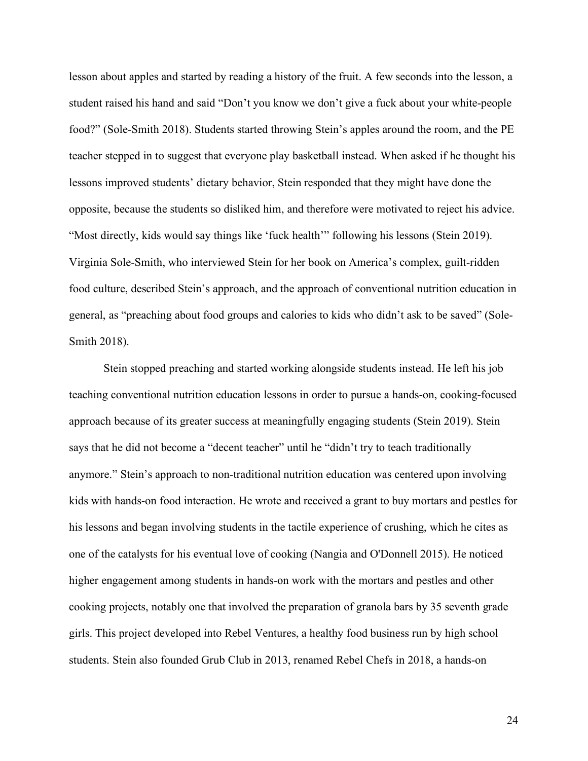lesson about apples and started by reading a history of the fruit. A few seconds into the lesson, a student raised his hand and said "Don't you know we don't give a fuck about your white-people food?" (Sole-Smith 2018). Students started throwing Stein's apples around the room, and the PE teacher stepped in to suggest that everyone play basketball instead. When asked if he thought his lessons improved students' dietary behavior, Stein responded that they might have done the opposite, because the students so disliked him, and therefore were motivated to reject his advice. "Most directly, kids would say things like 'fuck health'" following his lessons (Stein 2019). Virginia Sole-Smith, who interviewed Stein for her book on America's complex, guilt-ridden food culture, described Stein's approach, and the approach of conventional nutrition education in general, as "preaching about food groups and calories to kids who didn't ask to be saved" (Sole-Smith 2018).

Stein stopped preaching and started working alongside students instead. He left his job teaching conventional nutrition education lessons in order to pursue a hands-on, cooking-focused approach because of its greater success at meaningfully engaging students (Stein 2019). Stein says that he did not become a "decent teacher" until he "didn't try to teach traditionally anymore." Stein's approach to non-traditional nutrition education was centered upon involving kids with hands-on food interaction. He wrote and received a grant to buy mortars and pestles for his lessons and began involving students in the tactile experience of crushing, which he cites as one of the catalysts for his eventual love of cooking (Nangia and O'Donnell 2015). He noticed higher engagement among students in hands-on work with the mortars and pestles and other cooking projects, notably one that involved the preparation of granola bars by 35 seventh grade girls. This project developed into Rebel Ventures, a healthy food business run by high school students. Stein also founded Grub Club in 2013, renamed Rebel Chefs in 2018, a hands-on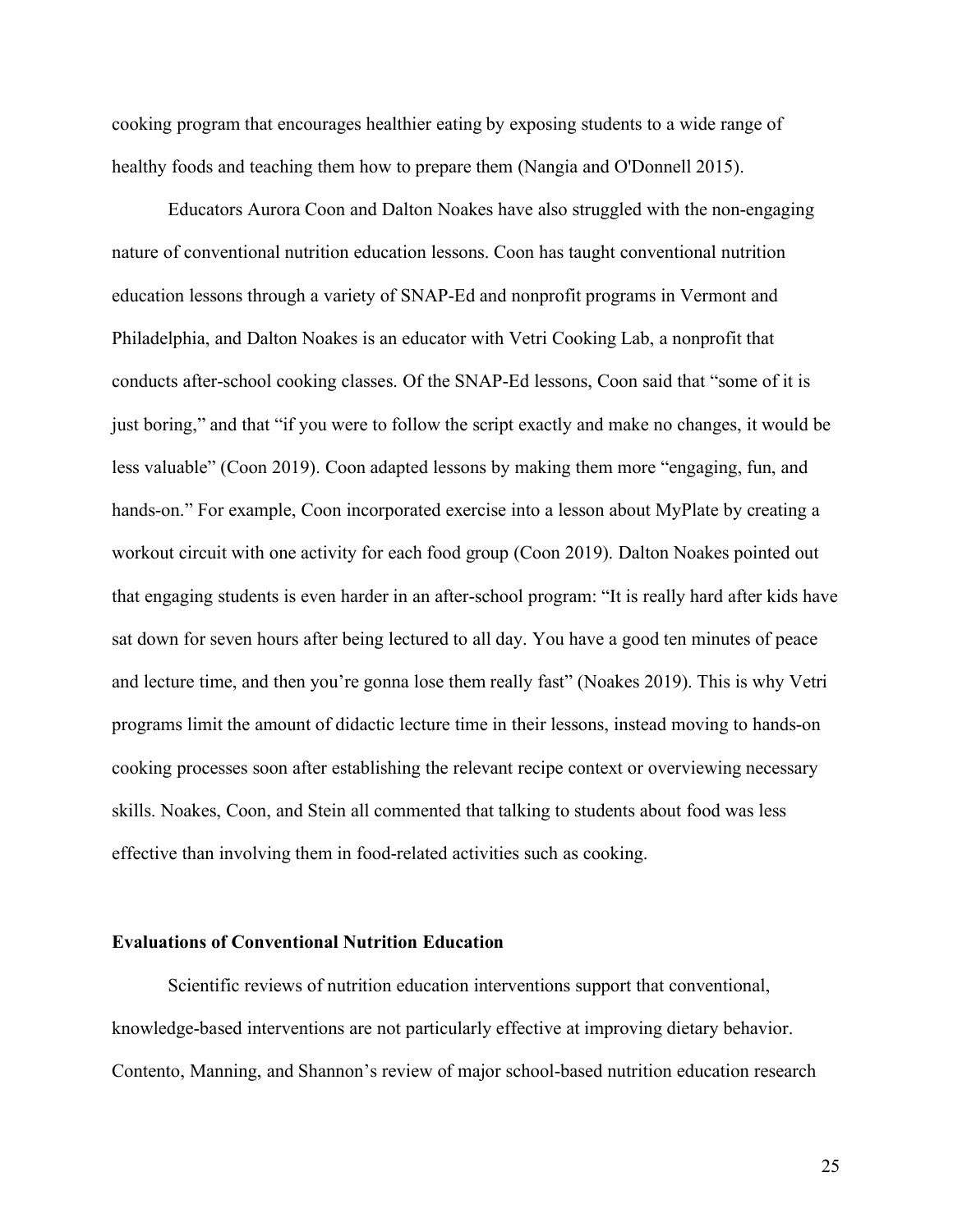cooking program that encourages healthier eating by exposing students to a wide range of healthy foods and teaching them how to prepare them (Nangia and O'Donnell 2015).

Educators Aurora Coon and Dalton Noakes have also struggled with the non-engaging nature of conventional nutrition education lessons. Coon has taught conventional nutrition education lessons through a variety of SNAP-Ed and nonprofit programs in Vermont and Philadelphia, and Dalton Noakes is an educator with Vetri Cooking Lab, a nonprofit that conducts after-school cooking classes. Of the SNAP-Ed lessons, Coon said that "some of it is just boring," and that "if you were to follow the script exactly and make no changes, it would be less valuable" (Coon 2019). Coon adapted lessons by making them more "engaging, fun, and hands-on." For example, Coon incorporated exercise into a lesson about MyPlate by creating a workout circuit with one activity for each food group (Coon 2019). Dalton Noakes pointed out that engaging students is even harder in an after-school program: "It is really hard after kids have sat down for seven hours after being lectured to all day. You have a good ten minutes of peace and lecture time, and then you're gonna lose them really fast" (Noakes 2019). This is why Vetri programs limit the amount of didactic lecture time in their lessons, instead moving to hands-on cooking processes soon after establishing the relevant recipe context or overviewing necessary skills. Noakes, Coon, and Stein all commented that talking to students about food was less effective than involving them in food-related activities such as cooking.

### Evaluations of Conventional Nutrition Education

Scientific reviews of nutrition education interventions support that conventional, knowledge-based interventions are not particularly effective at improving dietary behavior. Contento, Manning, and Shannon's review of major school-based nutrition education research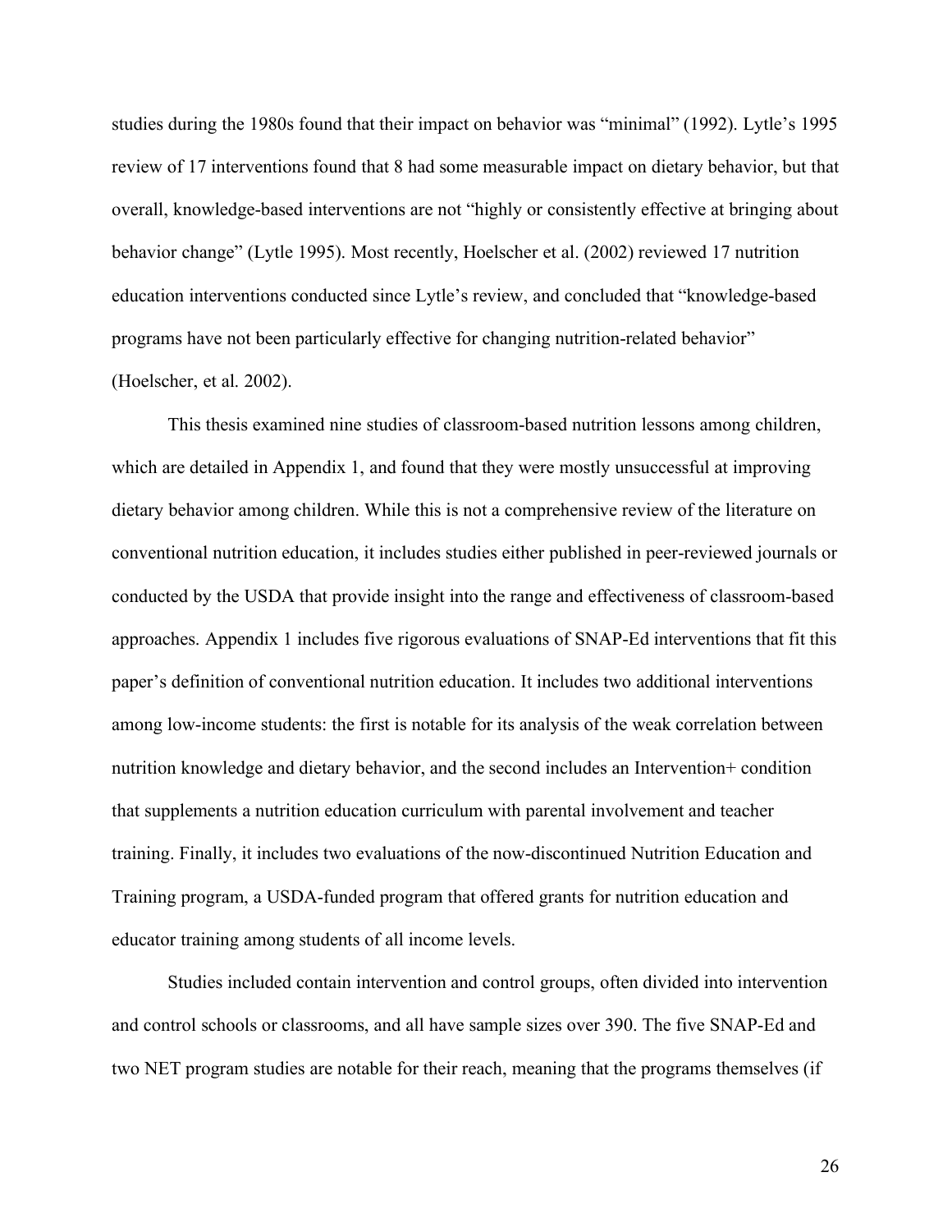studies during the 1980s found that their impact on behavior was "minimal" (1992). Lytle's 1995 review of 17 interventions found that 8 had some measurable impact on dietary behavior, but that overall, knowledge-based interventions are not "highly or consistently effective at bringing about behavior change" (Lytle 1995). Most recently, Hoelscher et al. (2002) reviewed 17 nutrition education interventions conducted since Lytle's review, and concluded that "knowledge-based programs have not been particularly effective for changing nutrition-related behavior" (Hoelscher, et al. 2002).

This thesis examined nine studies of classroom-based nutrition lessons among children, which are detailed in Appendix 1, and found that they were mostly unsuccessful at improving dietary behavior among children. While this is not a comprehensive review of the literature on conventional nutrition education, it includes studies either published in peer-reviewed journals or conducted by the USDA that provide insight into the range and effectiveness of classroom-based approaches. Appendix 1 includes five rigorous evaluations of SNAP-Ed interventions that fit this paper's definition of conventional nutrition education. It includes two additional interventions among low-income students: the first is notable for its analysis of the weak correlation between nutrition knowledge and dietary behavior, and the second includes an Intervention+ condition that supplements a nutrition education curriculum with parental involvement and teacher training. Finally, it includes two evaluations of the now-discontinued Nutrition Education and Training program, a USDA-funded program that offered grants for nutrition education and educator training among students of all income levels.

Studies included contain intervention and control groups, often divided into intervention and control schools or classrooms, and all have sample sizes over 390. The five SNAP-Ed and two NET program studies are notable for their reach, meaning that the programs themselves (if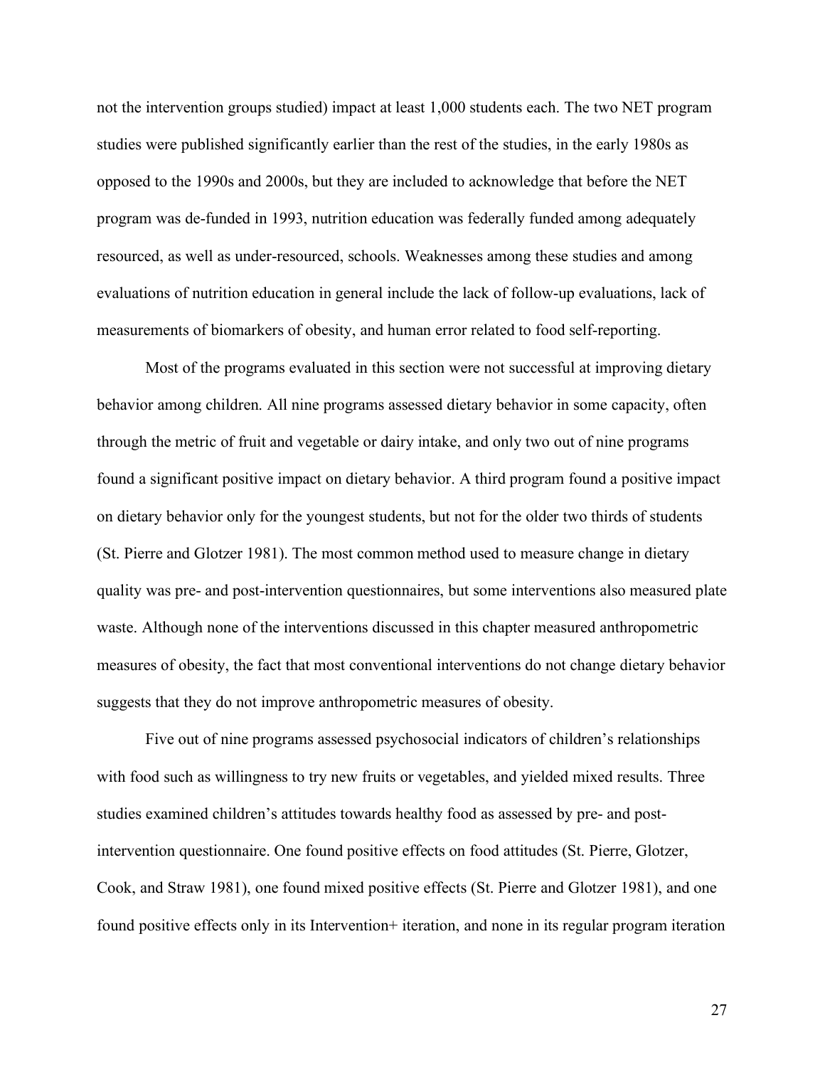not the intervention groups studied) impact at least 1,000 students each. The two NET program studies were published significantly earlier than the rest of the studies, in the early 1980s as opposed to the 1990s and 2000s, but they are included to acknowledge that before the NET program was de-funded in 1993, nutrition education was federally funded among adequately resourced, as well as under-resourced, schools. Weaknesses among these studies and among evaluations of nutrition education in general include the lack of follow-up evaluations, lack of measurements of biomarkers of obesity, and human error related to food self-reporting.

Most of the programs evaluated in this section were not successful at improving dietary behavior among children. All nine programs assessed dietary behavior in some capacity, often through the metric of fruit and vegetable or dairy intake, and only two out of nine programs found a significant positive impact on dietary behavior. A third program found a positive impact on dietary behavior only for the youngest students, but not for the older two thirds of students (St. Pierre and Glotzer 1981). The most common method used to measure change in dietary quality was pre- and post-intervention questionnaires, but some interventions also measured plate waste. Although none of the interventions discussed in this chapter measured anthropometric measures of obesity, the fact that most conventional interventions do not change dietary behavior suggests that they do not improve anthropometric measures of obesity.

Five out of nine programs assessed psychosocial indicators of children's relationships with food such as willingness to try new fruits or vegetables, and yielded mixed results. Three studies examined children's attitudes towards healthy food as assessed by pre- and post-intervention questionnaire. One found positive effects on food attitudes (St. Pierre, Glotzer, Cook, and Straw 1981), one found mixed positive effects (St. Pierre and Glotzer 1981), and one found positive effects only in its Intervention+ iteration, and none in its regular program iteration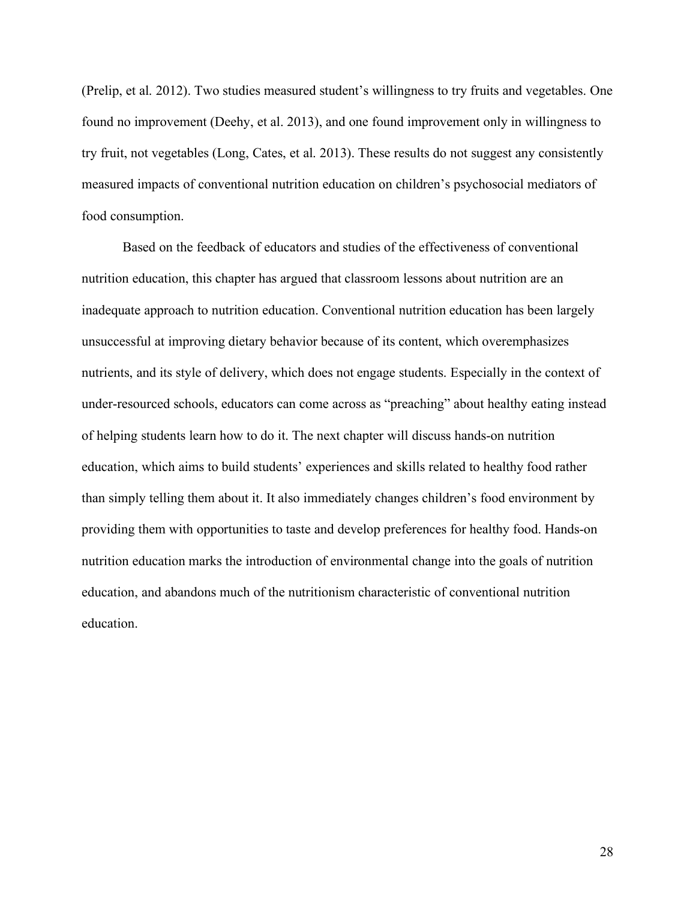(Prelip, et al. 2012). Two studies measured student's willingness to try fruits and vegetables. One found no improvement (Deehy, et al. 2013), and one found improvement only in willingness to try fruit, not vegetables (Long, Cates, et al. 2013). These results do not suggest any consistently measured impacts of conventional nutrition education on children's psychosocial mediators of food consumption.

Based on the feedback of educators and studies of the effectiveness of conventional nutrition education, this chapter has argued that classroom lessons about nutrition are an inadequate approach to nutrition education. Conventional nutrition education has been largely unsuccessful at improving dietary behavior because of its content, which overemphasizes nutrients, and its style of delivery, which does not engage students. Especially in the context of under-resourced schools, educators can come across as "preaching" about healthy eating instead of helping students learn how to do it. The next chapter will discuss hands-on nutrition education, which aims to build students' experiences and skills related to healthy food rather than simply telling them about it. It also immediately changes children's food environment by providing them with opportunities to taste and develop preferences for healthy food. Hands-on nutrition education marks the introduction of environmental change into the goals of nutrition education, and abandons much of the nutritionism characteristic of conventional nutrition education.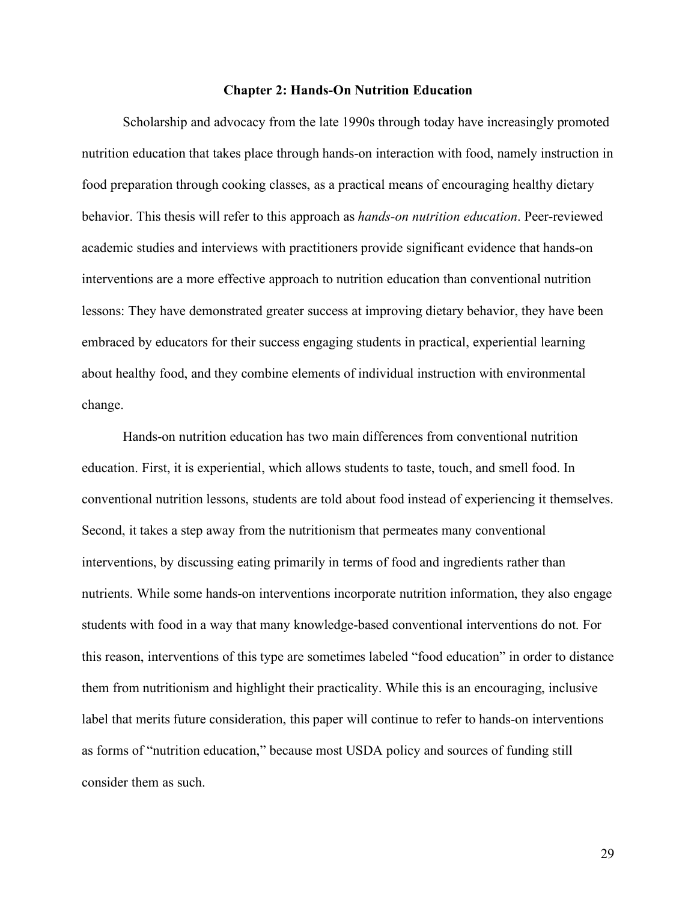## Chapter 2: Hands-On Nutrition Education

Scholarship and advocacy from the late 1990s through today have increasingly promoted nutrition education that takes place through hands-on interaction with food, namely instruction in food preparation through cooking classes, as a practical means of encouraging healthy dietary behavior. This thesis will refer to this approach as *hands-on nutrition education*. Peer-reviewed academic studies and interviews with practitioners provide significant evidence that hands-on interventions are a more effective approach to nutrition education than conventional nutrition lessons: They have demonstrated greater success at improving dietary behavior, they have been embraced by educators for their success engaging students in practical, experiential learning about healthy food, and they combine elements of individual instruction with environmental change.

Hands-on nutrition education has two main differences from conventional nutrition education. First, it is experiential, which allows students to taste, touch, and smell food. In conventional nutrition lessons, students are told about food instead of experiencing it themselves. Second, it takes a step away from the nutritionism that permeates many conventional interventions, by discussing eating primarily in terms of food and ingredients rather than nutrients. While some hands-on interventions incorporate nutrition information, they also engage students with food in a way that many knowledge-based conventional interventions do not. For this reason, interventions of this type are sometimes labeled "food education" in order to distance them from nutritionism and highlight their practicality. While this is an encouraging, inclusive label that merits future consideration, this paper will continue to refer to hands-on interventions as forms of "nutrition education," because most USDA policy and sources of funding still consider them as such.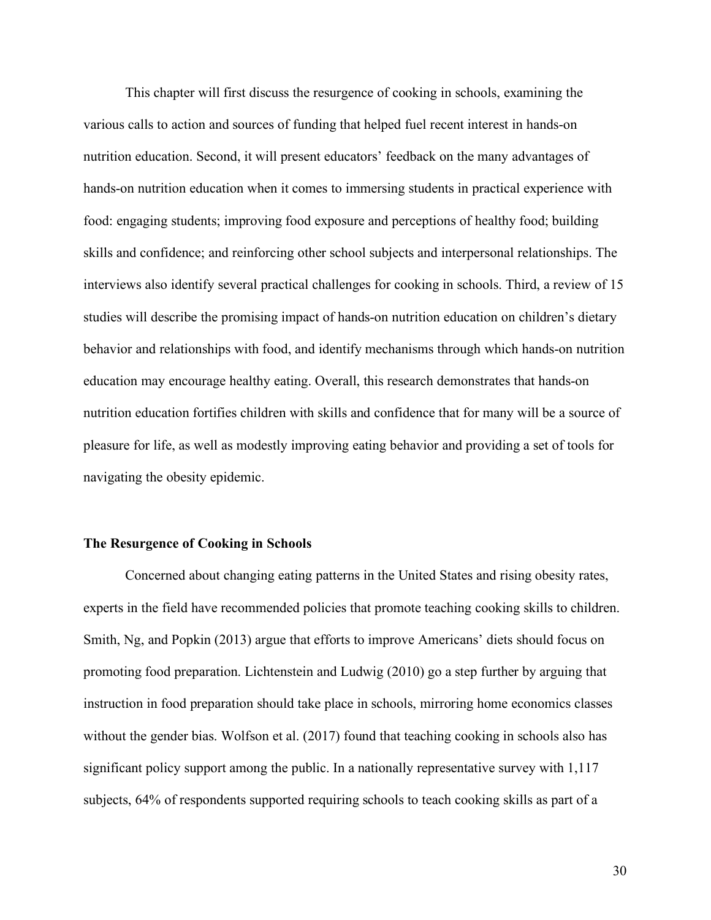This chapter will first discuss the resurgence of cooking in schools, examining the various calls to action and sources of funding that helped fuel recent interest in hands-on nutrition education. Second, it will present educators' feedback on the many advantages of hands-on nutrition education when it comes to immersing students in practical experience with food: engaging students; improving food exposure and perceptions of healthy food; building skills and confidence; and reinforcing other school subjects and interpersonal relationships. The interviews also identify several practical challenges for cooking in schools. Third, a review of 15 studies will describe the promising impact of hands-on nutrition education on children's dietary behavior and relationships with food, and identify mechanisms through which hands-on nutrition education may encourage healthy eating. Overall, this research demonstrates that hands-on nutrition education fortifies children with skills and confidence that for many will be a source of pleasure for life, as well as modestly improving eating behavior and providing a set of tools for navigating the obesity epidemic.

**The Resurgence of Cooking in Schools**

Concerned about changing eating patterns in the United States and rising obesity rates, experts in the field have recommended policies that promote teaching cooking skills to children. Smith, Ng, and Popkin (2013) argue that efforts to improve Americans' diets should focus on promoting food preparation. Lichtenstein and Ludwig (2010) go a step further by arguing that instruction in food preparation should take place in schools, mirroring home economics classes without the gender bias. Wolfson et al. (2017) found that teaching cooking in schools also has significant policy support among the public. In a nationally representative survey with 1,117 subjects, 64% of respondents supported requiring schools to teach cooking skills as part of a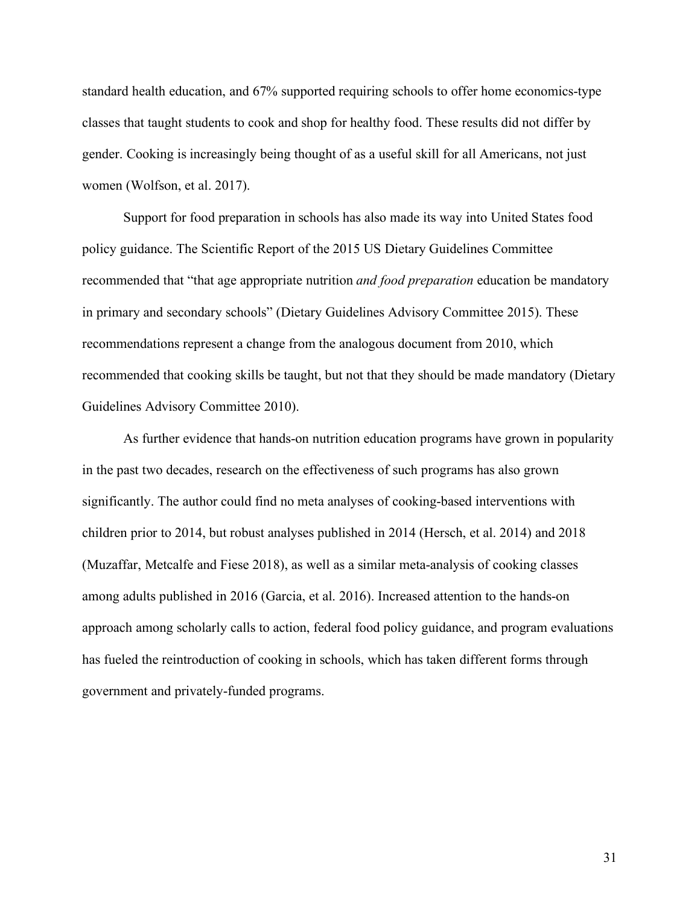standard health education, and 67% supported requiring schools to offer home economics-type classes that taught students to cook and shop for healthy food. These results did not differ by gender. Cooking is increasingly being thought of as a useful skill for all Americans, not just women (Wolfson, et al. 2017).

Support for food preparation in schools has also made its way into United States food policy guidance. The Scientific Report of the 2015 US Dietary Guidelines Committee recommended that "that age appropriate nutrition *and food preparation* education be mandatory in primary and secondary schools" (Dietary Guidelines Advisory Committee 2015). These recommendations represent a change from the analogous document from 2010, which recommended that cooking skills be taught, but not that they should be made mandatory (Dietary Guidelines Advisory Committee 2010).

As further evidence that hands-on nutrition education programs have grown in popularity in the past two decades, research on the effectiveness of such programs has also grown significantly. The author could find no meta analyses of cooking-based interventions with children prior to 2014, but robust analyses published in 2014 (Hersch, et al. 2014) and 2018 (Muzaffar, Metcalfe and Fiese 2018), as well as a similar meta-analysis of cooking classes among adults published in 2016 (Garcia, et al. 2016). Increased attention to the hands-on approach among scholarly calls to action, federal food policy guidance, and program evaluations has fueled the reintroduction of cooking in schools, which has taken different forms through government and privately-funded programs.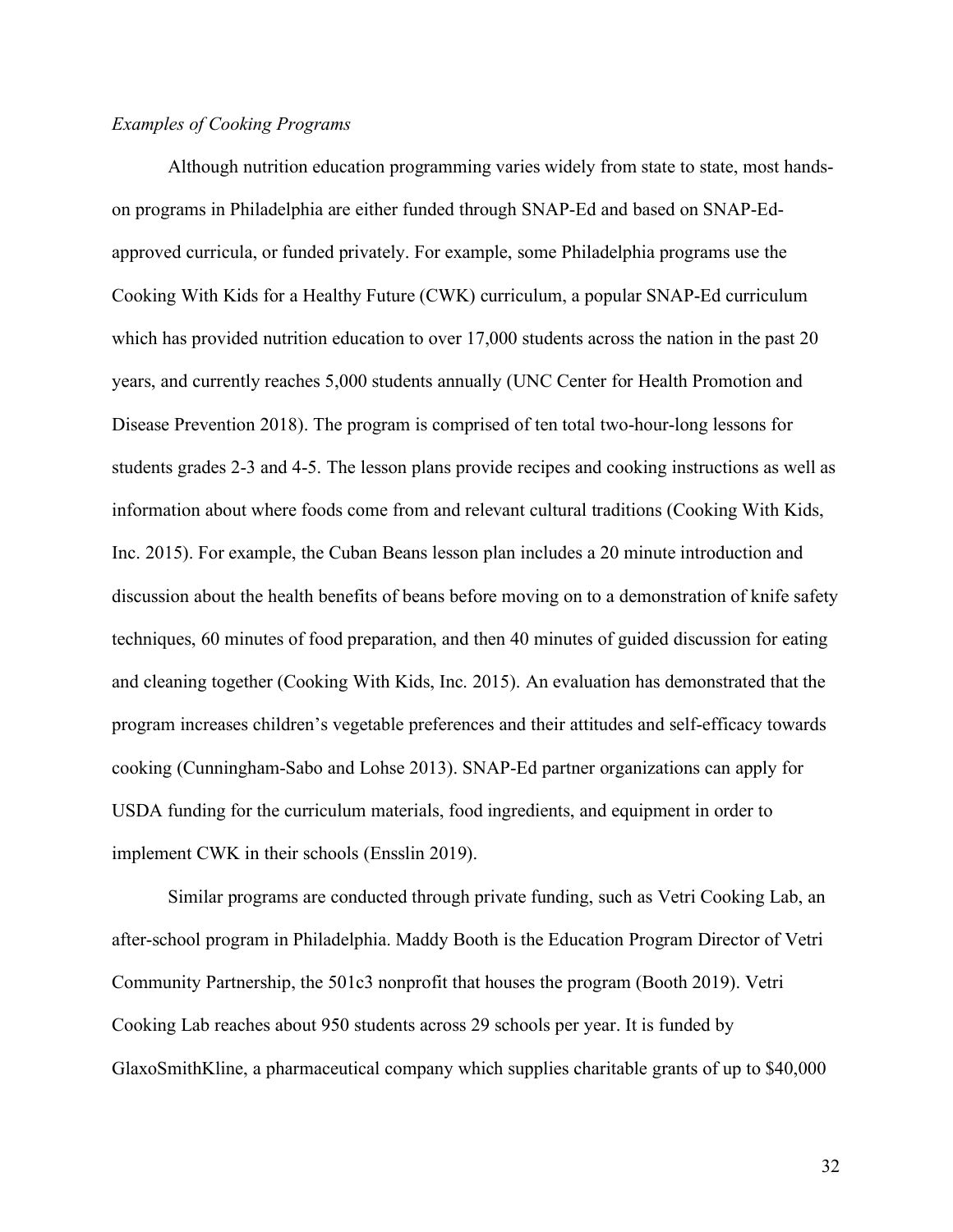*Examples of Cooking Programs*

Although nutrition education programming varies widely from state to state, most hands-on programs in Philadelphia are either funded through SNAP-Ed and based on SNAP-Ed-approved curricula, or funded privately. For example, some Philadelphia programs use the Cooking With Kids for a Healthy Future (CWK) curriculum, a popular SNAP-Ed curriculum which has provided nutrition education to over 17,000 students across the nation in the past 20 years, and currently reaches 5,000 students annually (UNC Center for Health Promotion and Disease Prevention 2018). The program is comprised of ten total two-hour-long lessons for students grades 2-3 and 4-5. The lesson plans provide recipes and cooking instructions as well as information about where foods come from and relevant cultural traditions (Cooking With Kids, Inc. 2015). For example, the Cuban Beans lesson plan includes a 20 minute introduction and discussion about the health benefits of beans before moving on to a demonstration of knife safety techniques, 60 minutes of food preparation, and then 40 minutes of guided discussion for eating and cleaning together (Cooking With Kids, Inc. 2015). An evaluation has demonstrated that the program increases children's vegetable preferences and their attitudes and self-efficacy towards cooking (Cunningham-Sabo and Lohse 2013). SNAP-Ed partner organizations can apply for USDA funding for the curriculum materials, food ingredients, and equipment in order to implement CWK in their schools (Ensslin 2019).

Similar programs are conducted through private funding, such as Vetri Cooking Lab, an after-school program in Philadelphia. Maddy Booth is the Education Program Director of Vetri Community Partnership, the 501c3 nonprofit that houses the program (Booth 2019). Vetri Cooking Lab reaches about 950 students across 29 schools per year. It is funded by GlaxoSmithKline, a pharmaceutical company which supplies charitable grants of up to $40,000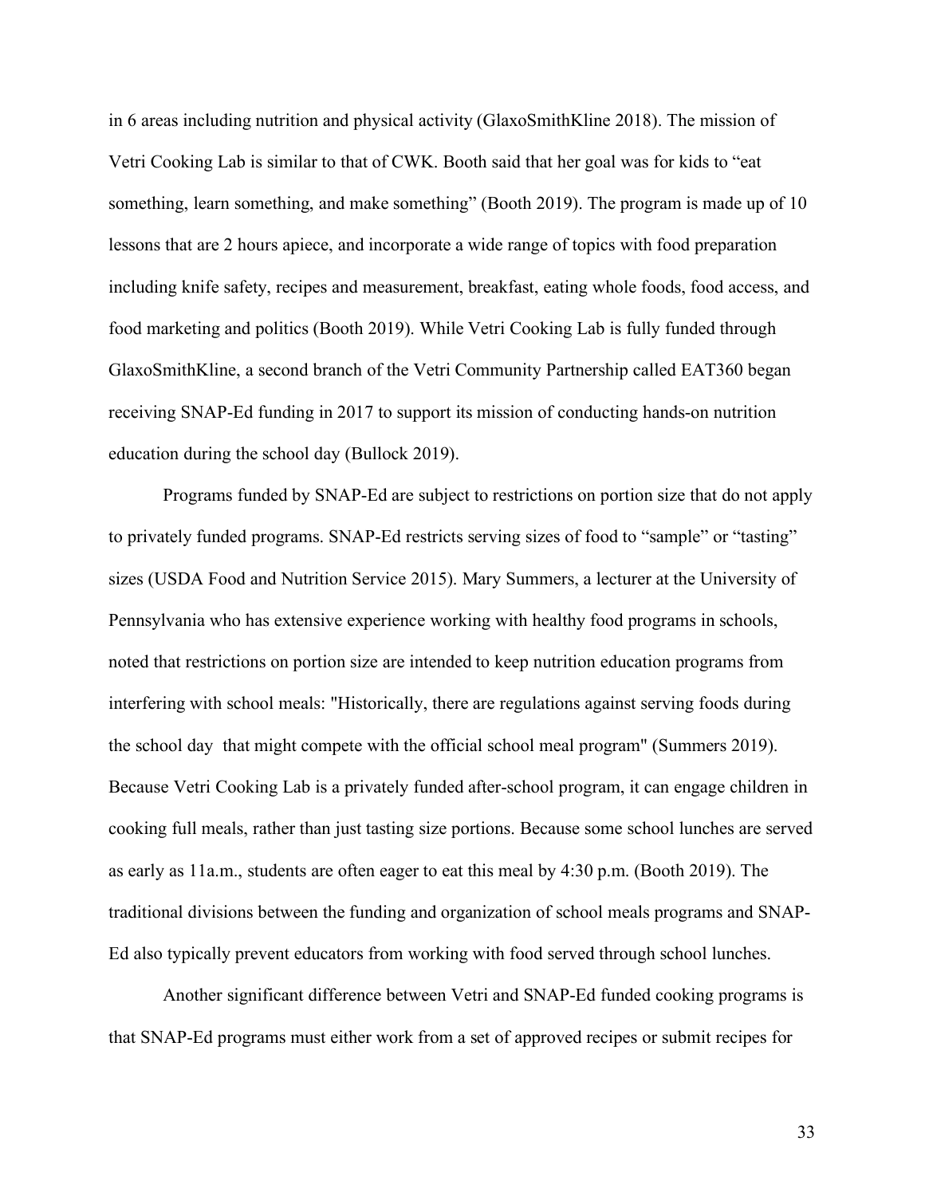in 6 areas including nutrition and physical activity (GlaxoSmithKline 2018). The mission of Vetri Cooking Lab is similar to that of CWK. Booth said that her goal was for kids to "eat something, learn something, and make something" (Booth 2019). The program is made up of 10 lessons that are 2 hours apiece, and incorporate a wide range of topics with food preparation including knife safety, recipes and measurement, breakfast, eating whole foods, food access, and food marketing and politics (Booth 2019). While Vetri Cooking Lab is fully funded through GlaxoSmithKline, a second branch of the Vetri Community Partnership called EAT360 began receiving SNAP-Ed funding in 2017 to support its mission of conducting hands-on nutrition education during the school day (Bullock 2019).

Programs funded by SNAP-Ed are subject to restrictions on portion size that do not apply to privately funded programs. SNAP-Ed restricts serving sizes of food to "sample" or "tasting" sizes (USDA Food and Nutrition Service 2015). Mary Summers, a lecturer at the University of Pennsylvania who has extensive experience working with healthy food programs in schools, noted that restrictions on portion size are intended to keep nutrition education programs from interfering with school meals: "Historically, there are regulations against serving foods during the school day that might compete with the official school meal program" (Summers 2019). Because Vetri Cooking Lab is a privately funded after-school program, it can engage children in cooking full meals, rather than just tasting size portions. Because some school lunches are served as early as 11a.m., students are often eager to eat this meal by 4:30 p.m. (Booth 2019). The traditional divisions between the funding and organization of school meals programs and SNAP-Ed also typically prevent educators from working with food served through school lunches.

Another significant difference between Vetri and SNAP-Ed funded cooking programs is that SNAP-Ed programs must either work from a set of approved recipes or submit recipes for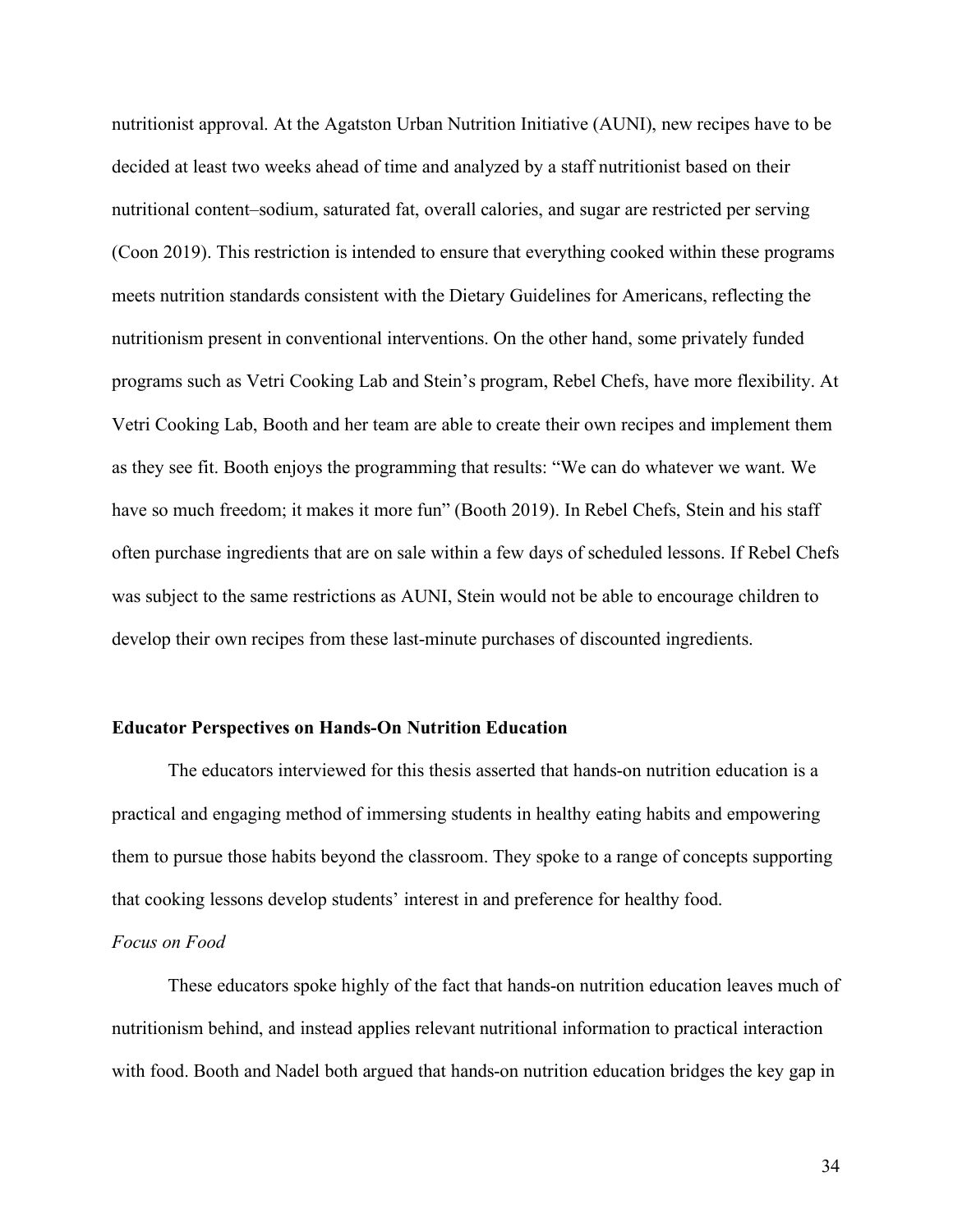nutritionist approval. At the Agatston Urban Nutrition Initiative (AUNI), new recipes have to be decided at least two weeks ahead of time and analyzed by a staff nutritionist based on their nutritional content–sodium, saturated fat, overall calories, and sugar are restricted per serving (Coon 2019). This restriction is intended to ensure that everything cooked within these programs meets nutrition standards consistent with the Dietary Guidelines for Americans, reflecting the nutritionism present in conventional interventions. On the other hand, some privately funded programs such as Vetri Cooking Lab and Stein's program, Rebel Chefs, have more flexibility. At Vetri Cooking Lab, Booth and her team are able to create their own recipes and implement them as they see fit. Booth enjoys the programming that results: "We can do whatever we want. We have so much freedom; it makes it more fun" (Booth 2019). In Rebel Chefs, Stein and his staff often purchase ingredients that are on sale within a few days of scheduled lessons. If Rebel Chefs was subject to the same restrictions as AUNI, Stein would not be able to encourage children to develop their own recipes from these last-minute purchases of discounted ingredients.

## Educator Perspectives on Hands-On Nutrition Education

The educators interviewed for this thesis asserted that hands-on nutrition education is a practical and engaging method of immersing students in healthy eating habits and empowering them to pursue those habits beyond the classroom. They spoke to a range of concepts supporting that cooking lessons develop students' interest in and preference for healthy food.

### *Focus on Food*

These educators spoke highly of the fact that hands-on nutrition education leaves much of nutritionism behind, and instead applies relevant nutritional information to practical interaction with food. Booth and Nadel both argued that hands-on nutrition education bridges the key gap in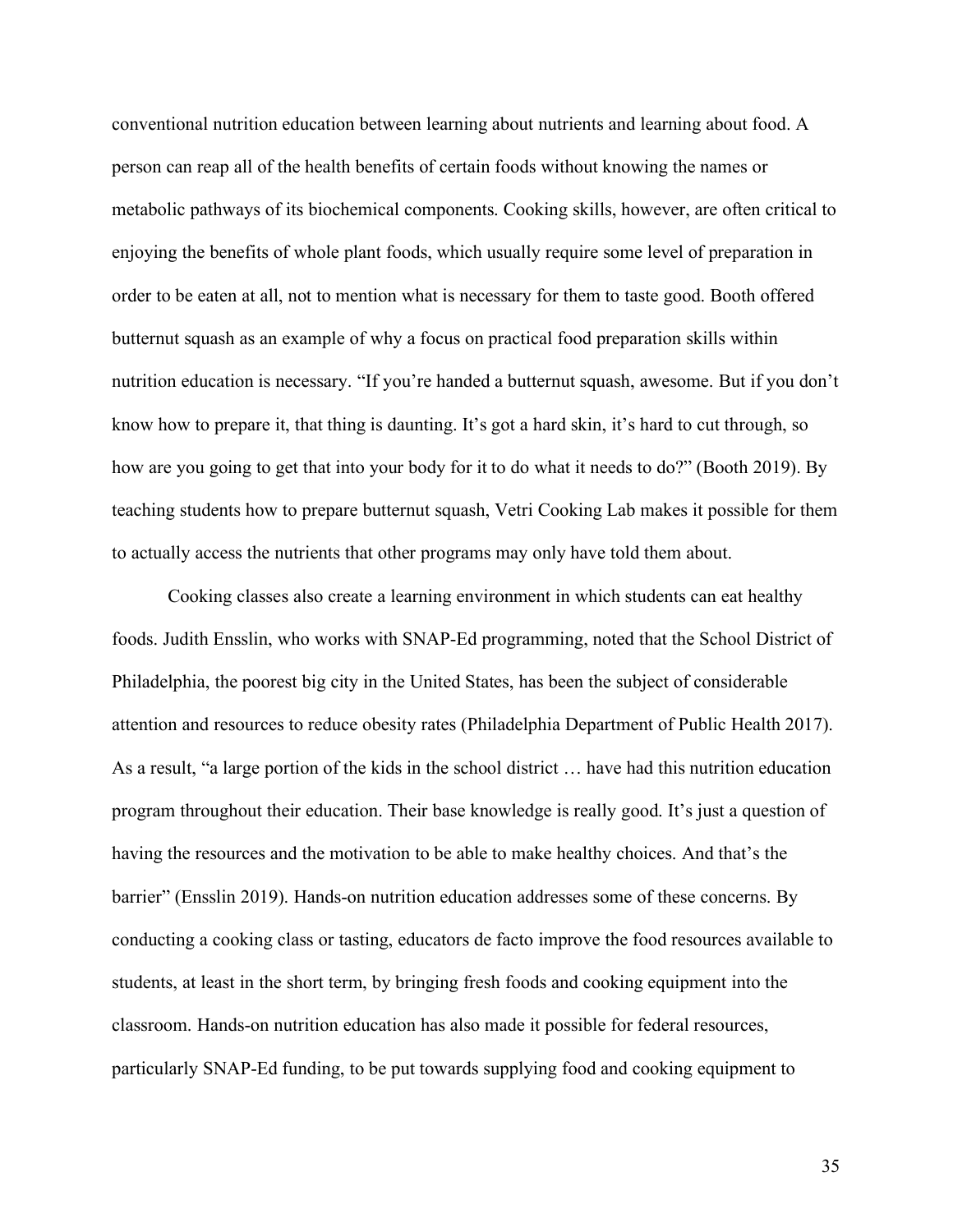conventional nutrition education between learning about nutrients and learning about food. A person can reap all of the health benefits of certain foods without knowing the names or metabolic pathways of its biochemical components. Cooking skills, however, are often critical to enjoying the benefits of whole plant foods, which usually require some level of preparation in order to be eaten at all, not to mention what is necessary for them to taste good. Booth offered butternut squash as an example of why a focus on practical food preparation skills within nutrition education is necessary. "If you're handed a butternut squash, awesome. But if you don't know how to prepare it, that thing is daunting. It's got a hard skin, it's hard to cut through, so how are you going to get that into your body for it to do what it needs to do?" (Booth 2019). By teaching students how to prepare butternut squash, Vetri Cooking Lab makes it possible for them to actually access the nutrients that other programs may only have told them about.

Cooking classes also create a learning environment in which students can eat healthy foods. Judith Ensslin, who works with SNAP-Ed programming, noted that the School District of Philadelphia, the poorest big city in the United States, has been the subject of considerable attention and resources to reduce obesity rates (Philadelphia Department of Public Health 2017). As a result, "a large portion of the kids in the school district … have had this nutrition education program throughout their education. Their base knowledge is really good. It's just a question of having the resources and the motivation to be able to make healthy choices. And that's the barrier" (Ensslin 2019). Hands-on nutrition education addresses some of these concerns. By conducting a cooking class or tasting, educators de facto improve the food resources available to students, at least in the short term, by bringing fresh foods and cooking equipment into the classroom. Hands-on nutrition education has also made it possible for federal resources, particularly SNAP-Ed funding, to be put towards supplying food and cooking equipment to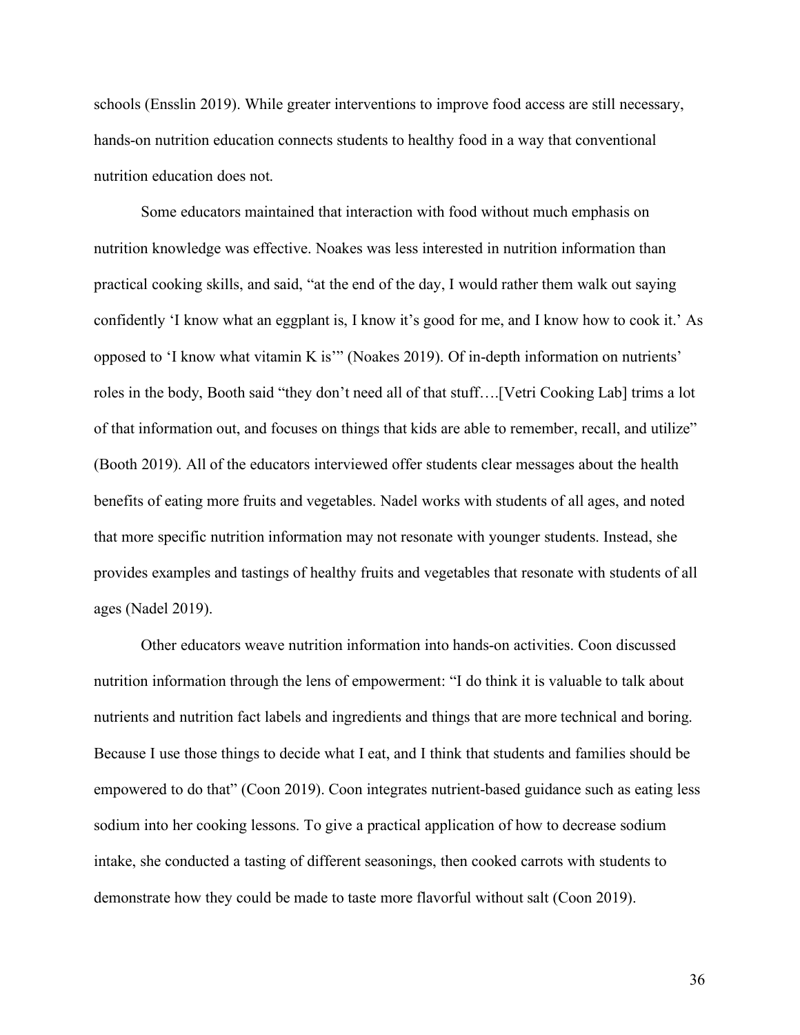schools (Ensslin 2019). While greater interventions to improve food access are still necessary, hands-on nutrition education connects students to healthy food in a way that conventional nutrition education does not.

Some educators maintained that interaction with food without much emphasis on nutrition knowledge was effective. Noakes was less interested in nutrition information than practical cooking skills, and said, "at the end of the day, I would rather them walk out saying confidently 'I know what an eggplant is, I know it's good for me, and I know how to cook it.' As opposed to 'I know what vitamin K is'" (Noakes 2019). Of in-depth information on nutrients' roles in the body, Booth said "they don't need all of that stuff….[Vetri Cooking Lab] trims a lot of that information out, and focuses on things that kids are able to remember, recall, and utilize" (Booth 2019). All of the educators interviewed offer students clear messages about the health benefits of eating more fruits and vegetables. Nadel works with students of all ages, and noted that more specific nutrition information may not resonate with younger students. Instead, she provides examples and tastings of healthy fruits and vegetables that resonate with students of all ages (Nadel 2019).

Other educators weave nutrition information into hands-on activities. Coon discussed nutrition information through the lens of empowerment: "I do think it is valuable to talk about nutrients and nutrition fact labels and ingredients and things that are more technical and boring. Because I use those things to decide what I eat, and I think that students and families should be empowered to do that" (Coon 2019). Coon integrates nutrient-based guidance such as eating less sodium into her cooking lessons. To give a practical application of how to decrease sodium intake, she conducted a tasting of different seasonings, then cooked carrots with students to demonstrate how they could be made to taste more flavorful without salt (Coon 2019).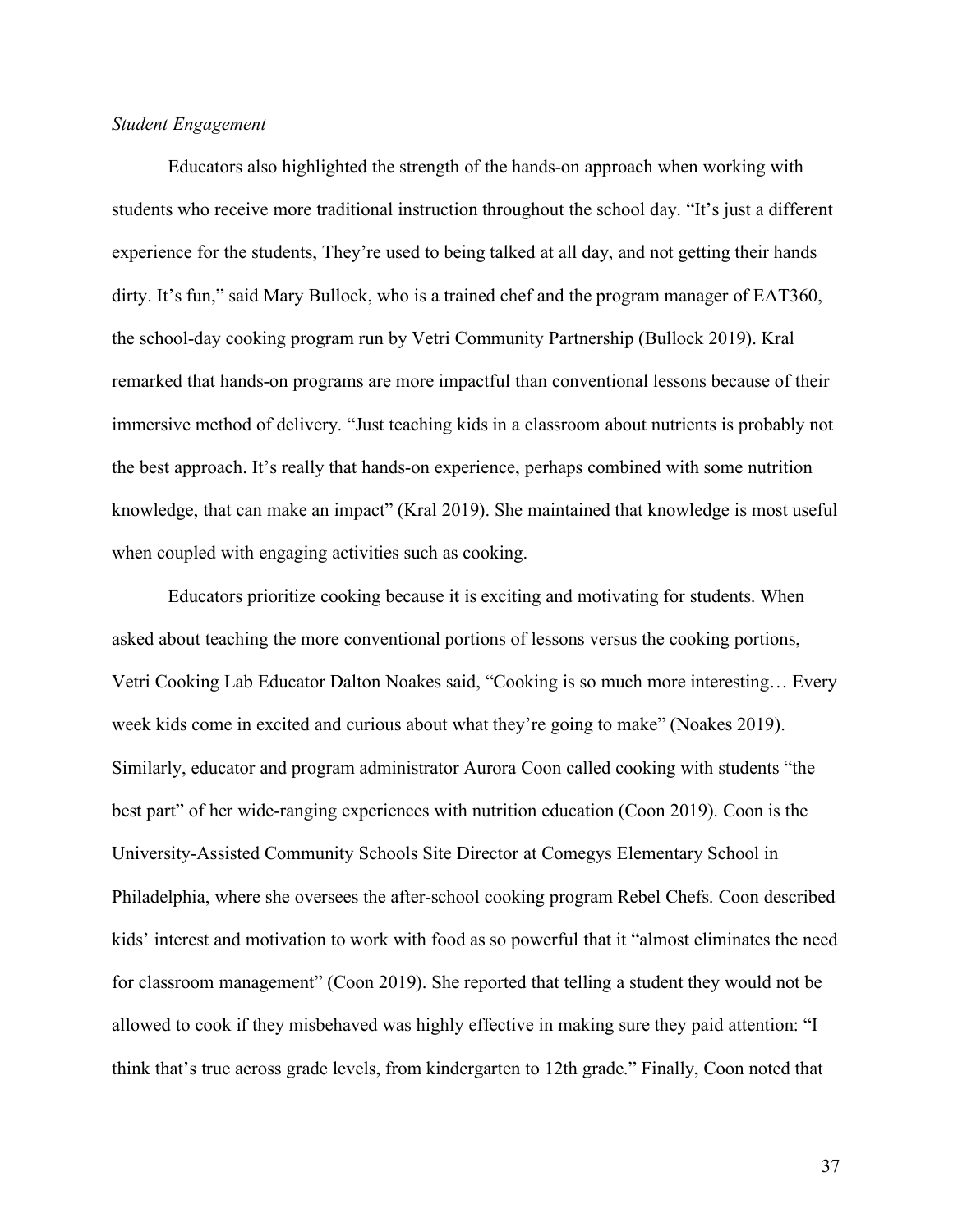*Student Engagement*

Educators also highlighted the strength of the hands-on approach when working with students who receive more traditional instruction throughout the school day. "It's just a different experience for the students, They're used to being talked at all day, and not getting their hands dirty. It's fun," said Mary Bullock, who is a trained chef and the program manager of EAT360, the school-day cooking program run by Vetri Community Partnership (Bullock 2019). Kral remarked that hands-on programs are more impactful than conventional lessons because of their immersive method of delivery. "Just teaching kids in a classroom about nutrients is probably not the best approach. It's really that hands-on experience, perhaps combined with some nutrition knowledge, that can make an impact" (Kral 2019). She maintained that knowledge is most useful when coupled with engaging activities such as cooking.

Educators prioritize cooking because it is exciting and motivating for students. When asked about teaching the more conventional portions of lessons versus the cooking portions, Vetri Cooking Lab Educator Dalton Noakes said, "Cooking is so much more interesting… Every week kids come in excited and curious about what they're going to make" (Noakes 2019). Similarly, educator and program administrator Aurora Coon called cooking with students "the best part" of her wide-ranging experiences with nutrition education (Coon 2019). Coon is the University-Assisted Community Schools Site Director at Comegys Elementary School in Philadelphia, where she oversees the after-school cooking program Rebel Chefs. Coon described kids' interest and motivation to work with food as so powerful that it "almost eliminates the need for classroom management" (Coon 2019). She reported that telling a student they would not be allowed to cook if they misbehaved was highly effective in making sure they paid attention: "I think that's true across grade levels, from kindergarten to 12th grade." Finally, Coon noted that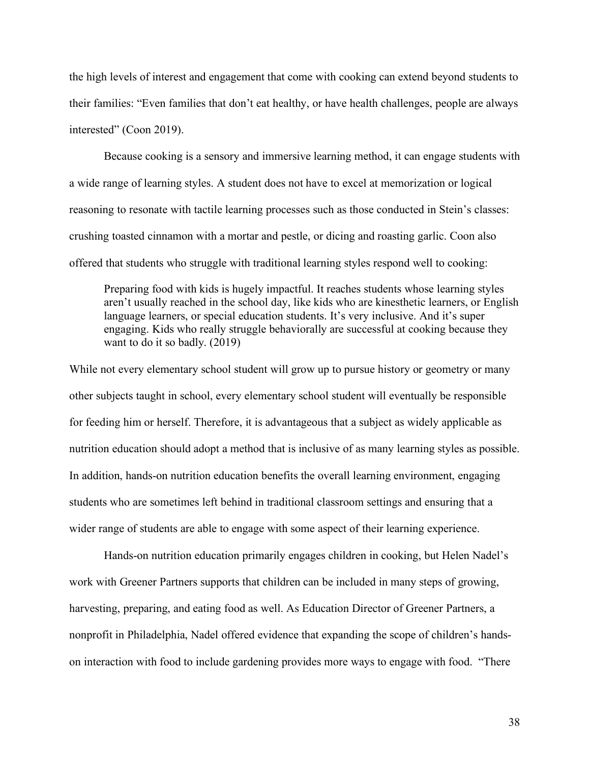the high levels of interest and engagement that come with cooking can extend beyond students to their families: "Even families that don't eat healthy, or have health challenges, people are always interested" (Coon 2019).

Because cooking is a sensory and immersive learning method, it can engage students with a wide range of learning styles. A student does not have to excel at memorization or logical reasoning to resonate with tactile learning processes such as those conducted in Stein's classes: crushing toasted cinnamon with a mortar and pestle, or dicing and roasting garlic. Coon also offered that students who struggle with traditional learning styles respond well to cooking:

> Preparing food with kids is hugely impactful. It reaches students whose learning styles aren't usually reached in the school day, like kids who are kinesthetic learners, or English language learners, or special education students. It's very inclusive. And it's super engaging. Kids who really struggle behaviorally are successful at cooking because they want to do it so badly. (2019)

While not every elementary school student will grow up to pursue history or geometry or many other subjects taught in school, every elementary school student will eventually be responsible for feeding him or herself. Therefore, it is advantageous that a subject as widely applicable as nutrition education should adopt a method that is inclusive of as many learning styles as possible. In addition, hands-on nutrition education benefits the overall learning environment, engaging students who are sometimes left behind in traditional classroom settings and ensuring that a wider range of students are able to engage with some aspect of their learning experience.

Hands-on nutrition education primarily engages children in cooking, but Helen Nadel's work with Greener Partners supports that children can be included in many steps of growing, harvesting, preparing, and eating food as well. As Education Director of Greener Partners, a nonprofit in Philadelphia, Nadel offered evidence that expanding the scope of children's hands-on interaction with food to include gardening provides more ways to engage with food. "There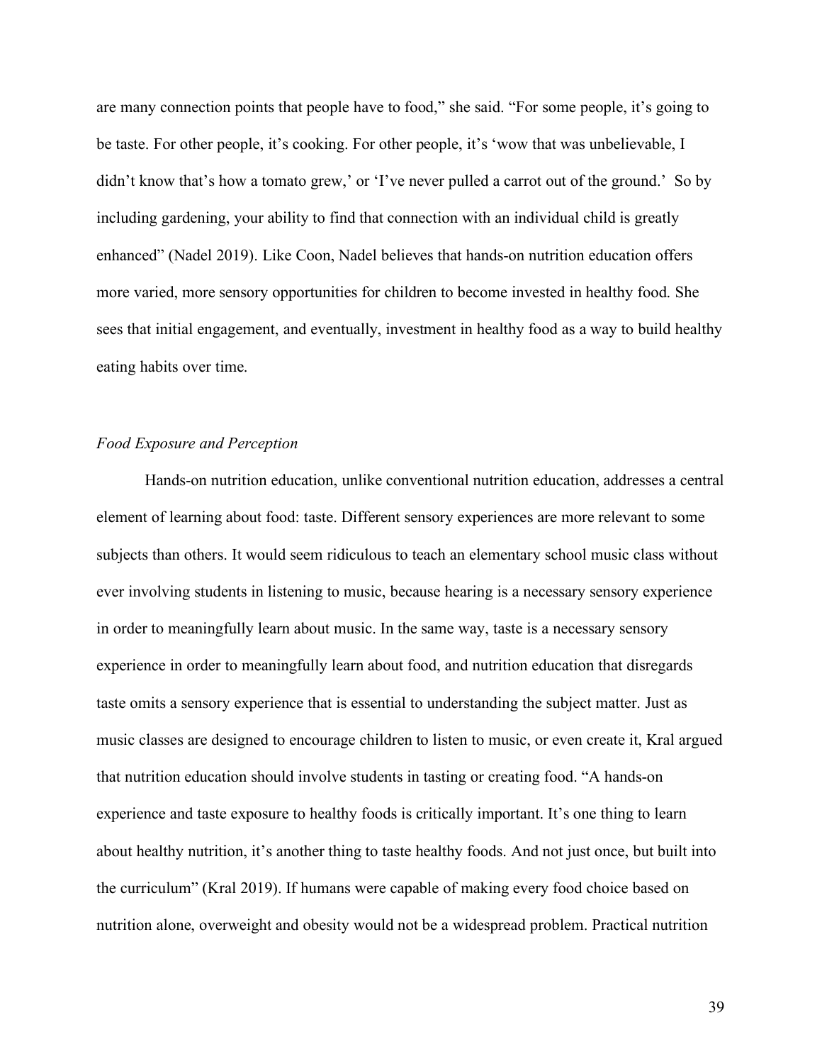are many connection points that people have to food," she said. "For some people, it's going to be taste. For other people, it's cooking. For other people, it's 'wow that was unbelievable, I didn't know that's how a tomato grew,' or 'I've never pulled a carrot out of the ground.' So by including gardening, your ability to find that connection with an individual child is greatly enhanced" (Nadel 2019). Like Coon, Nadel believes that hands-on nutrition education offers more varied, more sensory opportunities for children to become invested in healthy food. She sees that initial engagement, and eventually, investment in healthy food as a way to build healthy eating habits over time.

*Food Exposure and Perception*

Hands-on nutrition education, unlike conventional nutrition education, addresses a central element of learning about food: taste. Different sensory experiences are more relevant to some subjects than others. It would seem ridiculous to teach an elementary school music class without ever involving students in listening to music, because hearing is a necessary sensory experience in order to meaningfully learn about music. In the same way, taste is a necessary sensory experience in order to meaningfully learn about food, and nutrition education that disregards taste omits a sensory experience that is essential to understanding the subject matter. Just as music classes are designed to encourage children to listen to music, or even create it, Kral argued that nutrition education should involve students in tasting or creating food. "A hands-on experience and taste exposure to healthy foods is critically important. It's one thing to learn about healthy nutrition, it's another thing to taste healthy foods. And not just once, but built into the curriculum" (Kral 2019). If humans were capable of making every food choice based on nutrition alone, overweight and obesity would not be a widespread problem. Practical nutrition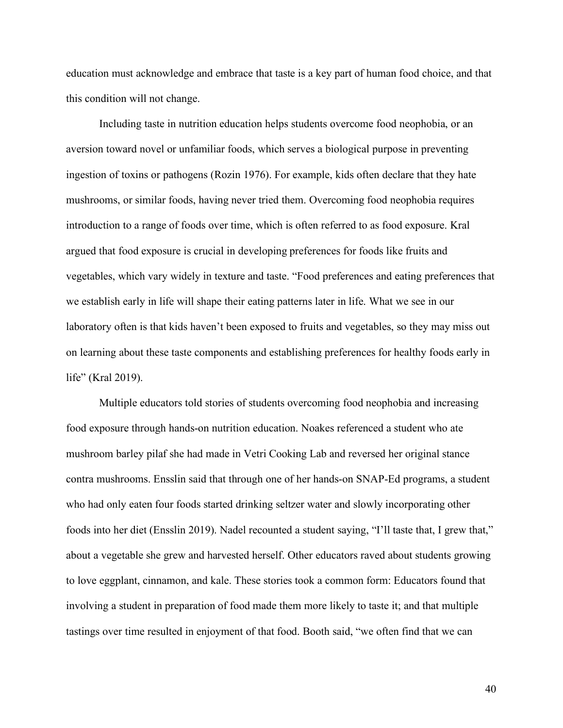education must acknowledge and embrace that taste is a key part of human food choice, and that this condition will not change.

Including taste in nutrition education helps students overcome food neophobia, or an aversion toward novel or unfamiliar foods, which serves a biological purpose in preventing ingestion of toxins or pathogens (Rozin 1976). For example, kids often declare that they hate mushrooms, or similar foods, having never tried them. Overcoming food neophobia requires introduction to a range of foods over time, which is often referred to as food exposure. Kral argued that food exposure is crucial in developing preferences for foods like fruits and vegetables, which vary widely in texture and taste. "Food preferences and eating preferences that we establish early in life will shape their eating patterns later in life. What we see in our laboratory often is that kids haven't been exposed to fruits and vegetables, so they may miss out on learning about these taste components and establishing preferences for healthy foods early in life" (Kral 2019).

Multiple educators told stories of students overcoming food neophobia and increasing food exposure through hands-on nutrition education. Noakes referenced a student who ate mushroom barley pilaf she had made in Vetri Cooking Lab and reversed her original stance contra mushrooms. Ensslin said that through one of her hands-on SNAP-Ed programs, a student who had only eaten four foods started drinking seltzer water and slowly incorporating other foods into her diet (Ensslin 2019). Nadel recounted a student saying, "I'll taste that, I grew that," about a vegetable she grew and harvested herself. Other educators raved about students growing to love eggplant, cinnamon, and kale. These stories took a common form: Educators found that involving a student in preparation of food made them more likely to taste it; and that multiple tastings over time resulted in enjoyment of that food. Booth said, "we often find that we can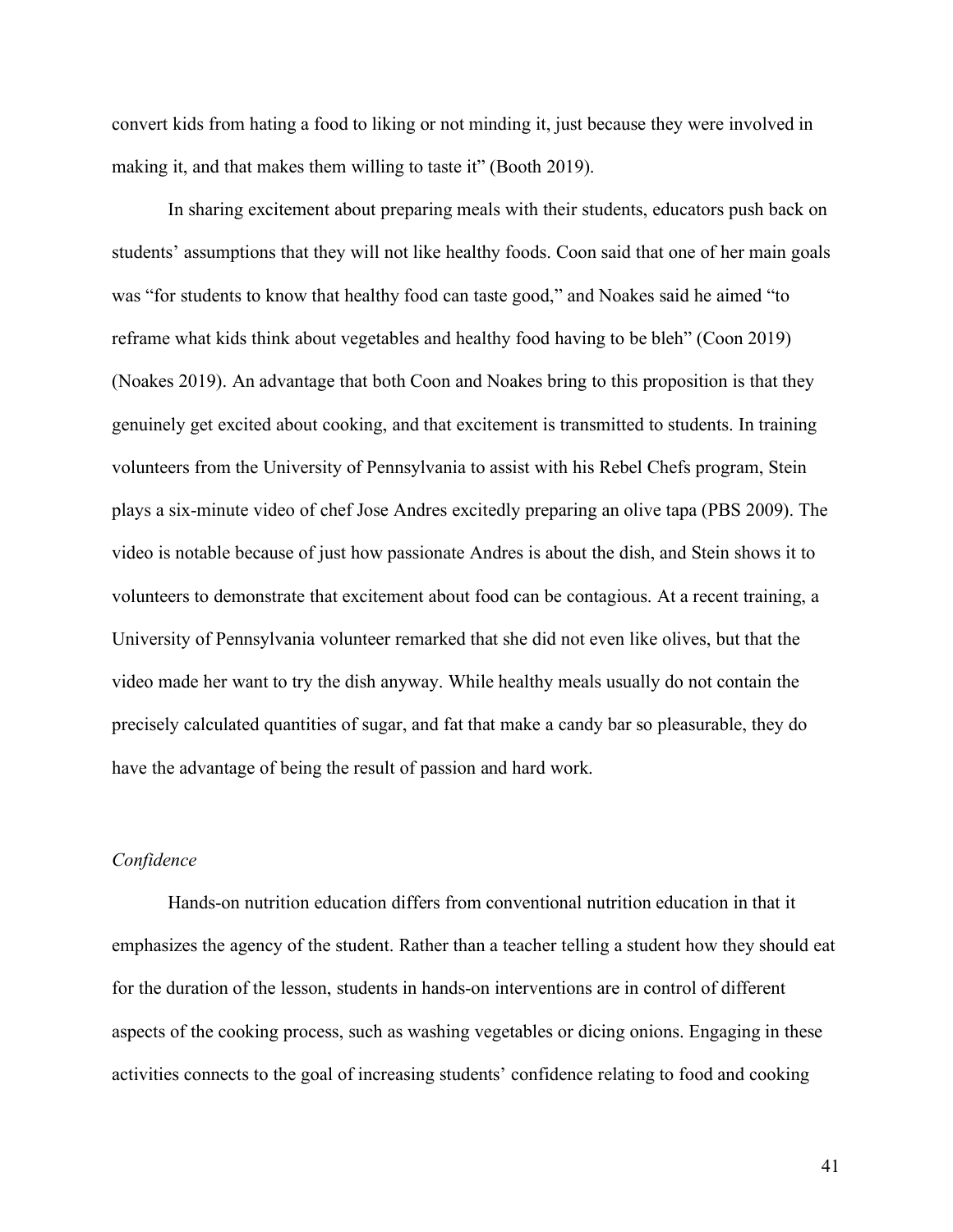convert kids from hating a food to liking or not minding it, just because they were involved in making it, and that makes them willing to taste it" (Booth 2019).

In sharing excitement about preparing meals with their students, educators push back on students' assumptions that they will not like healthy foods. Coon said that one of her main goals was "for students to know that healthy food can taste good," and Noakes said he aimed "to reframe what kids think about vegetables and healthy food having to be bleh" (Coon 2019) (Noakes 2019). An advantage that both Coon and Noakes bring to this proposition is that they genuinely get excited about cooking, and that excitement is transmitted to students. In training volunteers from the University of Pennsylvania to assist with his Rebel Chefs program, Stein plays a six-minute video of chef Jose Andres excitedly preparing an olive tapa (PBS 2009). The video is notable because of just how passionate Andres is about the dish, and Stein shows it to volunteers to demonstrate that excitement about food can be contagious. At a recent training, a University of Pennsylvania volunteer remarked that she did not even like olives, but that the video made her want to try the dish anyway. While healthy meals usually do not contain the precisely calculated quantities of sugar, and fat that make a candy bar so pleasurable, they do have the advantage of being the result of passion and hard work.

*Confidence*

Hands-on nutrition education differs from conventional nutrition education in that it emphasizes the agency of the student. Rather than a teacher telling a student how they should eat for the duration of the lesson, students in hands-on interventions are in control of different aspects of the cooking process, such as washing vegetables or dicing onions. Engaging in these activities connects to the goal of increasing students' confidence relating to food and cooking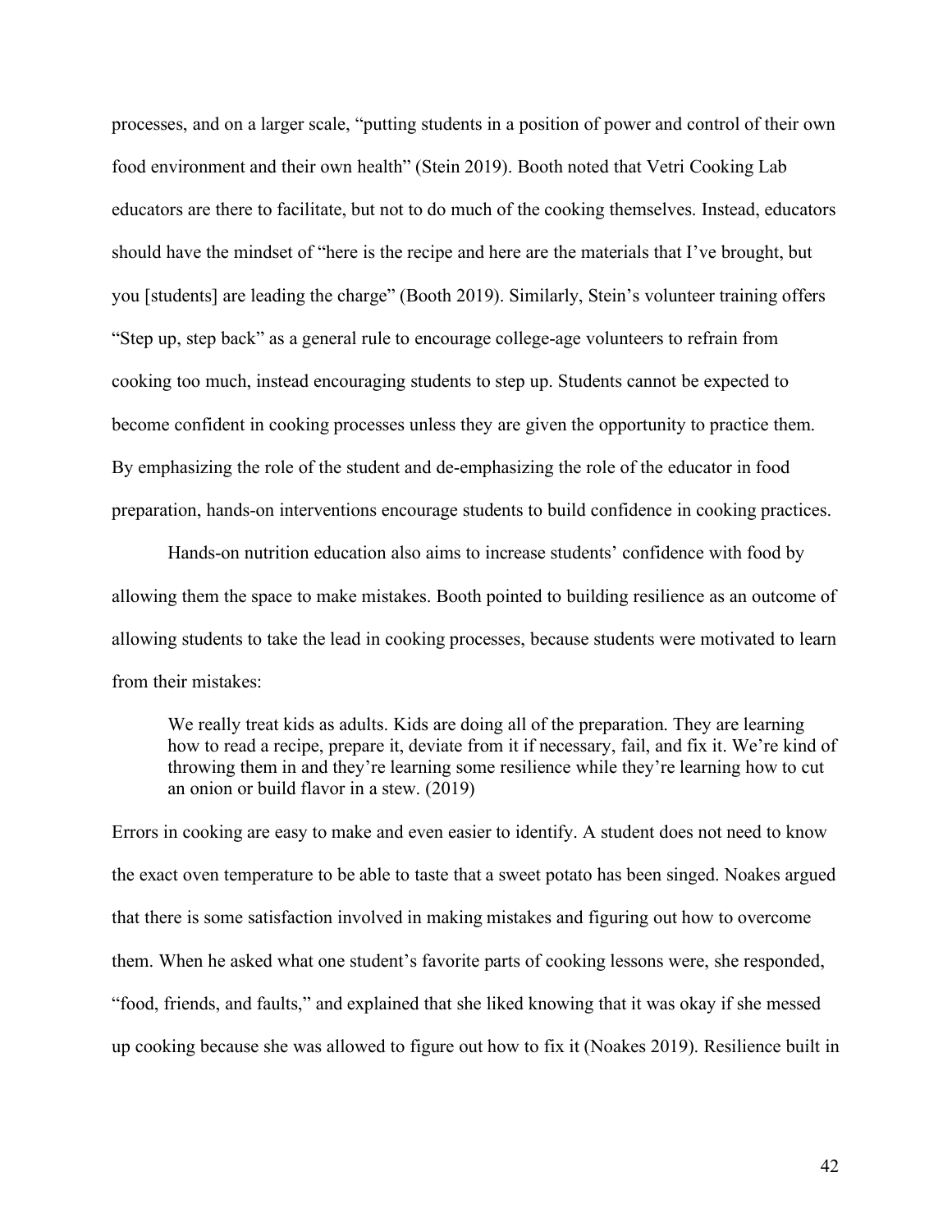processes, and on a larger scale, "putting students in a position of power and control of their own food environment and their own health" (Stein 2019). Booth noted that Vetri Cooking Lab educators are there to facilitate, but not to do much of the cooking themselves. Instead, educators should have the mindset of "here is the recipe and here are the materials that I've brought, but you [students] are leading the charge" (Booth 2019). Similarly, Stein's volunteer training offers "Step up, step back" as a general rule to encourage college-age volunteers to refrain from cooking too much, instead encouraging students to step up. Students cannot be expected to become confident in cooking processes unless they are given the opportunity to practice them. By emphasizing the role of the student and de-emphasizing the role of the educator in food preparation, hands-on interventions encourage students to build confidence in cooking practices.

Hands-on nutrition education also aims to increase students' confidence with food by allowing them the space to make mistakes. Booth pointed to building resilience as an outcome of allowing students to take the lead in cooking processes, because students were motivated to learn from their mistakes:

> We really treat kids as adults. Kids are doing all of the preparation. They are learning how to read a recipe, prepare it, deviate from it if necessary, fail, and fix it. We're kind of throwing them in and they're learning some resilience while they're learning how to cut an onion or build flavor in a stew. (2019)

Errors in cooking are easy to make and even easier to identify. A student does not need to know the exact oven temperature to be able to taste that a sweet potato has been singed. Noakes argued that there is some satisfaction involved in making mistakes and figuring out how to overcome them. When he asked what one student's favorite parts of cooking lessons were, she responded, "food, friends, and faults," and explained that she liked knowing that it was okay if she messed up cooking because she was allowed to figure out how to fix it (Noakes 2019). Resilience built in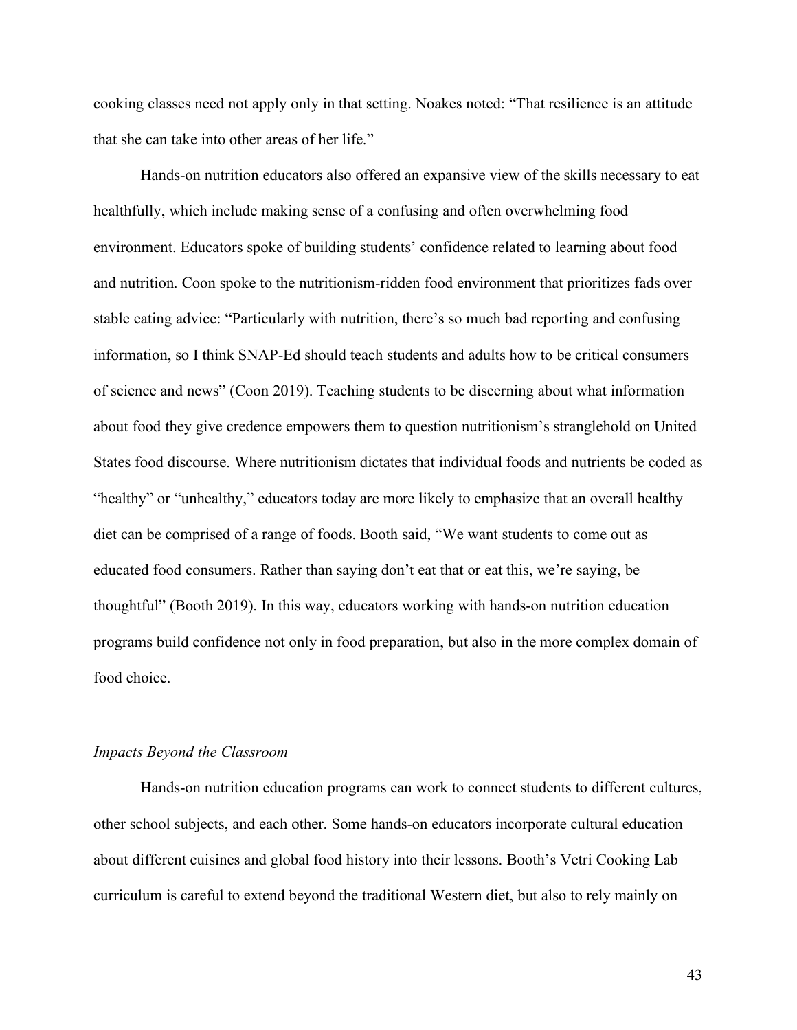cooking classes need not apply only in that setting. Noakes noted: "That resilience is an attitude that she can take into other areas of her life."

Hands-on nutrition educators also offered an expansive view of the skills necessary to eat healthfully, which include making sense of a confusing and often overwhelming food environment. Educators spoke of building students' confidence related to learning about food and nutrition. Coon spoke to the nutritionism-ridden food environment that prioritizes fads over stable eating advice: "Particularly with nutrition, there's so much bad reporting and confusing information, so I think SNAP-Ed should teach students and adults how to be critical consumers of science and news" (Coon 2019). Teaching students to be discerning about what information about food they give credence empowers them to question nutritionism's stranglehold on United States food discourse. Where nutritionism dictates that individual foods and nutrients be coded as "healthy" or "unhealthy," educators today are more likely to emphasize that an overall healthy diet can be comprised of a range of foods. Booth said, "We want students to come out as educated food consumers. Rather than saying don't eat that or eat this, we're saying, be thoughtful" (Booth 2019). In this way, educators working with hands-on nutrition education programs build confidence not only in food preparation, but also in the more complex domain of food choice.

*Impacts Beyond the Classroom*

Hands-on nutrition education programs can work to connect students to different cultures, other school subjects, and each other. Some hands-on educators incorporate cultural education about different cuisines and global food history into their lessons. Booth's Vetri Cooking Lab curriculum is careful to extend beyond the traditional Western diet, but also to rely mainly on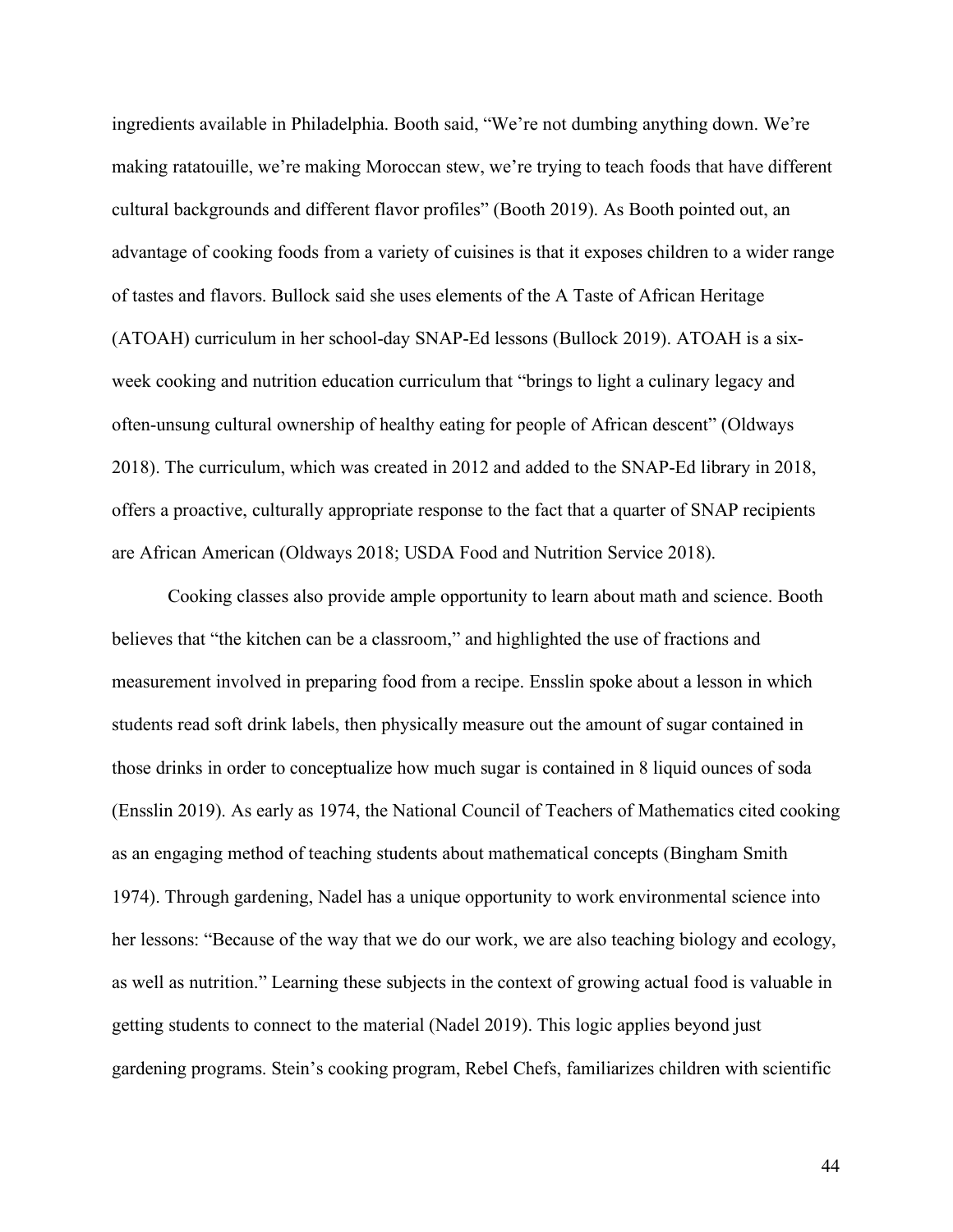ingredients available in Philadelphia. Booth said, "We're not dumbing anything down. We're making ratatouille, we're making Moroccan stew, we're trying to teach foods that have different cultural backgrounds and different flavor profiles" (Booth 2019). As Booth pointed out, an advantage of cooking foods from a variety of cuisines is that it exposes children to a wider range of tastes and flavors. Bullock said she uses elements of the A Taste of African Heritage (ATOAH) curriculum in her school-day SNAP-Ed lessons (Bullock 2019). ATOAH is a six-week cooking and nutrition education curriculum that "brings to light a culinary legacy and often-unsung cultural ownership of healthy eating for people of African descent" (Oldways 2018). The curriculum, which was created in 2012 and added to the SNAP-Ed library in 2018, offers a proactive, culturally appropriate response to the fact that a quarter of SNAP recipients are African American (Oldways 2018; USDA Food and Nutrition Service 2018).

Cooking classes also provide ample opportunity to learn about math and science. Booth believes that "the kitchen can be a classroom," and highlighted the use of fractions and measurement involved in preparing food from a recipe. Ensslin spoke about a lesson in which students read soft drink labels, then physically measure out the amount of sugar contained in those drinks in order to conceptualize how much sugar is contained in 8 liquid ounces of soda (Ensslin 2019). As early as 1974, the National Council of Teachers of Mathematics cited cooking as an engaging method of teaching students about mathematical concepts (Bingham Smith 1974). Through gardening, Nadel has a unique opportunity to work environmental science into her lessons: "Because of the way that we do our work, we are also teaching biology and ecology, as well as nutrition." Learning these subjects in the context of growing actual food is valuable in getting students to connect to the material (Nadel 2019). This logic applies beyond just gardening programs. Stein's cooking program, Rebel Chefs, familiarizes children with scientific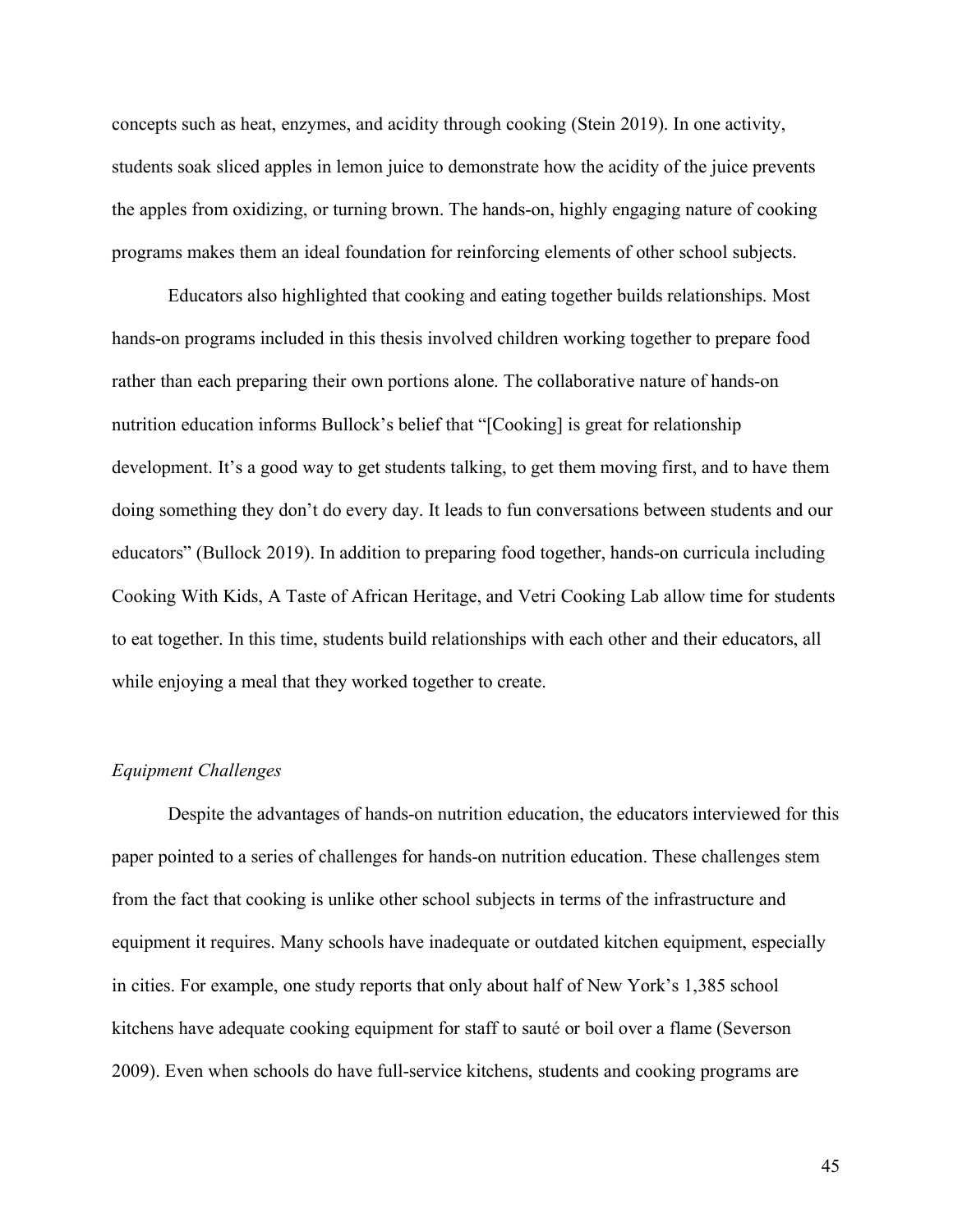concepts such as heat, enzymes, and acidity through cooking (Stein 2019). In one activity, students soak sliced apples in lemon juice to demonstrate how the acidity of the juice prevents the apples from oxidizing, or turning brown. The hands-on, highly engaging nature of cooking programs makes them an ideal foundation for reinforcing elements of other school subjects.

Educators also highlighted that cooking and eating together builds relationships. Most hands-on programs included in this thesis involved children working together to prepare food rather than each preparing their own portions alone. The collaborative nature of hands-on nutrition education informs Bullock's belief that "[Cooking] is great for relationship development. It's a good way to get students talking, to get them moving first, and to have them doing something they don't do every day. It leads to fun conversations between students and our educators" (Bullock 2019). In addition to preparing food together, hands-on curricula including Cooking With Kids, A Taste of African Heritage, and Vetri Cooking Lab allow time for students to eat together. In this time, students build relationships with each other and their educators, all while enjoying a meal that they worked together to create.

### *Equipment Challenges*

Despite the advantages of hands-on nutrition education, the educators interviewed for this paper pointed to a series of challenges for hands-on nutrition education. These challenges stem from the fact that cooking is unlike other school subjects in terms of the infrastructure and equipment it requires. Many schools have inadequate or outdated kitchen equipment, especially in cities. For example, one study reports that only about half of New York's 1,385 school kitchens have adequate cooking equipment for staff to sauté or boil over a flame (Severson 2009). Even when schools do have full-service kitchens, students and cooking programs are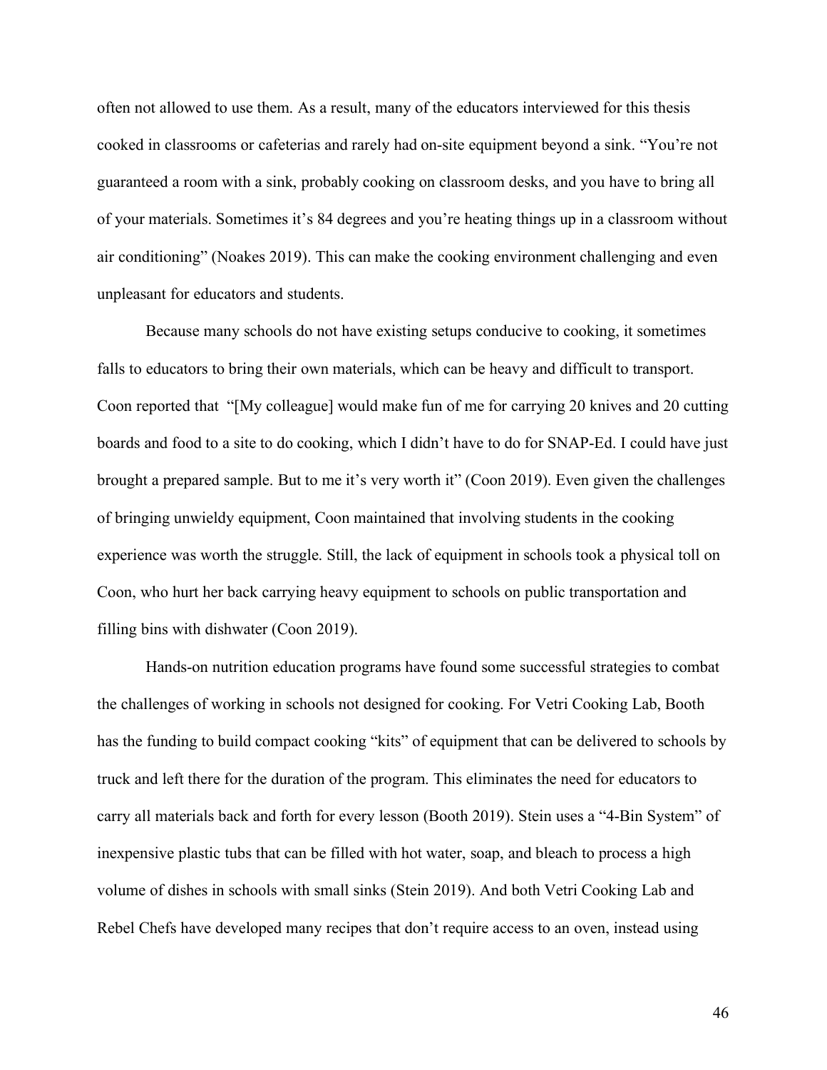often not allowed to use them. As a result, many of the educators interviewed for this thesis cooked in classrooms or cafeterias and rarely had on-site equipment beyond a sink. "You're not guaranteed a room with a sink, probably cooking on classroom desks, and you have to bring all of your materials. Sometimes it's 84 degrees and you're heating things up in a classroom without air conditioning" (Noakes 2019). This can make the cooking environment challenging and even unpleasant for educators and students.

Because many schools do not have existing setups conducive to cooking, it sometimes falls to educators to bring their own materials, which can be heavy and difficult to transport. Coon reported that "[My colleague] would make fun of me for carrying 20 knives and 20 cutting boards and food to a site to do cooking, which I didn't have to do for SNAP-Ed. I could have just brought a prepared sample. But to me it's very worth it" (Coon 2019). Even given the challenges of bringing unwieldy equipment, Coon maintained that involving students in the cooking experience was worth the struggle. Still, the lack of equipment in schools took a physical toll on Coon, who hurt her back carrying heavy equipment to schools on public transportation and filling bins with dishwater (Coon 2019).

Hands-on nutrition education programs have found some successful strategies to combat the challenges of working in schools not designed for cooking. For Vetri Cooking Lab, Booth has the funding to build compact cooking "kits" of equipment that can be delivered to schools by truck and left there for the duration of the program. This eliminates the need for educators to carry all materials back and forth for every lesson (Booth 2019). Stein uses a "4-Bin System" of inexpensive plastic tubs that can be filled with hot water, soap, and bleach to process a high volume of dishes in schools with small sinks (Stein 2019). And both Vetri Cooking Lab and Rebel Chefs have developed many recipes that don't require access to an oven, instead using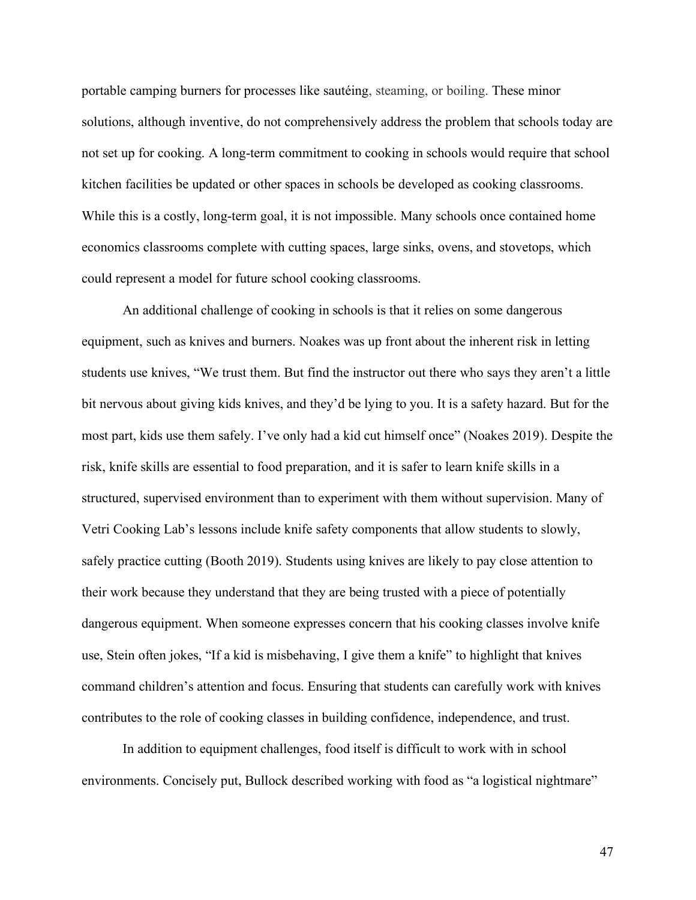portable camping burners for processes like sautéing, steaming, or boiling. These minor solutions, although inventive, do not comprehensively address the problem that schools today are not set up for cooking. A long-term commitment to cooking in schools would require that school kitchen facilities be updated or other spaces in schools be developed as cooking classrooms. While this is a costly, long-term goal, it is not impossible. Many schools once contained home economics classrooms complete with cutting spaces, large sinks, ovens, and stovetops, which could represent a model for future school cooking classrooms.

An additional challenge of cooking in schools is that it relies on some dangerous equipment, such as knives and burners. Noakes was up front about the inherent risk in letting students use knives, "We trust them. But find the instructor out there who says they aren't a little bit nervous about giving kids knives, and they'd be lying to you. It is a safety hazard. But for the most part, kids use them safely. I've only had a kid cut himself once" (Noakes 2019). Despite the risk, knife skills are essential to food preparation, and it is safer to learn knife skills in a structured, supervised environment than to experiment with them without supervision. Many of Vetri Cooking Lab's lessons include knife safety components that allow students to slowly, safely practice cutting (Booth 2019). Students using knives are likely to pay close attention to their work because they understand that they are being trusted with a piece of potentially dangerous equipment. When someone expresses concern that his cooking classes involve knife use, Stein often jokes, "If a kid is misbehaving, I give them a knife" to highlight that knives command children's attention and focus. Ensuring that students can carefully work with knives contributes to the role of cooking classes in building confidence, independence, and trust.

In addition to equipment challenges, food itself is difficult to work with in school environments. Concisely put, Bullock described working with food as "a logistical nightmare"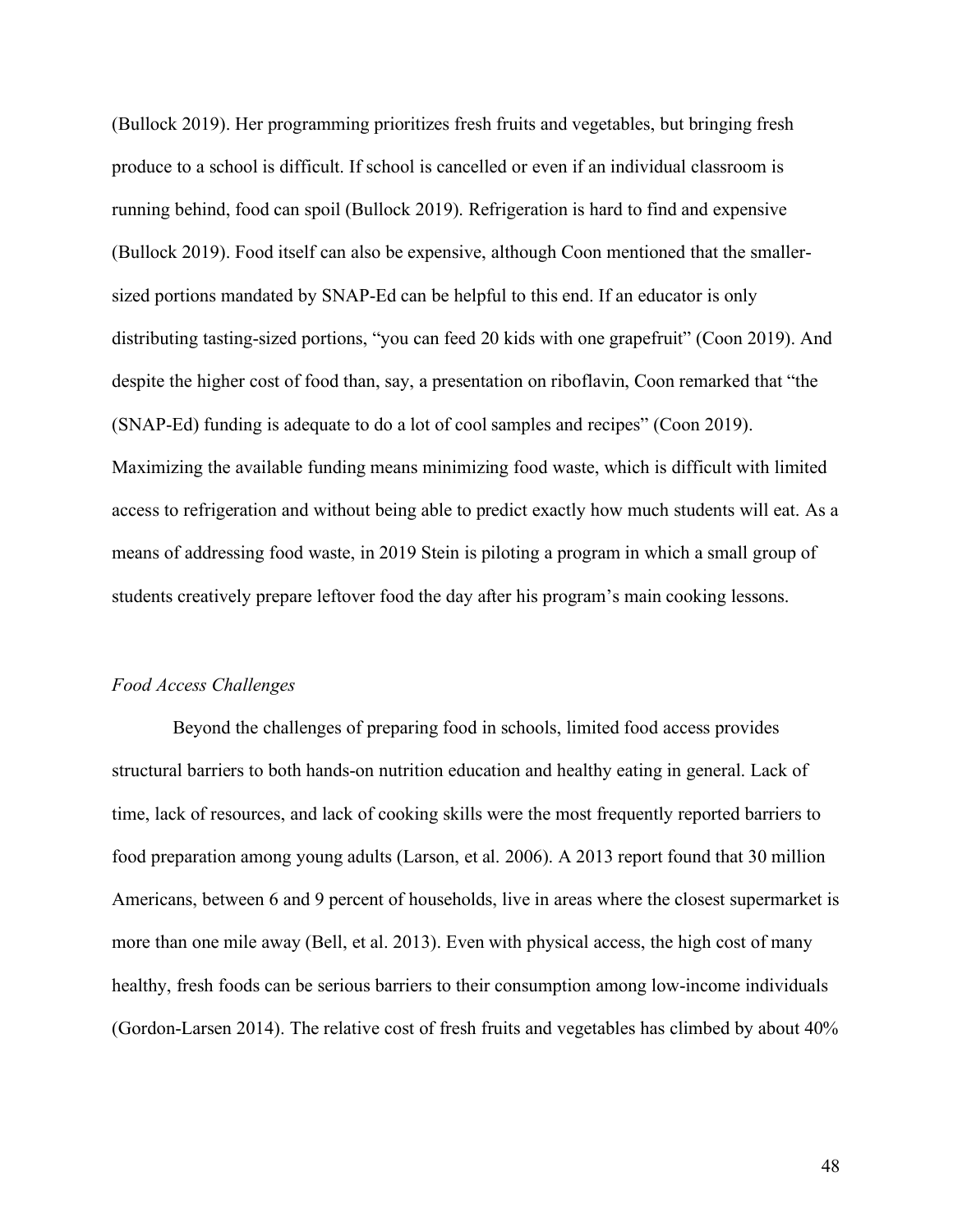(Bullock 2019). Her programming prioritizes fresh fruits and vegetables, but bringing fresh produce to a school is difficult. If school is cancelled or even if an individual classroom is running behind, food can spoil (Bullock 2019). Refrigeration is hard to find and expensive (Bullock 2019). Food itself can also be expensive, although Coon mentioned that the smaller-sized portions mandated by SNAP-Ed can be helpful to this end. If an educator is only distributing tasting-sized portions, "you can feed 20 kids with one grapefruit" (Coon 2019). And despite the higher cost of food than, say, a presentation on riboflavin, Coon remarked that "the (SNAP-Ed) funding is adequate to do a lot of cool samples and recipes" (Coon 2019). Maximizing the available funding means minimizing food waste, which is difficult with limited access to refrigeration and without being able to predict exactly how much students will eat. As a means of addressing food waste, in 2019 Stein is piloting a program in which a small group of students creatively prepare leftover food the day after his program's main cooking lessons.

*Food Access Challenges*

Beyond the challenges of preparing food in schools, limited food access provides structural barriers to both hands-on nutrition education and healthy eating in general. Lack of time, lack of resources, and lack of cooking skills were the most frequently reported barriers to food preparation among young adults (Larson, et al. 2006). A 2013 report found that 30 million Americans, between 6 and 9 percent of households, live in areas where the closest supermarket is more than one mile away (Bell, et al. 2013). Even with physical access, the high cost of many healthy, fresh foods can be serious barriers to their consumption among low-income individuals (Gordon-Larsen 2014). The relative cost of fresh fruits and vegetables has climbed by about 40%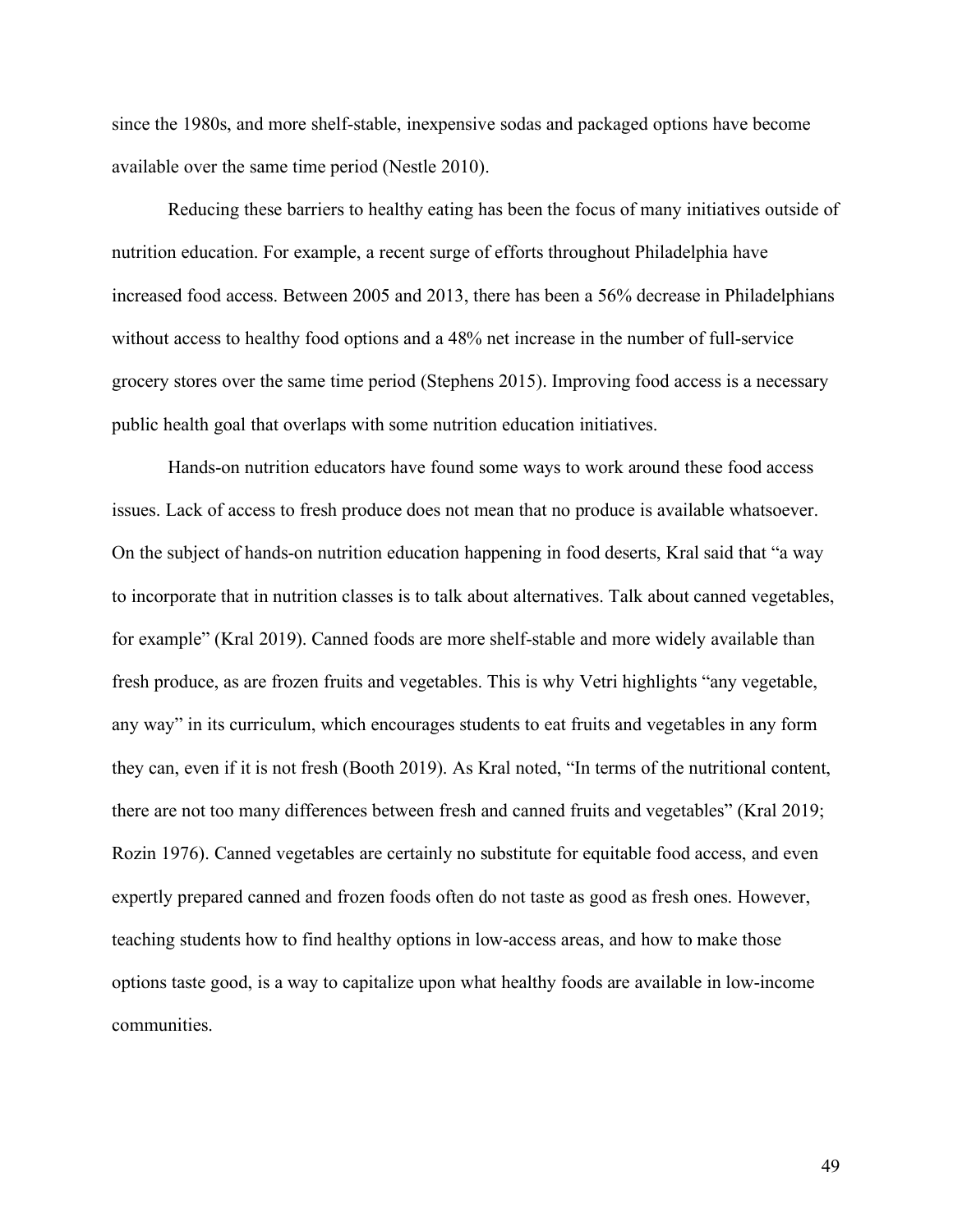since the 1980s, and more shelf-stable, inexpensive sodas and packaged options have become available over the same time period (Nestle 2010).

Reducing these barriers to healthy eating has been the focus of many initiatives outside of nutrition education. For example, a recent surge of efforts throughout Philadelphia have increased food access. Between 2005 and 2013, there has been a 56% decrease in Philadelphians without access to healthy food options and a 48% net increase in the number of full-service grocery stores over the same time period (Stephens 2015). Improving food access is a necessary public health goal that overlaps with some nutrition education initiatives.

Hands-on nutrition educators have found some ways to work around these food access issues. Lack of access to fresh produce does not mean that no produce is available whatsoever. On the subject of hands-on nutrition education happening in food deserts, Kral said that "a way to incorporate that in nutrition classes is to talk about alternatives. Talk about canned vegetables, for example" (Kral 2019). Canned foods are more shelf-stable and more widely available than fresh produce, as are frozen fruits and vegetables. This is why Vetri highlights "any vegetable, any way" in its curriculum, which encourages students to eat fruits and vegetables in any form they can, even if it is not fresh (Booth 2019). As Kral noted, "In terms of the nutritional content, there are not too many differences between fresh and canned fruits and vegetables" (Kral 2019; Rozin 1976). Canned vegetables are certainly no substitute for equitable food access, and even expertly prepared canned and frozen foods often do not taste as good as fresh ones. However, teaching students how to find healthy options in low-access areas, and how to make those options taste good, is a way to capitalize upon what healthy foods are available in low-income communities.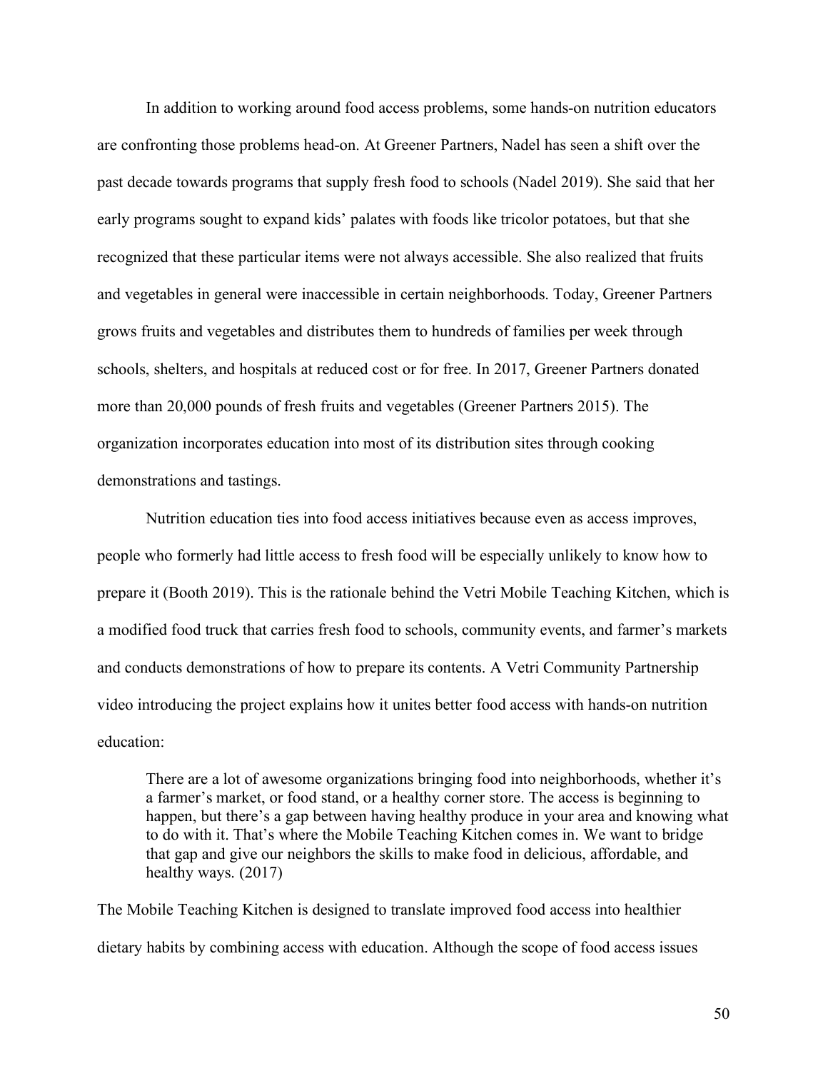In addition to working around food access problems, some hands-on nutrition educators are confronting those problems head-on. At Greener Partners, Nadel has seen a shift over the past decade towards programs that supply fresh food to schools (Nadel 2019). She said that her early programs sought to expand kids' palates with foods like tricolor potatoes, but that she recognized that these particular items were not always accessible. She also realized that fruits and vegetables in general were inaccessible in certain neighborhoods. Today, Greener Partners grows fruits and vegetables and distributes them to hundreds of families per week through schools, shelters, and hospitals at reduced cost or for free. In 2017, Greener Partners donated more than 20,000 pounds of fresh fruits and vegetables (Greener Partners 2015). The organization incorporates education into most of its distribution sites through cooking demonstrations and tastings.

Nutrition education ties into food access initiatives because even as access improves, people who formerly had little access to fresh food will be especially unlikely to know how to prepare it (Booth 2019). This is the rationale behind the Vetri Mobile Teaching Kitchen, which is a modified food truck that carries fresh food to schools, community events, and farmer's markets and conducts demonstrations of how to prepare its contents. A Vetri Community Partnership video introducing the project explains how it unites better food access with hands-on nutrition education:

> There are a lot of awesome organizations bringing food into neighborhoods, whether it's a farmer's market, or food stand, or a healthy corner store. The access is beginning to happen, but there's a gap between having healthy produce in your area and knowing what to do with it. That's where the Mobile Teaching Kitchen comes in. We want to bridge that gap and give our neighbors the skills to make food in delicious, affordable, and healthy ways. (2017)

The Mobile Teaching Kitchen is designed to translate improved food access into healthier dietary habits by combining access with education. Although the scope of food access issues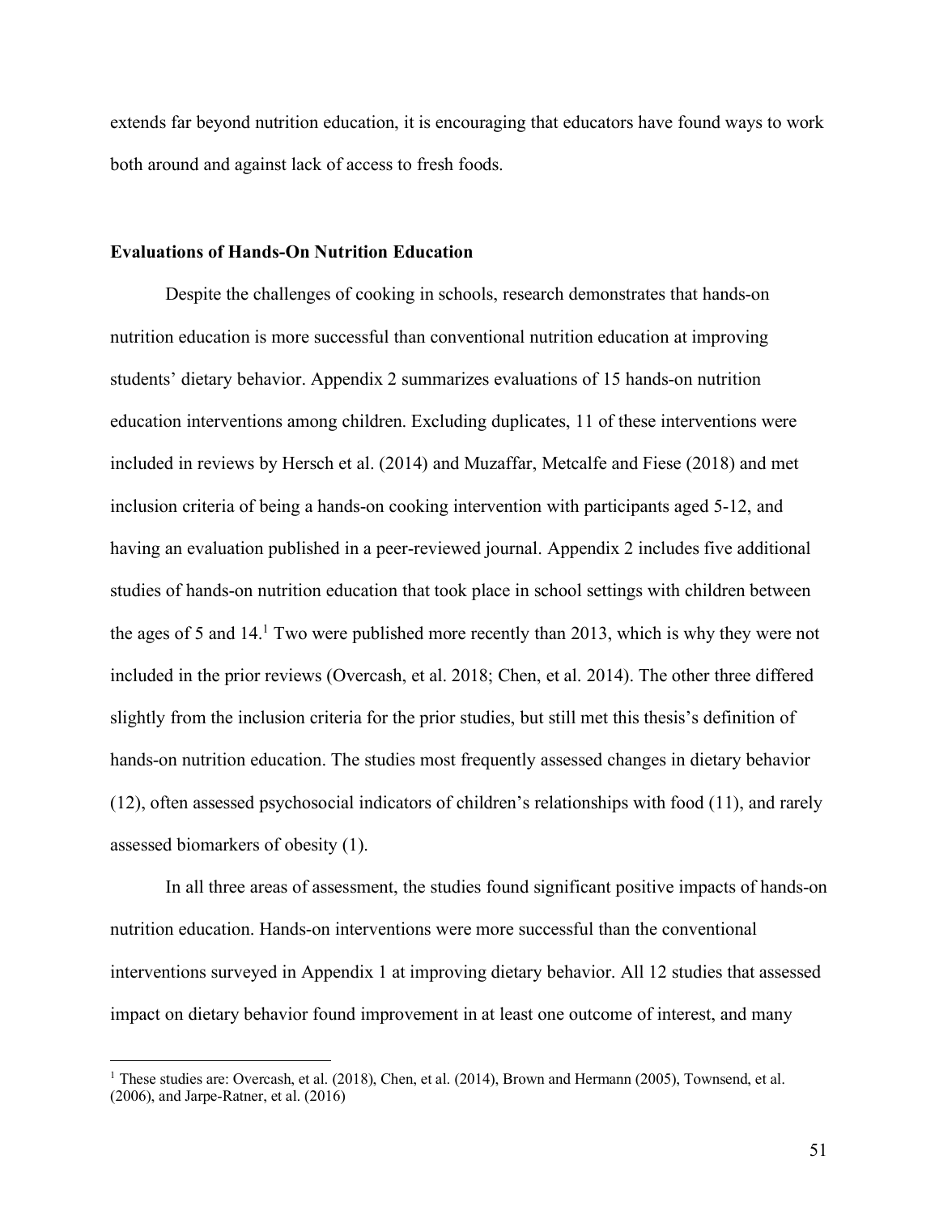extends far beyond nutrition education, it is encouraging that educators have found ways to work both around and against lack of access to fresh foods.

**Evaluations of Hands-On Nutrition Education**

Despite the challenges of cooking in schools, research demonstrates that hands-on nutrition education is more successful than conventional nutrition education at improving students' dietary behavior. Appendix 2 summarizes evaluations of 15 hands-on nutrition education interventions among children. Excluding duplicates, 11 of these interventions were included in reviews by Hersch et al. (2014) and Muzaffar, Metcalfe and Fiese (2018) and met inclusion criteria of being a hands-on cooking intervention with participants aged 5-12, and having an evaluation published in a peer-reviewed journal. Appendix 2 includes five additional studies of hands-on nutrition education that took place in school settings with children between the ages of 5 and 14.[1] Two were published more recently than 2013, which is why they were not included in the prior reviews (Overcash, et al. 2018; Chen, et al. 2014). The other three differed slightly from the inclusion criteria for the prior studies, but still met this thesis's definition of hands-on nutrition education. The studies most frequently assessed changes in dietary behavior (12), often assessed psychosocial indicators of children's relationships with food (11), and rarely assessed biomarkers of obesity (1).

In all three areas of assessment, the studies found significant positive impacts of hands-on nutrition education. Hands-on interventions were more successful than the conventional interventions surveyed in Appendix 1 at improving dietary behavior. All 12 studies that assessed impact on dietary behavior found improvement in at least one outcome of interest, and many

[1] These studies are: Overcash, et al. (2018), Chen, et al. (2014), Brown and Hermann (2005), Townsend, et al. (2006), and Jarpe-Ratner, et al. (2016)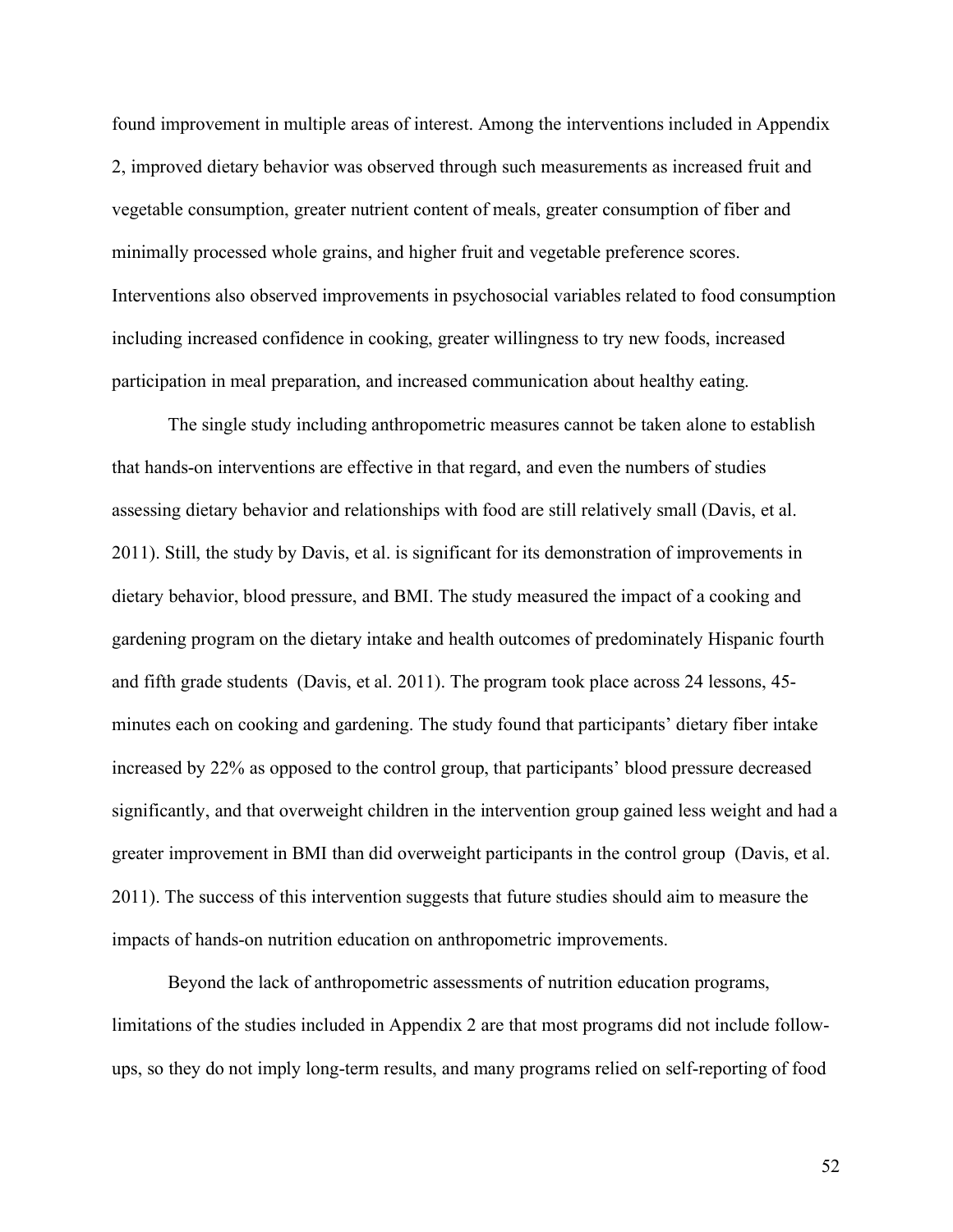found improvement in multiple areas of interest. Among the interventions included in Appendix 2, improved dietary behavior was observed through such measurements as increased fruit and vegetable consumption, greater nutrient content of meals, greater consumption of fiber and minimally processed whole grains, and higher fruit and vegetable preference scores. Interventions also observed improvements in psychosocial variables related to food consumption including increased confidence in cooking, greater willingness to try new foods, increased participation in meal preparation, and increased communication about healthy eating.

The single study including anthropometric measures cannot be taken alone to establish that hands-on interventions are effective in that regard, and even the numbers of studies assessing dietary behavior and relationships with food are still relatively small (Davis, et al. 2011). Still, the study by Davis, et al. is significant for its demonstration of improvements in dietary behavior, blood pressure, and BMI. The study measured the impact of a cooking and gardening program on the dietary intake and health outcomes of predominately Hispanic fourth and fifth grade students (Davis, et al. 2011). The program took place across 24 lessons, 45-minutes each on cooking and gardening. The study found that participants' dietary fiber intake increased by 22% as opposed to the control group, that participants' blood pressure decreased significantly, and that overweight children in the intervention group gained less weight and had a greater improvement in BMI than did overweight participants in the control group (Davis, et al. 2011). The success of this intervention suggests that future studies should aim to measure the impacts of hands-on nutrition education on anthropometric improvements.

Beyond the lack of anthropometric assessments of nutrition education programs, limitations of the studies included in Appendix 2 are that most programs did not include follow-ups, so they do not imply long-term results, and many programs relied on self-reporting of food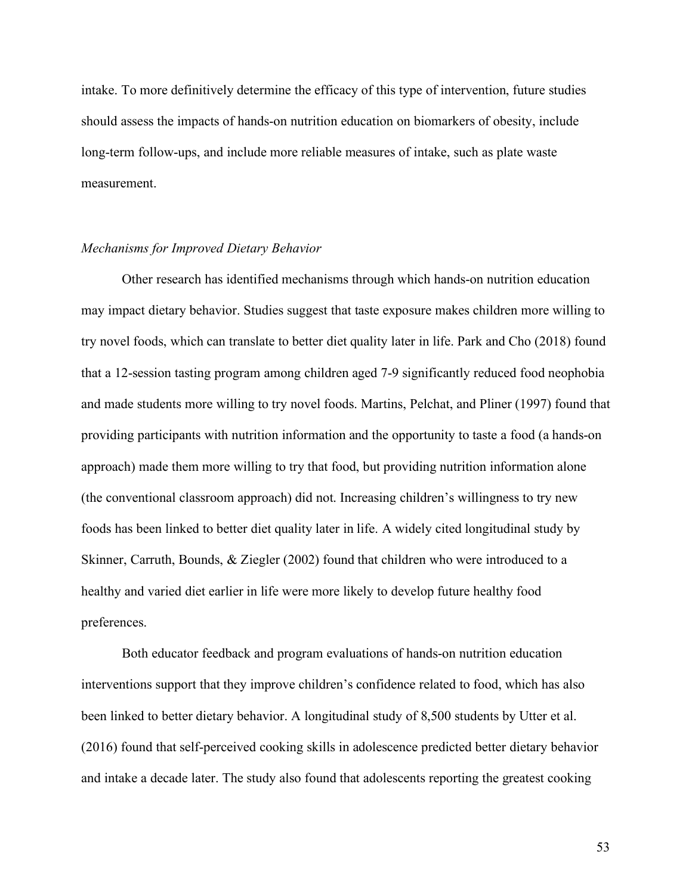intake. To more definitively determine the efficacy of this type of intervention, future studies should assess the impacts of hands-on nutrition education on biomarkers of obesity, include long-term follow-ups, and include more reliable measures of intake, such as plate waste measurement.

### *Mechanisms for Improved Dietary Behavior*

Other research has identified mechanisms through which hands-on nutrition education may impact dietary behavior. Studies suggest that taste exposure makes children more willing to try novel foods, which can translate to better diet quality later in life. Park and Cho (2018) found that a 12-session tasting program among children aged 7-9 significantly reduced food neophobia and made students more willing to try novel foods. Martins, Pelchat, and Pliner (1997) found that providing participants with nutrition information and the opportunity to taste a food (a hands-on approach) made them more willing to try that food, but providing nutrition information alone (the conventional classroom approach) did not. Increasing children's willingness to try new foods has been linked to better diet quality later in life. A widely cited longitudinal study by Skinner, Carruth, Bounds, & Ziegler (2002) found that children who were introduced to a healthy and varied diet earlier in life were more likely to develop future healthy food preferences.

Both educator feedback and program evaluations of hands-on nutrition education interventions support that they improve children's confidence related to food, which has also been linked to better dietary behavior. A longitudinal study of 8,500 students by Utter et al. (2016) found that self-perceived cooking skills in adolescence predicted better dietary behavior and intake a decade later. The study also found that adolescents reporting the greatest cooking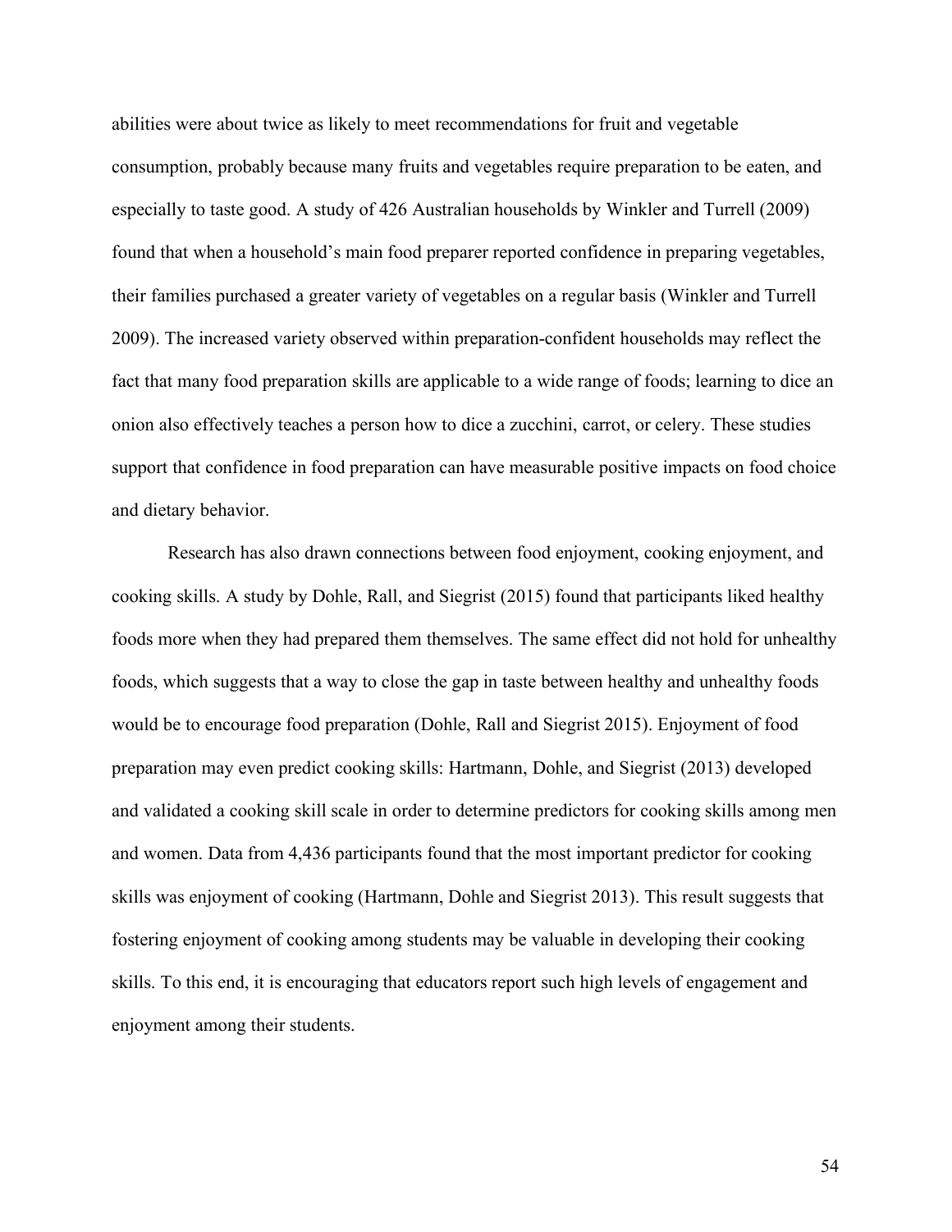abilities were about twice as likely to meet recommendations for fruit and vegetable consumption, probably because many fruits and vegetables require preparation to be eaten, and especially to taste good. A study of 426 Australian households by Winkler and Turrell (2009) found that when a household's main food preparer reported confidence in preparing vegetables, their families purchased a greater variety of vegetables on a regular basis (Winkler and Turrell 2009). The increased variety observed within preparation-confident households may reflect the fact that many food preparation skills are applicable to a wide range of foods; learning to dice an onion also effectively teaches a person how to dice a zucchini, carrot, or celery. These studies support that confidence in food preparation can have measurable positive impacts on food choice and dietary behavior.

Research has also drawn connections between food enjoyment, cooking enjoyment, and cooking skills. A study by Dohle, Rall, and Siegrist (2015) found that participants liked healthy foods more when they had prepared them themselves. The same effect did not hold for unhealthy foods, which suggests that a way to close the gap in taste between healthy and unhealthy foods would be to encourage food preparation (Dohle, Rall and Siegrist 2015). Enjoyment of food preparation may even predict cooking skills: Hartmann, Dohle, and Siegrist (2013) developed and validated a cooking skill scale in order to determine predictors for cooking skills among men and women. Data from 4,436 participants found that the most important predictor for cooking skills was enjoyment of cooking (Hartmann, Dohle and Siegrist 2013). This result suggests that fostering enjoyment of cooking among students may be valuable in developing their cooking skills. To this end, it is encouraging that educators report such high levels of engagement and enjoyment among their students.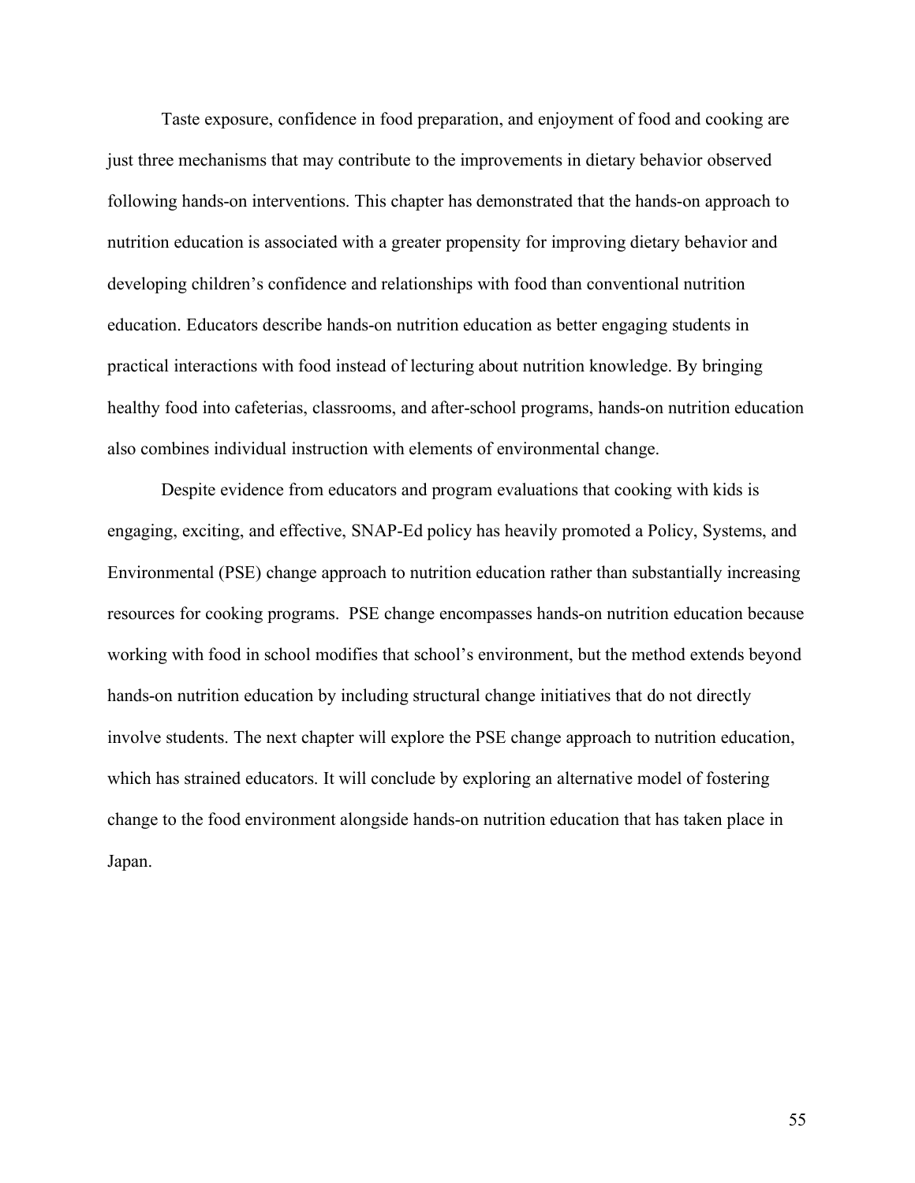Taste exposure, confidence in food preparation, and enjoyment of food and cooking are just three mechanisms that may contribute to the improvements in dietary behavior observed following hands-on interventions. This chapter has demonstrated that the hands-on approach to nutrition education is associated with a greater propensity for improving dietary behavior and developing children's confidence and relationships with food than conventional nutrition education. Educators describe hands-on nutrition education as better engaging students in practical interactions with food instead of lecturing about nutrition knowledge. By bringing healthy food into cafeterias, classrooms, and after-school programs, hands-on nutrition education also combines individual instruction with elements of environmental change.

Despite evidence from educators and program evaluations that cooking with kids is engaging, exciting, and effective, SNAP-Ed policy has heavily promoted a Policy, Systems, and Environmental (PSE) change approach to nutrition education rather than substantially increasing resources for cooking programs. PSE change encompasses hands-on nutrition education because working with food in school modifies that school's environment, but the method extends beyond hands-on nutrition education by including structural change initiatives that do not directly involve students. The next chapter will explore the PSE change approach to nutrition education, which has strained educators. It will conclude by exploring an alternative model of fostering change to the food environment alongside hands-on nutrition education that has taken place in Japan.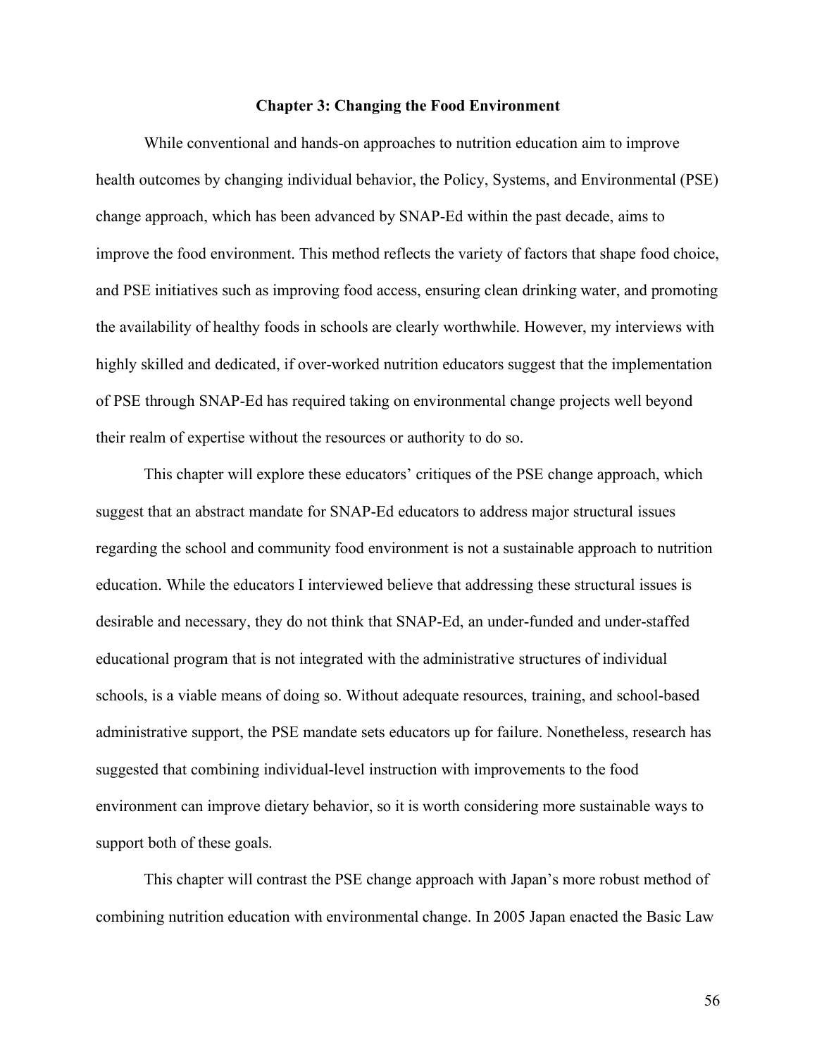# Chapter 3: Changing the Food Environment

While conventional and hands-on approaches to nutrition education aim to improve health outcomes by changing individual behavior, the Policy, Systems, and Environmental (PSE) change approach, which has been advanced by SNAP-Ed within the past decade, aims to improve the food environment. This method reflects the variety of factors that shape food choice, and PSE initiatives such as improving food access, ensuring clean drinking water, and promoting the availability of healthy foods in schools are clearly worthwhile. However, my interviews with highly skilled and dedicated, if over-worked nutrition educators suggest that the implementation of PSE through SNAP-Ed has required taking on environmental change projects well beyond their realm of expertise without the resources or authority to do so.

This chapter will explore these educators' critiques of the PSE change approach, which suggest that an abstract mandate for SNAP-Ed educators to address major structural issues regarding the school and community food environment is not a sustainable approach to nutrition education. While the educators I interviewed believe that addressing these structural issues is desirable and necessary, they do not think that SNAP-Ed, an under-funded and under-staffed educational program that is not integrated with the administrative structures of individual schools, is a viable means of doing so. Without adequate resources, training, and school-based administrative support, the PSE mandate sets educators up for failure. Nonetheless, research has suggested that combining individual-level instruction with improvements to the food environment can improve dietary behavior, so it is worth considering more sustainable ways to support both of these goals.

This chapter will contrast the PSE change approach with Japan's more robust method of combining nutrition education with environmental change. In 2005 Japan enacted the Basic Law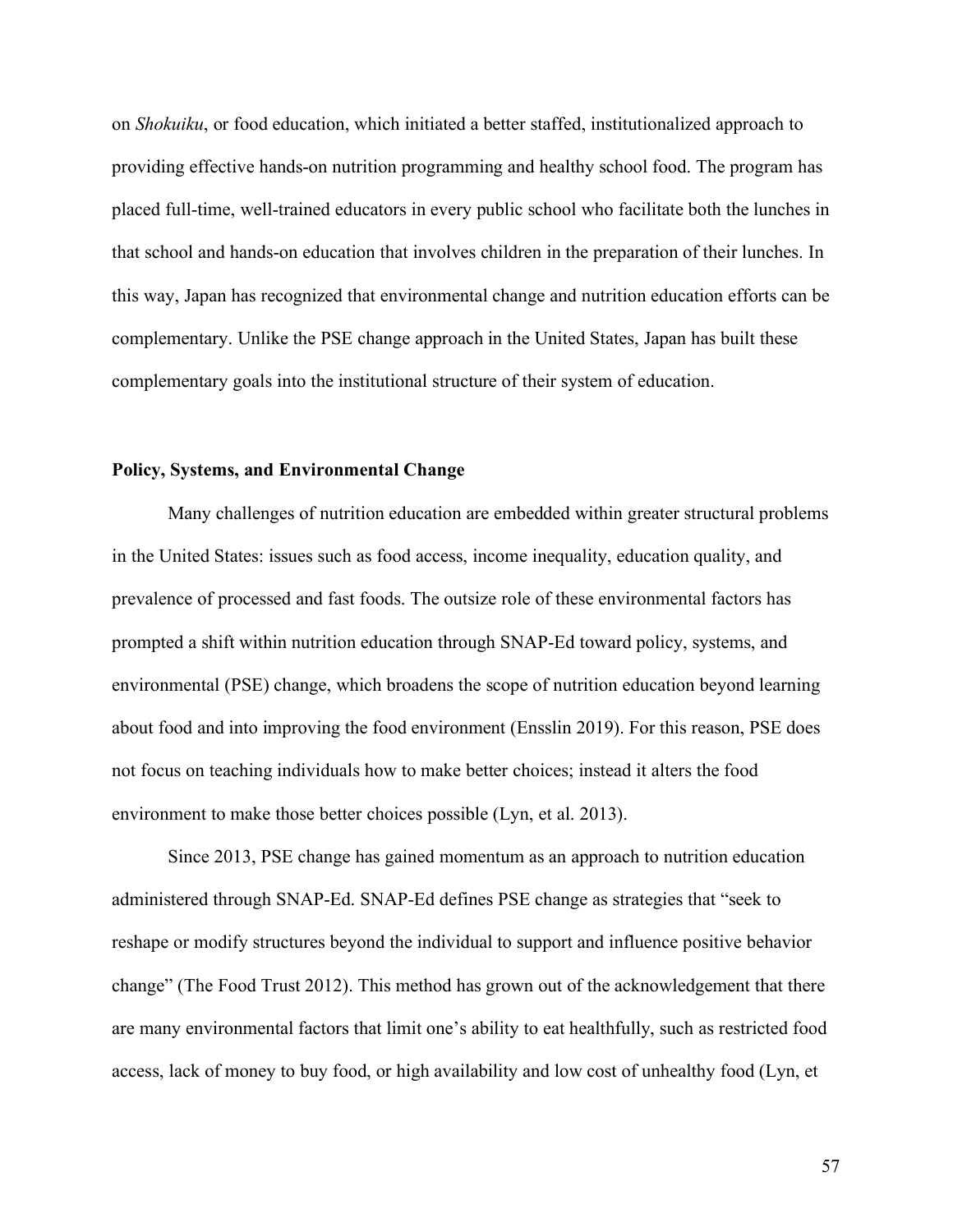on *Shokuiku*, or food education, which initiated a better staffed, institutionalized approach to providing effective hands-on nutrition programming and healthy school food. The program has placed full-time, well-trained educators in every public school who facilitate both the lunches in that school and hands-on education that involves children in the preparation of their lunches. In this way, Japan has recognized that environmental change and nutrition education efforts can be complementary. Unlike the PSE change approach in the United States, Japan has built these complementary goals into the institutional structure of their system of education.

**Policy, Systems, and Environmental Change**

Many challenges of nutrition education are embedded within greater structural problems in the United States: issues such as food access, income inequality, education quality, and prevalence of processed and fast foods. The outsize role of these environmental factors has prompted a shift within nutrition education through SNAP-Ed toward policy, systems, and environmental (PSE) change, which broadens the scope of nutrition education beyond learning about food and into improving the food environment (Ensslin 2019). For this reason, PSE does not focus on teaching individuals how to make better choices; instead it alters the food environment to make those better choices possible (Lyn, et al. 2013).

Since 2013, PSE change has gained momentum as an approach to nutrition education administered through SNAP-Ed. SNAP-Ed defines PSE change as strategies that "seek to reshape or modify structures beyond the individual to support and influence positive behavior change" (The Food Trust 2012). This method has grown out of the acknowledgement that there are many environmental factors that limit one's ability to eat healthfully, such as restricted food access, lack of money to buy food, or high availability and low cost of unhealthy food (Lyn, et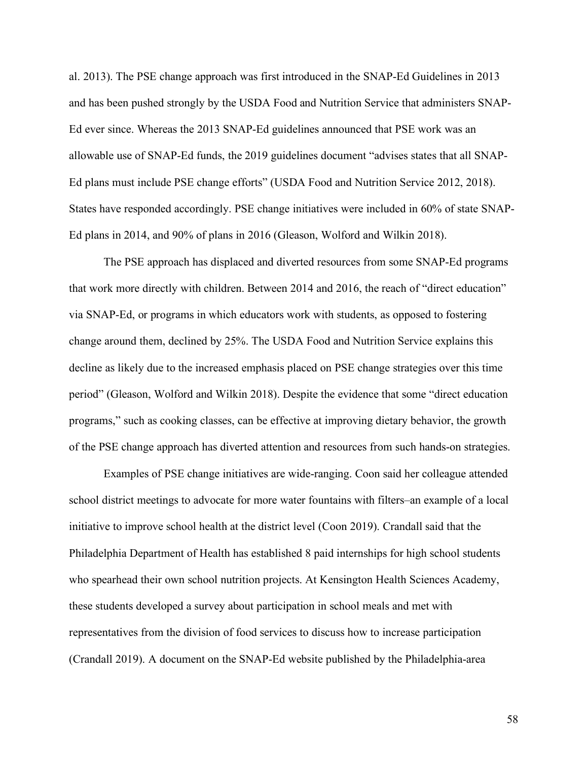al. 2013). The PSE change approach was first introduced in the SNAP-Ed Guidelines in 2013 and has been pushed strongly by the USDA Food and Nutrition Service that administers SNAP-Ed ever since. Whereas the 2013 SNAP-Ed guidelines announced that PSE work was an allowable use of SNAP-Ed funds, the 2019 guidelines document "advises states that all SNAP-Ed plans must include PSE change efforts" (USDA Food and Nutrition Service 2012, 2018). States have responded accordingly. PSE change initiatives were included in 60% of state SNAP-Ed plans in 2014, and 90% of plans in 2016 (Gleason, Wolford and Wilkin 2018).

The PSE approach has displaced and diverted resources from some SNAP-Ed programs that work more directly with children. Between 2014 and 2016, the reach of "direct education" via SNAP-Ed, or programs in which educators work with students, as opposed to fostering change around them, declined by 25%. The USDA Food and Nutrition Service explains this decline as likely due to the increased emphasis placed on PSE change strategies over this time period" (Gleason, Wolford and Wilkin 2018). Despite the evidence that some "direct education programs," such as cooking classes, can be effective at improving dietary behavior, the growth of the PSE change approach has diverted attention and resources from such hands-on strategies.

Examples of PSE change initiatives are wide-ranging. Coon said her colleague attended school district meetings to advocate for more water fountains with filters–an example of a local initiative to improve school health at the district level (Coon 2019). Crandall said that the Philadelphia Department of Health has established 8 paid internships for high school students who spearhead their own school nutrition projects. At Kensington Health Sciences Academy, these students developed a survey about participation in school meals and met with representatives from the division of food services to discuss how to increase participation (Crandall 2019). A document on the SNAP-Ed website published by the Philadelphia-area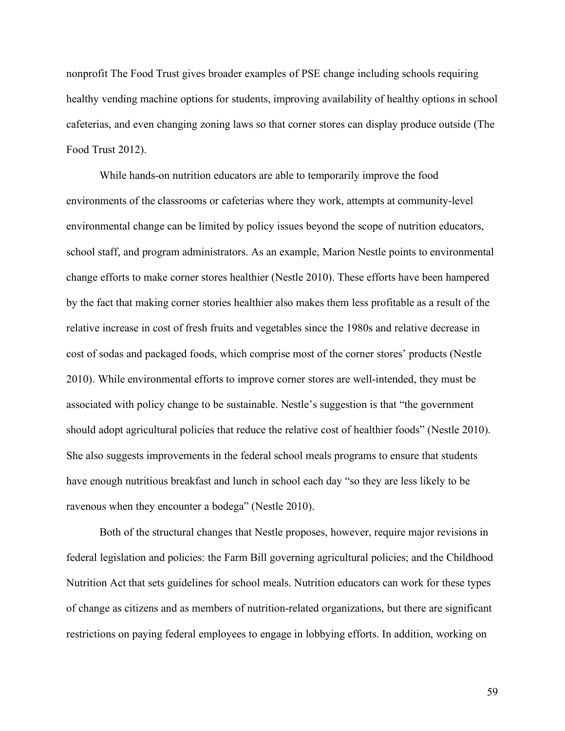nonprofit The Food Trust gives broader examples of PSE change including schools requiring healthy vending machine options for students, improving availability of healthy options in school cafeterias, and even changing zoning laws so that corner stores can display produce outside (The Food Trust 2012).

While hands-on nutrition educators are able to temporarily improve the food environments of the classrooms or cafeterias where they work, attempts at community-level environmental change can be limited by policy issues beyond the scope of nutrition educators, school staff, and program administrators. As an example, Marion Nestle points to environmental change efforts to make corner stores healthier (Nestle 2010). These efforts have been hampered by the fact that making corner stories healthier also makes them less profitable as a result of the relative increase in cost of fresh fruits and vegetables since the 1980s and relative decrease in cost of sodas and packaged foods, which comprise most of the corner stores' products (Nestle 2010). While environmental efforts to improve corner stores are well-intended, they must be associated with policy change to be sustainable. Nestle's suggestion is that "the government should adopt agricultural policies that reduce the relative cost of healthier foods" (Nestle 2010). She also suggests improvements in the federal school meals programs to ensure that students have enough nutritious breakfast and lunch in school each day "so they are less likely to be ravenous when they encounter a bodega" (Nestle 2010).

Both of the structural changes that Nestle proposes, however, require major revisions in federal legislation and policies: the Farm Bill governing agricultural policies; and the Childhood Nutrition Act that sets guidelines for school meals. Nutrition educators can work for these types of change as citizens and as members of nutrition-related organizations, but there are significant restrictions on paying federal employees to engage in lobbying efforts. In addition, working on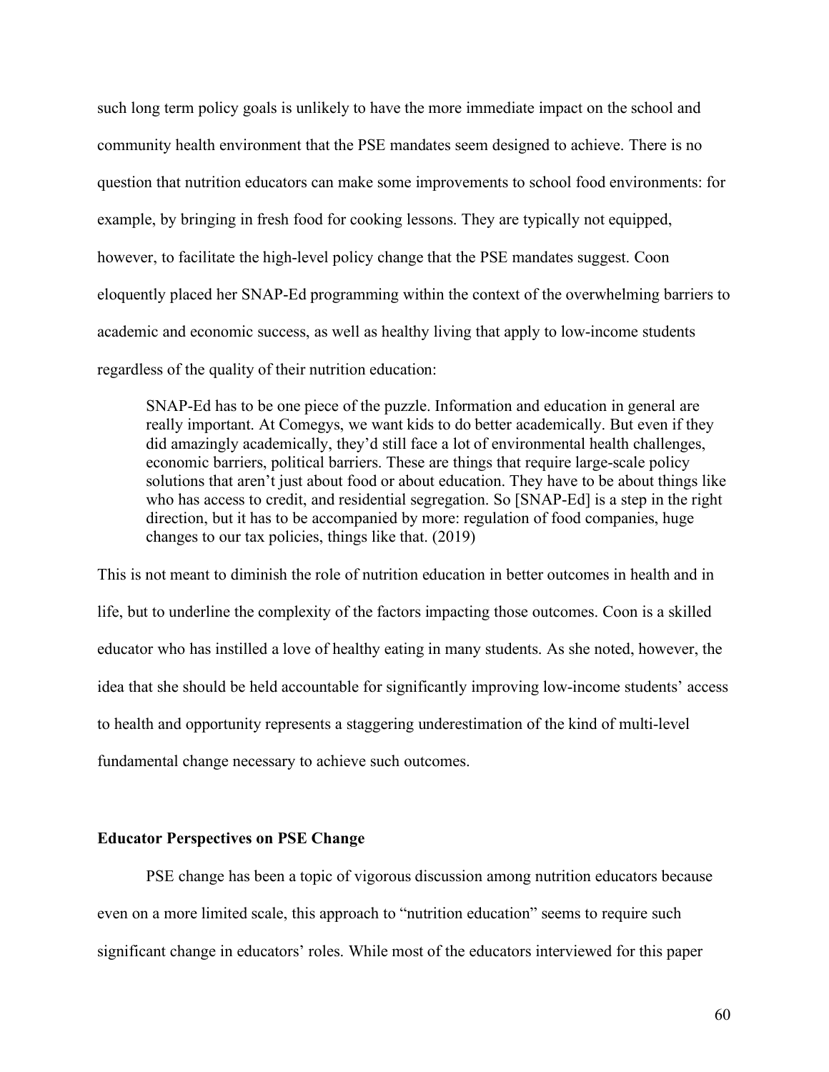such long term policy goals is unlikely to have the more immediate impact on the school and community health environment that the PSE mandates seem designed to achieve. There is no question that nutrition educators can make some improvements to school food environments: for example, by bringing in fresh food for cooking lessons. They are typically not equipped, however, to facilitate the high-level policy change that the PSE mandates suggest. Coon eloquently placed her SNAP-Ed programming within the context of the overwhelming barriers to academic and economic success, as well as healthy living that apply to low-income students regardless of the quality of their nutrition education:

> SNAP-Ed has to be one piece of the puzzle. Information and education in general are really important. At Comegys, we want kids to do better academically. But even if they did amazingly academically, they'd still face a lot of environmental health challenges, economic barriers, political barriers. These are things that require large-scale policy solutions that aren't just about food or about education. They have to be about things like who has access to credit, and residential segregation. So [SNAP-Ed] is a step in the right direction, but it has to be accompanied by more: regulation of food companies, huge changes to our tax policies, things like that. (2019)

This is not meant to diminish the role of nutrition education in better outcomes in health and in life, but to underline the complexity of the factors impacting those outcomes. Coon is a skilled educator who has instilled a love of healthy eating in many students. As she noted, however, the idea that she should be held accountable for significantly improving low-income students' access to health and opportunity represents a staggering underestimation of the kind of multi-level fundamental change necessary to achieve such outcomes.

### Educator Perspectives on PSE Change

PSE change has been a topic of vigorous discussion among nutrition educators because even on a more limited scale, this approach to "nutrition education" seems to require such significant change in educators' roles. While most of the educators interviewed for this paper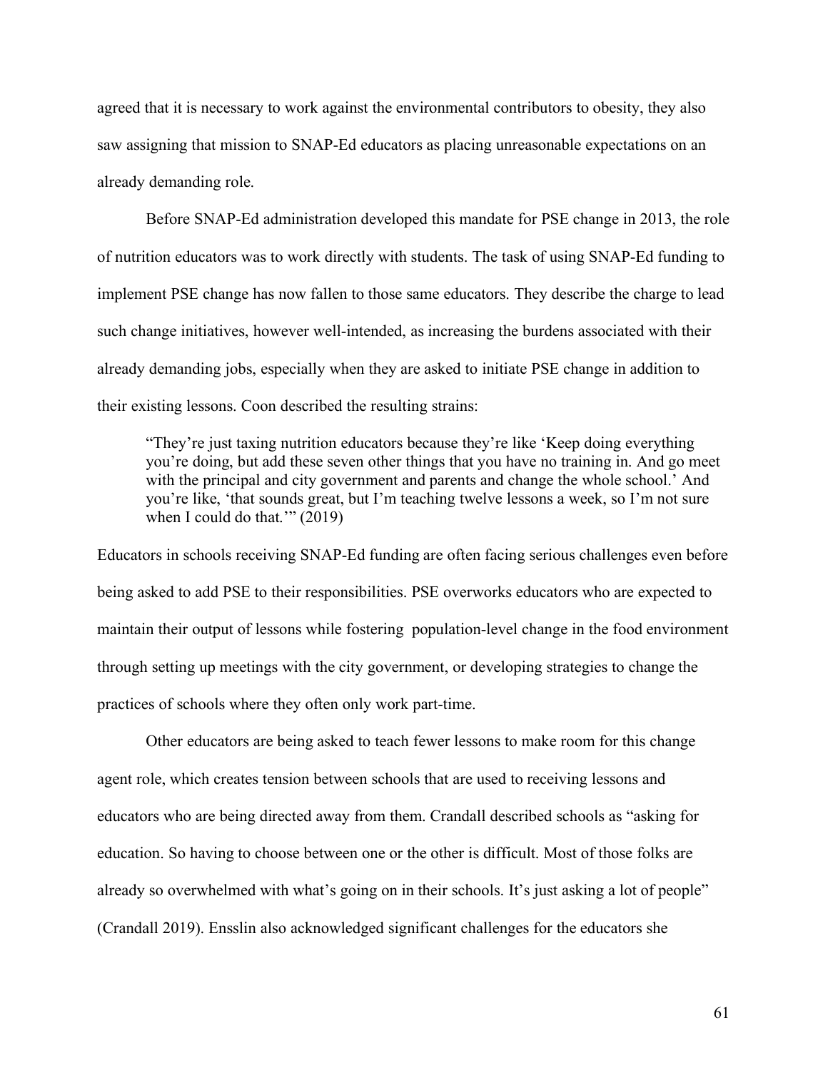agreed that it is necessary to work against the environmental contributors to obesity, they also saw assigning that mission to SNAP-Ed educators as placing unreasonable expectations on an already demanding role.

Before SNAP-Ed administration developed this mandate for PSE change in 2013, the role of nutrition educators was to work directly with students. The task of using SNAP-Ed funding to implement PSE change has now fallen to those same educators. They describe the charge to lead such change initiatives, however well-intended, as increasing the burdens associated with their already demanding jobs, especially when they are asked to initiate PSE change in addition to their existing lessons. Coon described the resulting strains:

> "They're just taxing nutrition educators because they're like 'Keep doing everything you're doing, but add these seven other things that you have no training in. And go meet with the principal and city government and parents and change the whole school.' And you're like, 'that sounds great, but I'm teaching twelve lessons a week, so I'm not sure when I could do that.'" (2019)

Educators in schools receiving SNAP-Ed funding are often facing serious challenges even before being asked to add PSE to their responsibilities. PSE overworks educators who are expected to maintain their output of lessons while fostering population-level change in the food environment through setting up meetings with the city government, or developing strategies to change the practices of schools where they often only work part-time.

Other educators are being asked to teach fewer lessons to make room for this change agent role, which creates tension between schools that are used to receiving lessons and educators who are being directed away from them. Crandall described schools as "asking for education. So having to choose between one or the other is difficult. Most of those folks are already so overwhelmed with what's going on in their schools. It's just asking a lot of people" (Crandall 2019). Ensslin also acknowledged significant challenges for the educators she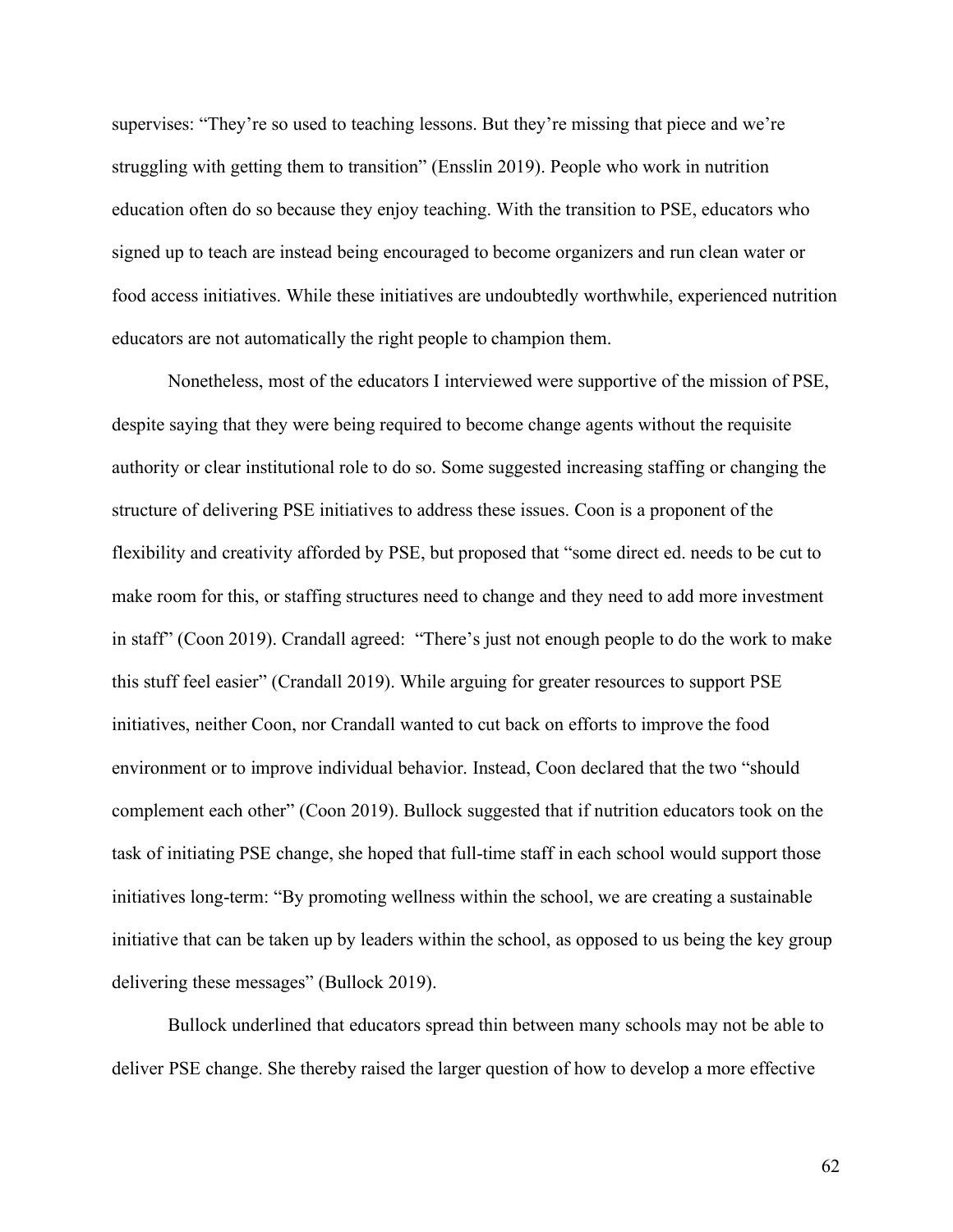supervises: "They're so used to teaching lessons. But they're missing that piece and we're struggling with getting them to transition" (Ensslin 2019). People who work in nutrition education often do so because they enjoy teaching. With the transition to PSE, educators who signed up to teach are instead being encouraged to become organizers and run clean water or food access initiatives. While these initiatives are undoubtedly worthwhile, experienced nutrition educators are not automatically the right people to champion them.

Nonetheless, most of the educators I interviewed were supportive of the mission of PSE, despite saying that they were being required to become change agents without the requisite authority or clear institutional role to do so. Some suggested increasing staffing or changing the structure of delivering PSE initiatives to address these issues. Coon is a proponent of the flexibility and creativity afforded by PSE, but proposed that "some direct ed. needs to be cut to make room for this, or staffing structures need to change and they need to add more investment in staff" (Coon 2019). Crandall agreed: "There's just not enough people to do the work to make this stuff feel easier" (Crandall 2019). While arguing for greater resources to support PSE initiatives, neither Coon, nor Crandall wanted to cut back on efforts to improve the food environment or to improve individual behavior. Instead, Coon declared that the two "should complement each other" (Coon 2019). Bullock suggested that if nutrition educators took on the task of initiating PSE change, she hoped that full-time staff in each school would support those initiatives long-term: "By promoting wellness within the school, we are creating a sustainable initiative that can be taken up by leaders within the school, as opposed to us being the key group delivering these messages" (Bullock 2019).

Bullock underlined that educators spread thin between many schools may not be able to deliver PSE change. She thereby raised the larger question of how to develop a more effective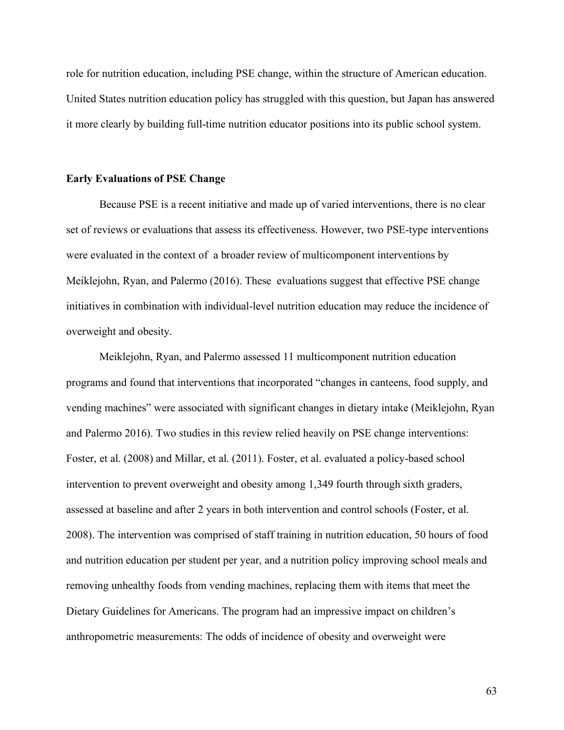role for nutrition education, including PSE change, within the structure of American education. United States nutrition education policy has struggled with this question, but Japan has answered it more clearly by building full-time nutrition educator positions into its public school system.

**Early Evaluations of PSE Change**

Because PSE is a recent initiative and made up of varied interventions, there is no clear set of reviews or evaluations that assess its effectiveness. However, two PSE-type interventions were evaluated in the context of a broader review of multicomponent interventions by Meiklejohn, Ryan, and Palermo (2016). These evaluations suggest that effective PSE change initiatives in combination with individual-level nutrition education may reduce the incidence of overweight and obesity.

Meiklejohn, Ryan, and Palermo assessed 11 multicomponent nutrition education programs and found that interventions that incorporated "changes in canteens, food supply, and vending machines" were associated with significant changes in dietary intake (Meiklejohn, Ryan and Palermo 2016). Two studies in this review relied heavily on PSE change interventions: Foster, et al. (2008) and Millar, et al. (2011). Foster, et al. evaluated a policy-based school intervention to prevent overweight and obesity among 1,349 fourth through sixth graders, assessed at baseline and after 2 years in both intervention and control schools (Foster, et al. 2008). The intervention was comprised of staff training in nutrition education, 50 hours of food and nutrition education per student per year, and a nutrition policy improving school meals and removing unhealthy foods from vending machines, replacing them with items that meet the Dietary Guidelines for Americans. The program had an impressive impact on children's anthropometric measurements: The odds of incidence of obesity and overweight were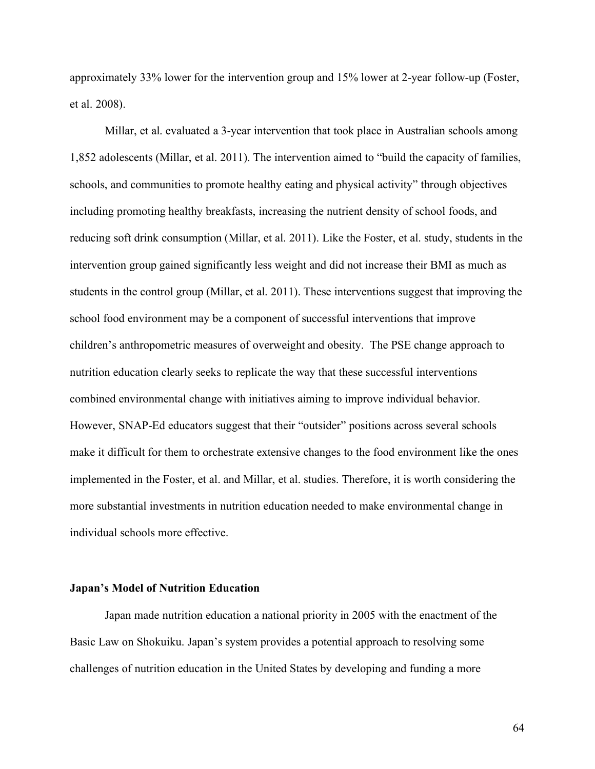approximately 33% lower for the intervention group and 15% lower at 2-year follow-up (Foster, et al. 2008).

Millar, et al. evaluated a 3-year intervention that took place in Australian schools among 1,852 adolescents (Millar, et al. 2011). The intervention aimed to "build the capacity of families, schools, and communities to promote healthy eating and physical activity" through objectives including promoting healthy breakfasts, increasing the nutrient density of school foods, and reducing soft drink consumption (Millar, et al. 2011). Like the Foster, et al. study, students in the intervention group gained significantly less weight and did not increase their BMI as much as students in the control group (Millar, et al. 2011). These interventions suggest that improving the school food environment may be a component of successful interventions that improve children's anthropometric measures of overweight and obesity. The PSE change approach to nutrition education clearly seeks to replicate the way that these successful interventions combined environmental change with initiatives aiming to improve individual behavior. However, SNAP-Ed educators suggest that their "outsider" positions across several schools make it difficult for them to orchestrate extensive changes to the food environment like the ones implemented in the Foster, et al. and Millar, et al. studies. Therefore, it is worth considering the more substantial investments in nutrition education needed to make environmental change in individual schools more effective.

**Japan's Model of Nutrition Education**

Japan made nutrition education a national priority in 2005 with the enactment of the Basic Law on Shokuiku. Japan's system provides a potential approach to resolving some challenges of nutrition education in the United States by developing and funding a more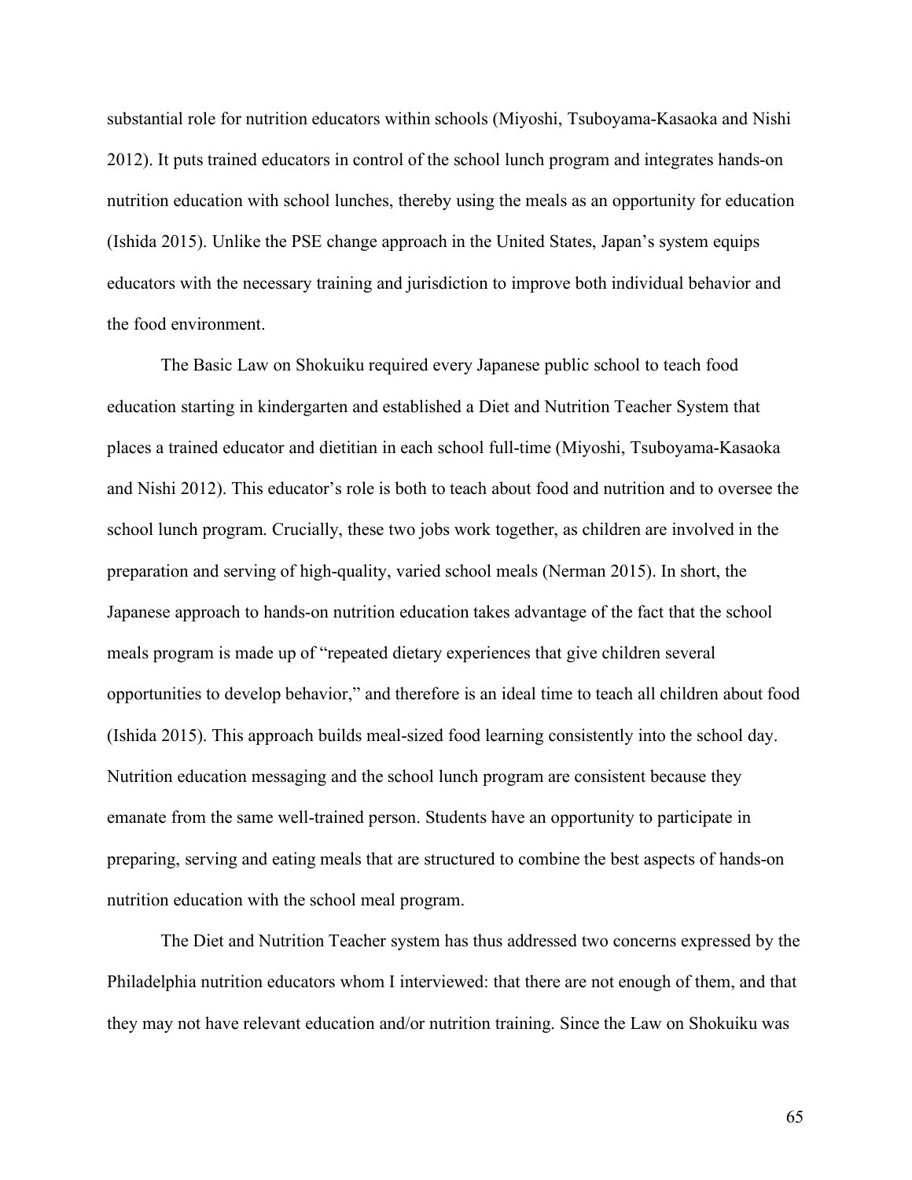substantial role for nutrition educators within schools (Miyoshi, Tsuboyama-Kasaoka and Nishi 2012). It puts trained educators in control of the school lunch program and integrates hands-on nutrition education with school lunches, thereby using the meals as an opportunity for education (Ishida 2015). Unlike the PSE change approach in the United States, Japan's system equips educators with the necessary training and jurisdiction to improve both individual behavior and the food environment.

The Basic Law on Shokuiku required every Japanese public school to teach food education starting in kindergarten and established a Diet and Nutrition Teacher System that places a trained educator and dietitian in each school full-time (Miyoshi, Tsuboyama-Kasaoka and Nishi 2012). This educator's role is both to teach about food and nutrition and to oversee the school lunch program. Crucially, these two jobs work together, as children are involved in the preparation and serving of high-quality, varied school meals (Nerman 2015). In short, the Japanese approach to hands-on nutrition education takes advantage of the fact that the school meals program is made up of "repeated dietary experiences that give children several opportunities to develop behavior," and therefore is an ideal time to teach all children about food (Ishida 2015). This approach builds meal-sized food learning consistently into the school day. Nutrition education messaging and the school lunch program are consistent because they emanate from the same well-trained person. Students have an opportunity to participate in preparing, serving and eating meals that are structured to combine the best aspects of hands-on nutrition education with the school meal program.

The Diet and Nutrition Teacher system has thus addressed two concerns expressed by the Philadelphia nutrition educators whom I interviewed: that there are not enough of them, and that they may not have relevant education and/or nutrition training. Since the Law on Shokuiku was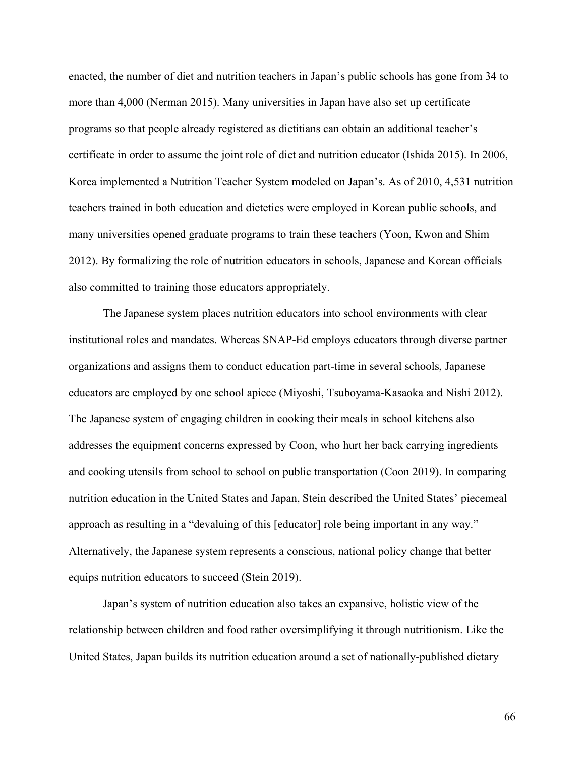enacted, the number of diet and nutrition teachers in Japan's public schools has gone from 34 to more than 4,000 (Nerman 2015). Many universities in Japan have also set up certificate programs so that people already registered as dietitians can obtain an additional teacher's certificate in order to assume the joint role of diet and nutrition educator (Ishida 2015). In 2006, Korea implemented a Nutrition Teacher System modeled on Japan's. As of 2010, 4,531 nutrition teachers trained in both education and dietetics were employed in Korean public schools, and many universities opened graduate programs to train these teachers (Yoon, Kwon and Shim 2012). By formalizing the role of nutrition educators in schools, Japanese and Korean officials also committed to training those educators appropriately.

The Japanese system places nutrition educators into school environments with clear institutional roles and mandates. Whereas SNAP-Ed employs educators through diverse partner organizations and assigns them to conduct education part-time in several schools, Japanese educators are employed by one school apiece (Miyoshi, Tsuboyama-Kasaoka and Nishi 2012). The Japanese system of engaging children in cooking their meals in school kitchens also addresses the equipment concerns expressed by Coon, who hurt her back carrying ingredients and cooking utensils from school to school on public transportation (Coon 2019). In comparing nutrition education in the United States and Japan, Stein described the United States' piecemeal approach as resulting in a "devaluing of this [educator] role being important in any way." Alternatively, the Japanese system represents a conscious, national policy change that better equips nutrition educators to succeed (Stein 2019).

Japan's system of nutrition education also takes an expansive, holistic view of the relationship between children and food rather oversimplifying it through nutritionism. Like the United States, Japan builds its nutrition education around a set of nationally-published dietary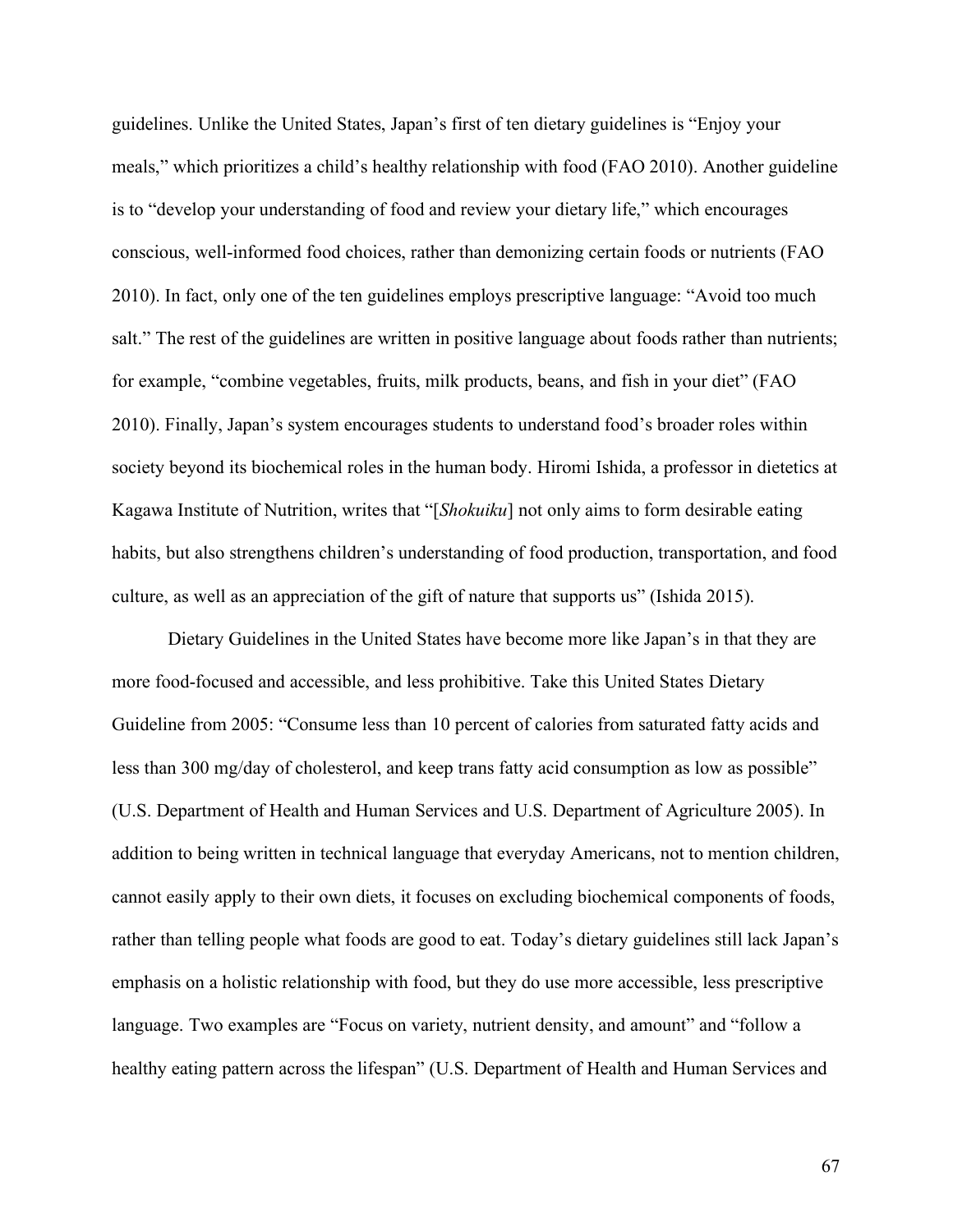guidelines. Unlike the United States, Japan's first of ten dietary guidelines is "Enjoy your meals," which prioritizes a child's healthy relationship with food (FAO 2010). Another guideline is to "develop your understanding of food and review your dietary life," which encourages conscious, well-informed food choices, rather than demonizing certain foods or nutrients (FAO 2010). In fact, only one of the ten guidelines employs prescriptive language: "Avoid too much salt." The rest of the guidelines are written in positive language about foods rather than nutrients; for example, "combine vegetables, fruits, milk products, beans, and fish in your diet" (FAO 2010). Finally, Japan's system encourages students to understand food's broader roles within society beyond its biochemical roles in the human body. Hiromi Ishida, a professor in dietetics at Kagawa Institute of Nutrition, writes that "[*Shokuiku*] not only aims to form desirable eating habits, but also strengthens children's understanding of food production, transportation, and food culture, as well as an appreciation of the gift of nature that supports us" (Ishida 2015).

Dietary Guidelines in the United States have become more like Japan's in that they are more food-focused and accessible, and less prohibitive. Take this United States Dietary Guideline from 2005: "Consume less than 10 percent of calories from saturated fatty acids and less than 300 mg/day of cholesterol, and keep trans fatty acid consumption as low as possible" (U.S. Department of Health and Human Services and U.S. Department of Agriculture 2005). In addition to being written in technical language that everyday Americans, not to mention children, cannot easily apply to their own diets, it focuses on excluding biochemical components of foods, rather than telling people what foods are good to eat. Today's dietary guidelines still lack Japan's emphasis on a holistic relationship with food, but they do use more accessible, less prescriptive language. Two examples are "Focus on variety, nutrient density, and amount" and "follow a healthy eating pattern across the lifespan" (U.S. Department of Health and Human Services and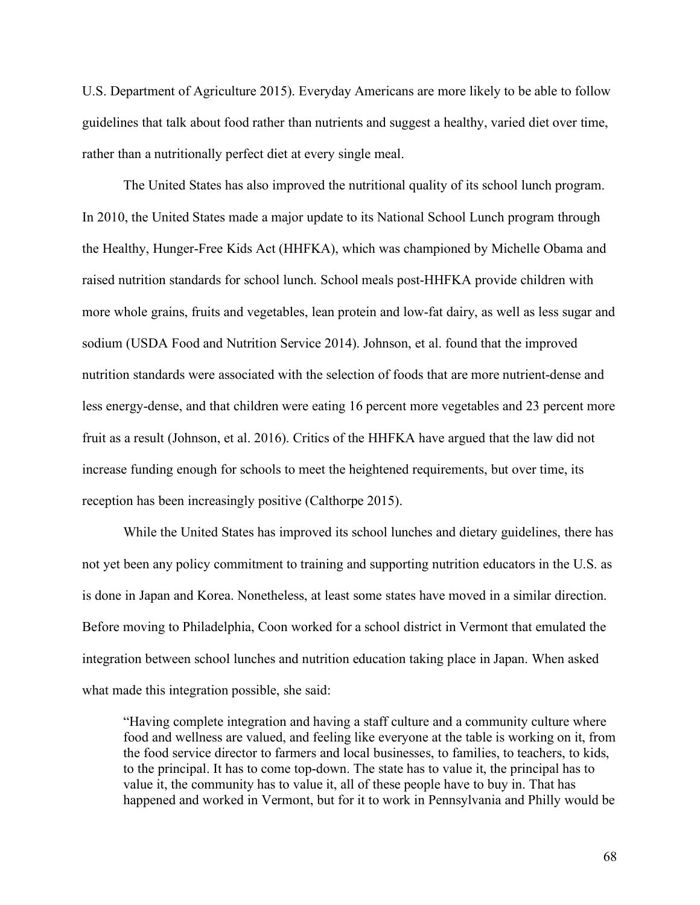U.S. Department of Agriculture 2015). Everyday Americans are more likely to be able to follow guidelines that talk about food rather than nutrients and suggest a healthy, varied diet over time, rather than a nutritionally perfect diet at every single meal.

The United States has also improved the nutritional quality of its school lunch program. In 2010, the United States made a major update to its National School Lunch program through the Healthy, Hunger-Free Kids Act (HHFKA), which was championed by Michelle Obama and raised nutrition standards for school lunch. School meals post-HHFKA provide children with more whole grains, fruits and vegetables, lean protein and low-fat dairy, as well as less sugar and sodium (USDA Food and Nutrition Service 2014). Johnson, et al. found that the improved nutrition standards were associated with the selection of foods that are more nutrient-dense and less energy-dense, and that children were eating 16 percent more vegetables and 23 percent more fruit as a result (Johnson, et al. 2016). Critics of the HHFKA have argued that the law did not increase funding enough for schools to meet the heightened requirements, but over time, its reception has been increasingly positive (Calthorpe 2015).

While the United States has improved its school lunches and dietary guidelines, there has not yet been any policy commitment to training and supporting nutrition educators in the U.S. as is done in Japan and Korea. Nonetheless, at least some states have moved in a similar direction. Before moving to Philadelphia, Coon worked for a school district in Vermont that emulated the integration between school lunches and nutrition education taking place in Japan. When asked what made this integration possible, she said:

> "Having complete integration and having a staff culture and a community culture where food and wellness are valued, and feeling like everyone at the table is working on it, from the food service director to farmers and local businesses, to families, to teachers, to kids, to the principal. It has to come top-down. The state has to value it, the principal has to value it, the community has to value it, all of these people have to buy in. That has happened and worked in Vermont, but for it to work in Pennsylvania and Philly would be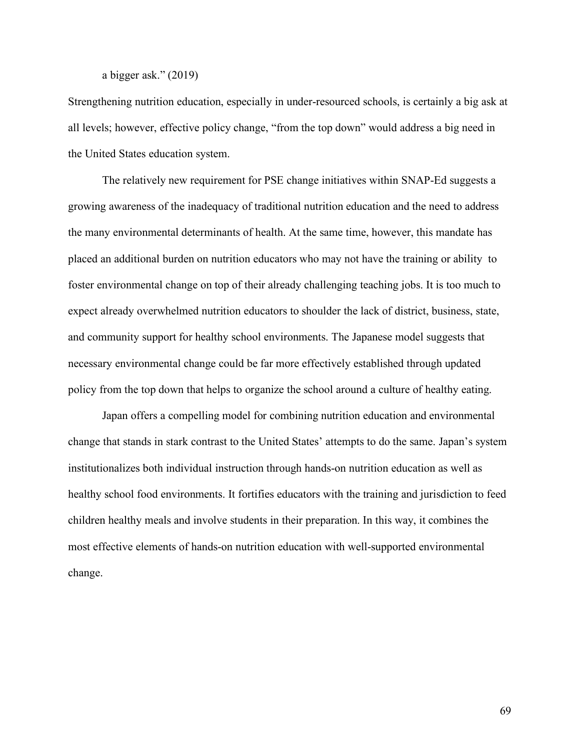a bigger ask." (2019)

Strengthening nutrition education, especially in under-resourced schools, is certainly a big ask at all levels; however, effective policy change, "from the top down" would address a big need in the United States education system.

The relatively new requirement for PSE change initiatives within SNAP-Ed suggests a growing awareness of the inadequacy of traditional nutrition education and the need to address the many environmental determinants of health. At the same time, however, this mandate has placed an additional burden on nutrition educators who may not have the training or ability to foster environmental change on top of their already challenging teaching jobs. It is too much to expect already overwhelmed nutrition educators to shoulder the lack of district, business, state, and community support for healthy school environments. The Japanese model suggests that necessary environmental change could be far more effectively established through updated policy from the top down that helps to organize the school around a culture of healthy eating.

Japan offers a compelling model for combining nutrition education and environmental change that stands in stark contrast to the United States' attempts to do the same. Japan's system institutionalizes both individual instruction through hands-on nutrition education as well as healthy school food environments. It fortifies educators with the training and jurisdiction to feed children healthy meals and involve students in their preparation. In this way, it combines the most effective elements of hands-on nutrition education with well-supported environmental change.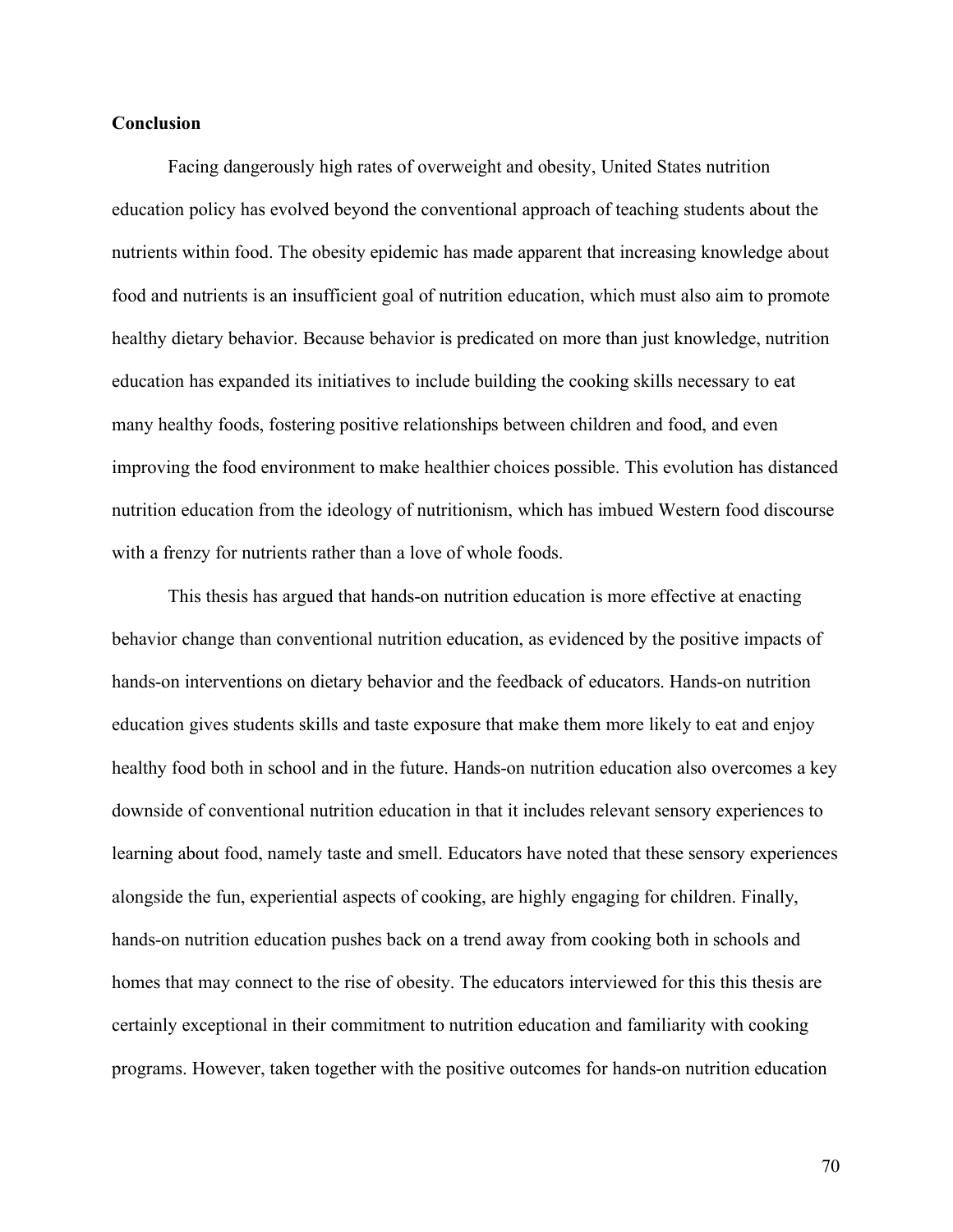## Conclusion

Facing dangerously high rates of overweight and obesity, United States nutrition education policy has evolved beyond the conventional approach of teaching students about the nutrients within food. The obesity epidemic has made apparent that increasing knowledge about food and nutrients is an insufficient goal of nutrition education, which must also aim to promote healthy dietary behavior. Because behavior is predicated on more than just knowledge, nutrition education has expanded its initiatives to include building the cooking skills necessary to eat many healthy foods, fostering positive relationships between children and food, and even improving the food environment to make healthier choices possible. This evolution has distanced nutrition education from the ideology of nutritionism, which has imbued Western food discourse with a frenzy for nutrients rather than a love of whole foods.

This thesis has argued that hands-on nutrition education is more effective at enacting behavior change than conventional nutrition education, as evidenced by the positive impacts of hands-on interventions on dietary behavior and the feedback of educators. Hands-on nutrition education gives students skills and taste exposure that make them more likely to eat and enjoy healthy food both in school and in the future. Hands-on nutrition education also overcomes a key downside of conventional nutrition education in that it includes relevant sensory experiences to learning about food, namely taste and smell. Educators have noted that these sensory experiences alongside the fun, experiential aspects of cooking, are highly engaging for children. Finally, hands-on nutrition education pushes back on a trend away from cooking both in schools and homes that may connect to the rise of obesity. The educators interviewed for this this thesis are certainly exceptional in their commitment to nutrition education and familiarity with cooking programs. However, taken together with the positive outcomes for hands-on nutrition education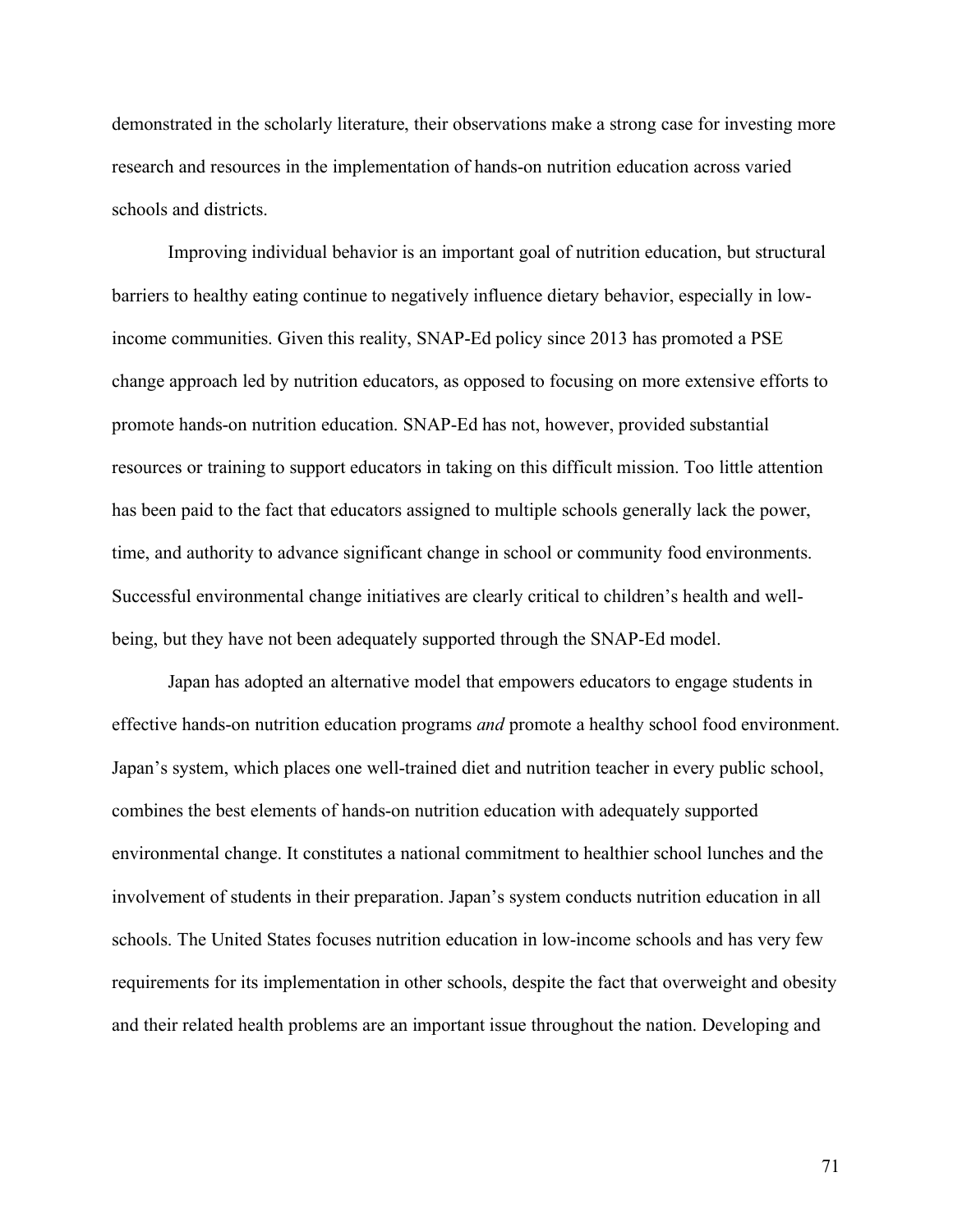demonstrated in the scholarly literature, their observations make a strong case for investing more research and resources in the implementation of hands-on nutrition education across varied schools and districts.

Improving individual behavior is an important goal of nutrition education, but structural barriers to healthy eating continue to negatively influence dietary behavior, especially in low-income communities. Given this reality, SNAP-Ed policy since 2013 has promoted a PSE change approach led by nutrition educators, as opposed to focusing on more extensive efforts to promote hands-on nutrition education. SNAP-Ed has not, however, provided substantial resources or training to support educators in taking on this difficult mission. Too little attention has been paid to the fact that educators assigned to multiple schools generally lack the power, time, and authority to advance significant change in school or community food environments. Successful environmental change initiatives are clearly critical to children's health and well-being, but they have not been adequately supported through the SNAP-Ed model.

Japan has adopted an alternative model that empowers educators to engage students in effective hands-on nutrition education programs *and* promote a healthy school food environment. Japan's system, which places one well-trained diet and nutrition teacher in every public school, combines the best elements of hands-on nutrition education with adequately supported environmental change. It constitutes a national commitment to healthier school lunches and the involvement of students in their preparation. Japan's system conducts nutrition education in all schools. The United States focuses nutrition education in low-income schools and has very few requirements for its implementation in other schools, despite the fact that overweight and obesity and their related health problems are an important issue throughout the nation. Developing and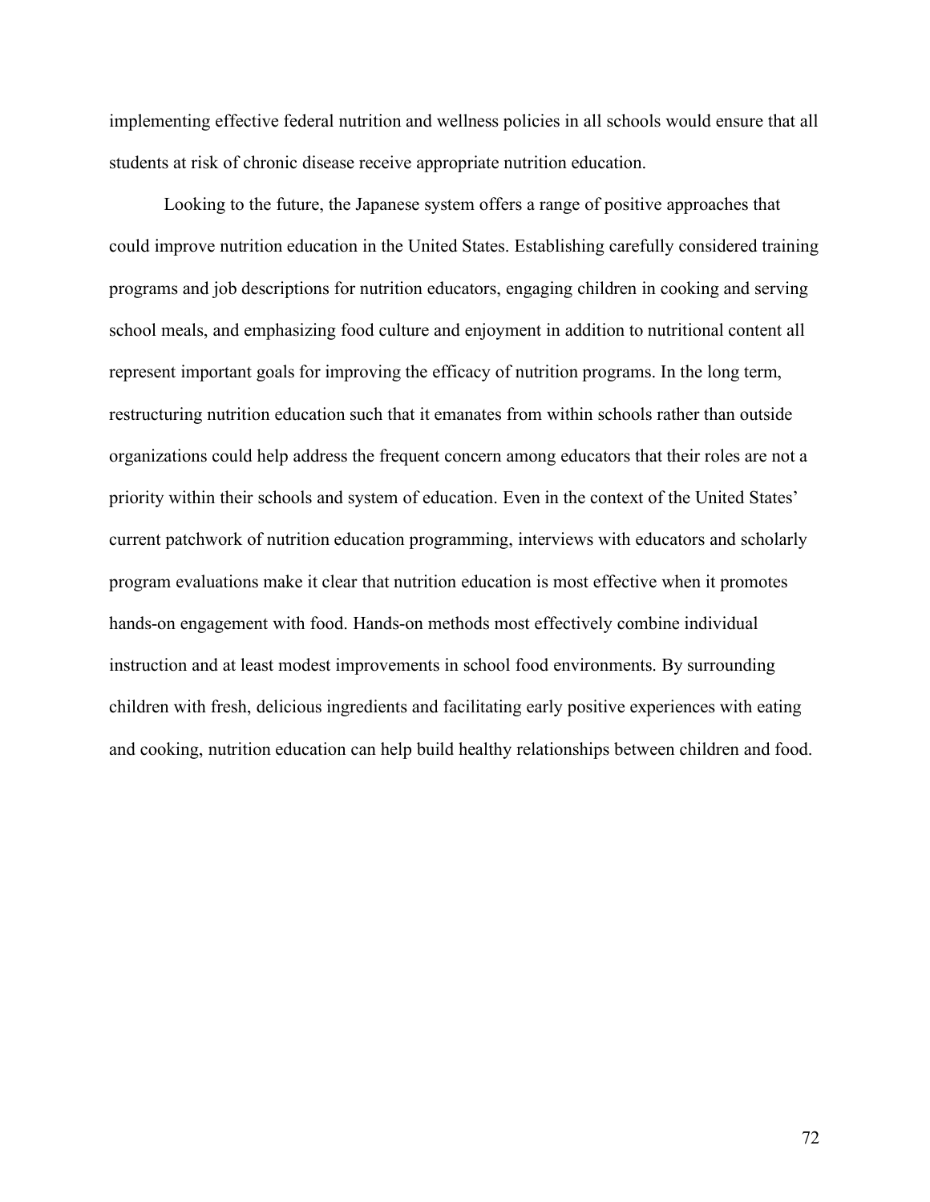implementing effective federal nutrition and wellness policies in all schools would ensure that all students at risk of chronic disease receive appropriate nutrition education.

Looking to the future, the Japanese system offers a range of positive approaches that could improve nutrition education in the United States. Establishing carefully considered training programs and job descriptions for nutrition educators, engaging children in cooking and serving school meals, and emphasizing food culture and enjoyment in addition to nutritional content all represent important goals for improving the efficacy of nutrition programs. In the long term, restructuring nutrition education such that it emanates from within schools rather than outside organizations could help address the frequent concern among educators that their roles are not a priority within their schools and system of education. Even in the context of the United States' current patchwork of nutrition education programming, interviews with educators and scholarly program evaluations make it clear that nutrition education is most effective when it promotes hands-on engagement with food. Hands-on methods most effectively combine individual instruction and at least modest improvements in school food environments. By surrounding children with fresh, delicious ingredients and facilitating early positive experiences with eating and cooking, nutrition education can help build healthy relationships between children and food.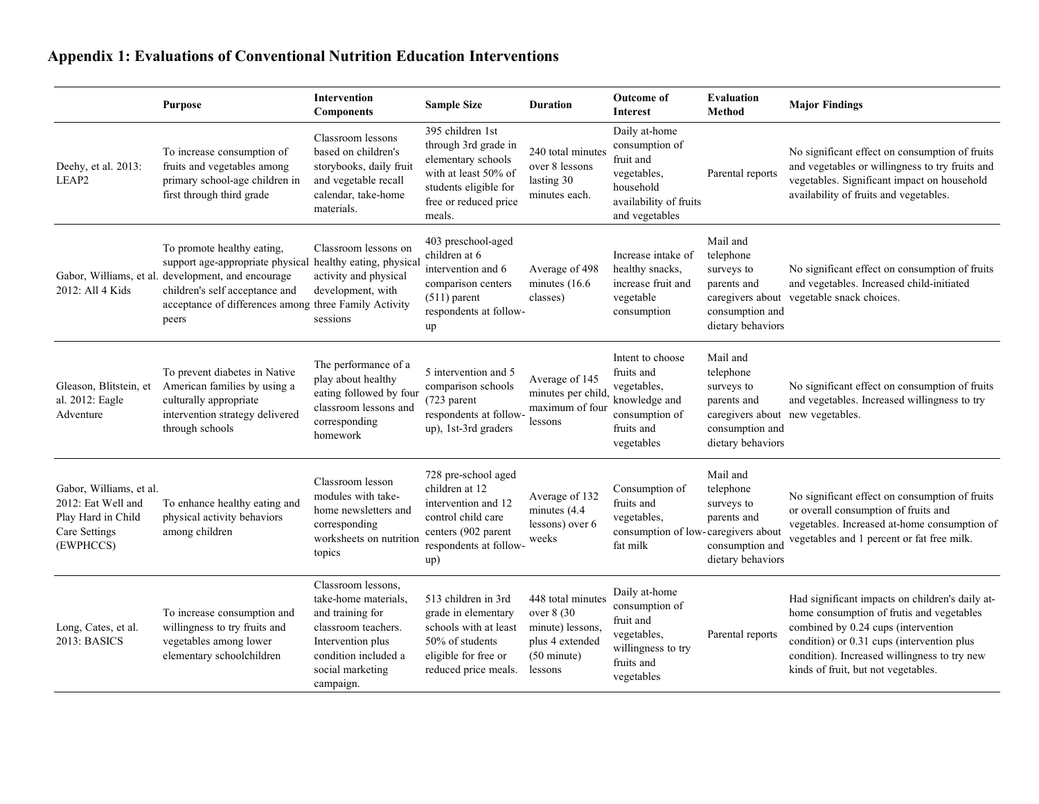## Appendix 1: Evaluations of Conventional Nutrition Education Interventions

| | Purpose | Intervention Components | Sample Size | Duration | Outcome of Interest | Evaluation Method | Major Findings |
|---|---|---|---|---|---|---|---|
| Deehy, et al. 2013: LEAP2 | To increase consumption of fruits and vegetables among primary school-age children in first through third grade | Classroom lessons based on children's storybooks, daily fruit and vegetable recall calendar, take-home materials. | 395 children 1st through 3rd grade in elementary schools with at least 50% of students eligible for free or reduced price meals. | 240 total minutes over 8 lessons lasting 30 minutes each. | Daily at-home consumption of fruit and vegetables, household availability of fruits and vegetables | Parental reports | No significant effect on consumption of fruits and vegetables or willingness to try fruits and vegetables. Significant impact on household availability of fruits and vegetables. |
| Gabor, Williams, et al. 2012: All 4 Kids | To promote healthy eating, support age-appropriate physical development, and encourage children's self acceptance and acceptance of differences among peers | Classroom lessons on healthy eating, physical activity and physical development, with three Family Activity sessions | 403 preschool-aged children at 6 intervention and 6 comparison centers (511) parent respondents at follow-up | Average of 498 minutes (16.6 classes) | Increase intake of healthy snacks, increase fruit and vegetable consumption | Mail and telephone surveys to parents and caregivers about consumption and dietary behaviors | No significant effect on consumption of fruits and vegetables. Increased child-initiated vegetable snack choices. |
| Gleason, Blitstein, et al. 2012: Eagle Adventure | To prevent diabetes in Native American families by using a culturally appropriate intervention strategy delivered through schools | The performance of a play about healthy eating followed by four classroom lessons and corresponding homework | 5 intervention and 5 comparison schools (723 parent respondents at follow-up), 1st-3rd graders | Average of 145 minutes per child, maximum of four lessons | Intent to choose fruits and vegetables, knowledge and consumption of fruits and vegetables | Mail and telephone surveys to parents and caregivers about consumption and dietary behaviors | No significant effect on consumption of fruits and vegetables. Increased willingness to try new vegetables. |
| Gabor, Williams, et al. 2012: Eat Well and Play Hard in Child Care Settings (EWPHCCS) | To enhance healthy eating and physical activity behaviors among children | Classroom lesson modules with take-home newsletters and corresponding worksheets on nutrition topics | 728 pre-school aged children at 12 intervention and 12 control child care centers (902 parent respondents at follow-up) | Average of 132 minutes (4.4 lessons) over 6 weeks | Consumption of fruits and vegetables, consumption of low-fat milk | Mail and telephone surveys to parents and caregivers about consumption and dietary behaviors | No significant effect on consumption of fruits or overall consumption of fruits and vegetables. Increased at-home consumption of vegetables and 1 percent or fat free milk. |
| Long, Cates, et al. 2013: BASICS | To increase consumption and willingness to try fruits and vegetables among lower elementary schoolchildren | Classroom lessons, take-home materials, and training for classroom teachers. Intervention plus condition included a social marketing campaign. | 513 children in 3rd grade in elementary schools with at least 50% of students eligible for free or reduced price meals. | 448 total minutes over 8 (30 minute) lessons, plus 4 extended (50 minute) lessons | Daily at-home consumption of fruit and vegetables, willingness to try fruits and vegetables | Parental reports | Had significant impacts on children's daily at-home consumption of frutis and vegetables combined by 0.24 cups (intervention condition) or 0.31 cups (intervention plus condition). Increased willingness to try new kinds of fruit, but not vegetables. |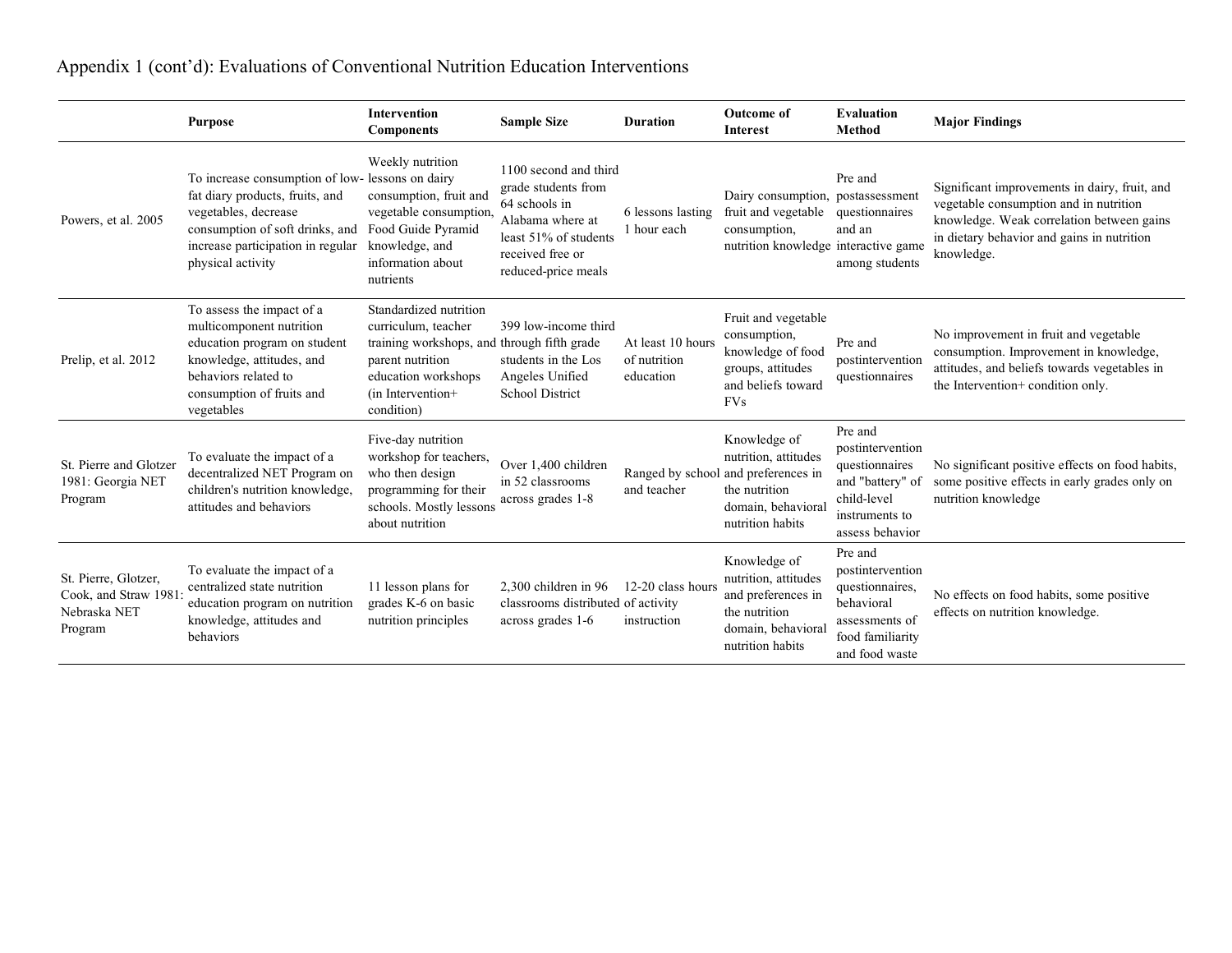Appendix 1 (cont'd): Evaluations of Conventional Nutrition Education Interventions

| | Purpose | Intervention Components | Sample Size | Duration | Outcome of Interest | Evaluation Method | Major Findings |
|---|---|---|---|---|---|---|---|
| Powers, et al. 2005 | To increase consumption of low-fat diary products, fruits, and vegetables, decrease consumption of soft drinks, and increase participation in regular physical activity | Weekly nutrition lessons on dairy consumption, fruit and vegetable consumption, Food Guide Pyramid knowledge, and information about nutrients | 1100 second and third grade students from 64 schools in Alabama where at least 51% of students received free or reduced-price meals | 6 lessons lasting 1 hour each | Dairy consumption, fruit and vegetable consumption, nutrition knowledge | Pre and postassessment questionnaires and an interactive game among students | Significant improvements in dairy, fruit, and vegetable consumption and in nutrition knowledge. Weak correlation between gains in dietary behavior and gains in nutrition knowledge. |
| Prelip, et al. 2012 | To assess the impact of a multicomponent nutrition education program on student knowledge, attitudes, and behaviors related to consumption of fruits and vegetables | Standardized nutrition curriculum, teacher training workshops, and parent nutrition education workshops (in Intervention+ condition) | 399 low-income third through fifth grade students in the Los Angeles Unified School District | At least 10 hours of nutrition education | Fruit and vegetable consumption, knowledge of food groups, attitudes and beliefs toward FVs | Pre and postintervention questionnaires | No improvement in fruit and vegetable consumption. Improvement in knowledge, attitudes, and beliefs towards vegetables in the Intervention+ condition only. |
| St. Pierre and Glotzer 1981: Georgia NET Program | To evaluate the impact of a decentralized NET Program on children's nutrition knowledge, attitudes and behaviors | Five-day nutrition workshop for teachers, who then design programming for their schools. Mostly lessons about nutrition | Over 1,400 children in 52 classrooms across grades 1-8 | Ranged by school and teacher | Knowledge of nutrition, attitudes and preferences in the nutrition domain, behavioral nutrition habits | Pre and postintervention questionnaires and "battery" of child-level instruments to assess behavior | No significant positive effects on food habits, some positive effects in early grades only on nutrition knowledge |
| St. Pierre, Glotzer, Cook, and Straw 1981: Nebraska NET Program | To evaluate the impact of a centralized state nutrition education program on nutrition knowledge, attitudes and behaviors | 11 lesson plans for grades K-6 on basic nutrition principles | 2,300 children in 96 classrooms distributed across grades 1-6 | 12-20 class hours of activity instruction | Knowledge of nutrition, attitudes and preferences in the nutrition domain, behavioral nutrition habits | Pre and postintervention questionnaires, behavioral assessments of food familiarity and food waste | No effects on food habits, some positive effects on nutrition knowledge. |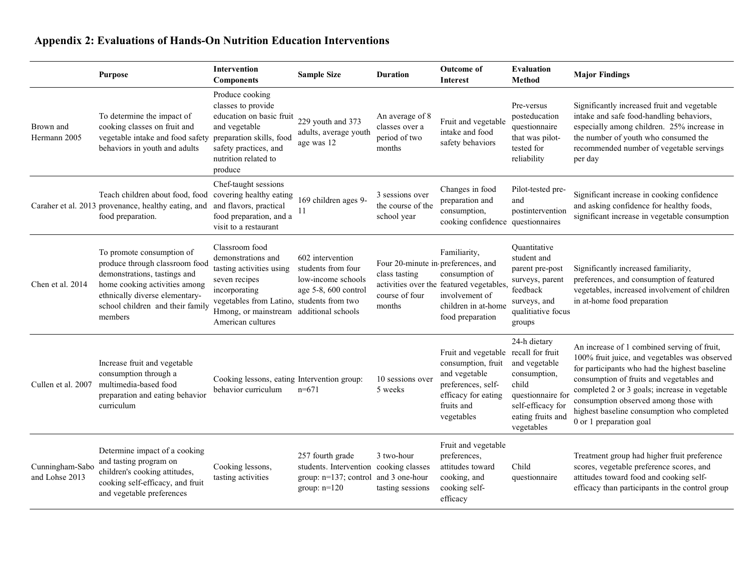### Appendix 2: Evaluations of Hands-On Nutrition Education Interventions

| | Purpose | Intervention Components | Sample Size | Duration | Outcome of Interest | Evaluation Method | Major Findings |
|---|---|---|---|---|---|---|---|
| Brown and Hermann 2005 | To determine the impact of cooking classes on fruit and vegetable intake and food safety behaviors in youth and adults | Produce cooking classes to provide education on basic fruit and vegetable preparation skills, food safety practices, and nutrition related to produce | 229 youth and 373 adults, average youth age was 12 | An average of 8 classes over a period of two months | Fruit and vegetable intake and food safety behaviors | Pre-versus posteducation questionnaire that was pilot-tested for reliability | Significantly increased fruit and vegetable intake and safe food-handling behaviors, especially among children. 25% increase in the number of youth who consumed the recommended number of vegetable servings per day |
| Caraher et al. 2013 | Teach children about food, food provenance, healthy eating, and food preparation. | Chef-taught sessions covering healthy eating and flavors, practical food preparation, and a visit to a restaurant | 169 children ages 9-11 | 3 sessions over the course of the school year | Changes in food preparation and consumption, cooking confidence | Pilot-tested pre- and postintervention questionnaires | Significant increase in cooking confidence and asking confidence for healthy foods, significant increase in vegetable consumption |
| Chen et al. 2014 | To promote consumption of produce through classroom food demonstrations, tastings and home cooking activities among ethnically diverse elementary-school children and their family members | Classroom food demonstrations and tasting activities using seven recipes incorporating vegetables from Latino, Hmong, or mainstream American cultures | 602 intervention students from four low-income schools age 5-8, 600 control students from two additional schools | Four 20-minute in-class tasting activities over the course of four months | Familiarity, preferences, and consumption of featured vegetables, involvement of children in at-home food preparation | Quantitative student and parent pre-post surveys, parent feedback surveys, and qualitiative focus groups | Significantly increased familiarity, preferences, and consumption of featured vegetables, increased involvement of children in at-home food preparation |
| Cullen et al. 2007 | Increase fruit and vegetable consumption through a multimedia-based food preparation and eating behavior curriculum | Cooking lessons, eating behavior curriculum | Intervention group: n=671 | 10 sessions over 5 weeks | Fruit and vegetable consumption, fruit and vegetable preferences, self-efficacy for eating fruits and vegetables | 24-h dietary recall for fruit and vegetable consumption, child questionnaire for self-efficacy for eating fruits and vegetables | An increase of 1 combined serving of fruit, 100% fruit juice, and vegetables was observed for participants who had the highest baseline consumption of fruits and vegetables and completed 2 or 3 goals; increase in vegetable consumption observed among those with highest baseline consumption who completed 0 or 1 preparation goal |
| Cunningham-Sabo and Lohse 2013 | Determine impact of a cooking and tasting program on children's cooking attitudes, cooking self-efficacy, and fruit and vegetable preferences | Cooking lessons, tasting activities | 257 fourth grade students. Intervention group: n=137; control group: n=120 | 3 two-hour cooking classes and 3 one-hour tasting sessions | Fruit and vegetable preferences, attitudes toward cooking, and cooking self-efficacy | Child questionnaire | Treatment group had higher fruit preference scores, vegetable preference scores, and attitudes toward food and cooking self-efficacy than participants in the control group |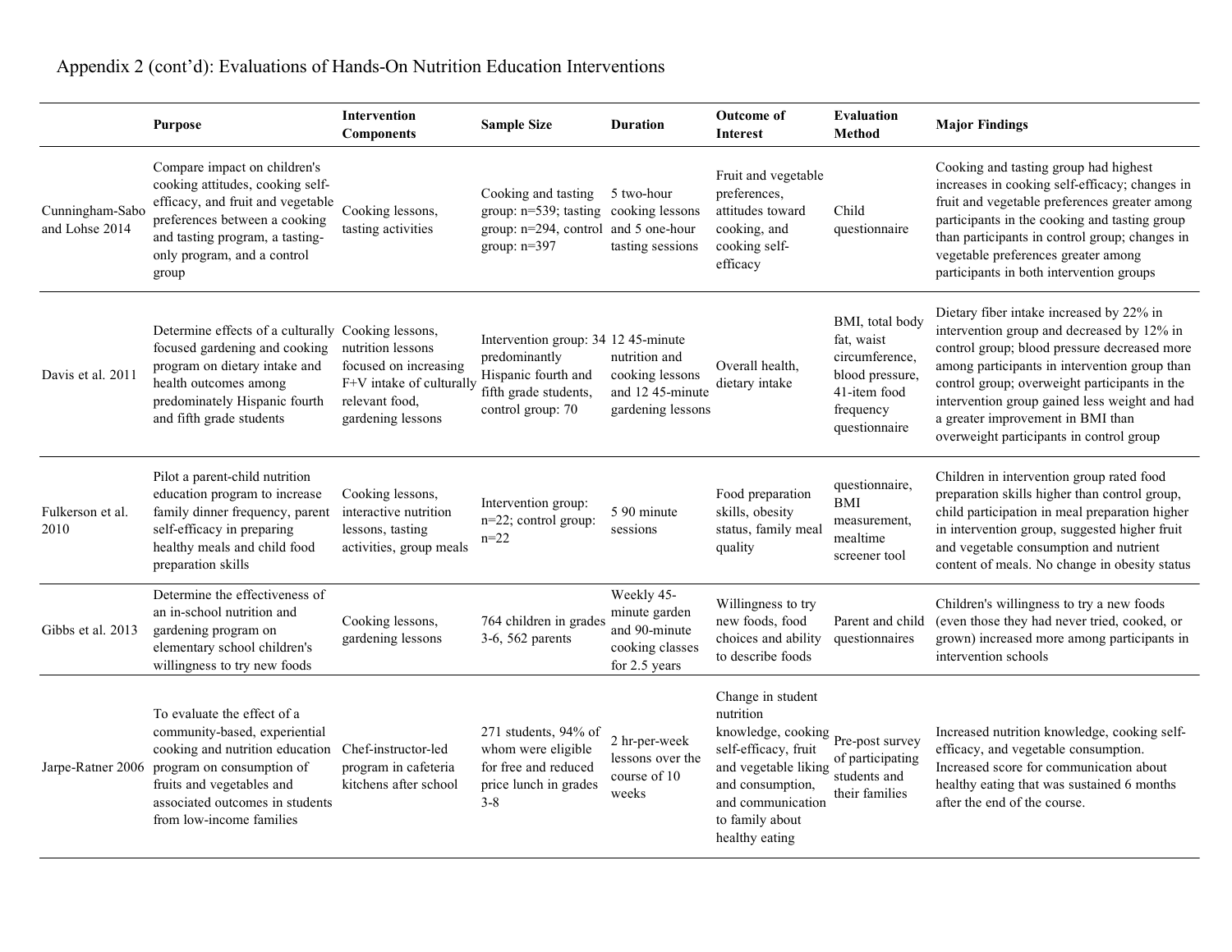Appendix 2 (cont'd): Evaluations of Hands-On Nutrition Education Interventions

| | Purpose | Intervention Components | Sample Size | Duration | Outcome of Interest | Evaluation Method | Major Findings |
|---|---|---|---|---|---|---|---|
| Cunningham-Sabo and Lohse 2014 | Compare impact on children's cooking attitudes, cooking self-efficacy, and fruit and vegetable preferences between a cooking and tasting program, a tasting-only program, and a control group | Cooking lessons, tasting activities | Cooking and tasting group: n=539; tasting group: n=294, control group: n=397 | 5 two-hour cooking lessons and 5 one-hour tasting sessions | Fruit and vegetable preferences, attitudes toward cooking, and cooking self-efficacy | Child questionnaire | Cooking and tasting group had highest increases in cooking self-efficacy; changes in fruit and vegetable preferences greater among participants in the cooking and tasting group than participants in control group; changes in vegetable preferences greater among participants in both intervention groups |
| Davis et al. 2011 | Determine effects of a culturally focused gardening and cooking program on dietary intake and health outcomes among predominately Hispanic fourth and fifth grade students | Cooking lessons, nutrition lessons focused on increasing F+V intake of culturally relevant food, gardening lessons | Intervention group: 34 predominantly Hispanic fourth and fifth grade students, control group: 70 | 12 45-minute nutrition and cooking lessons and 12 45-minute gardening lessons | Overall health, dietary intake | BMI, total body fat, waist circumference, blood pressure, 41-item food frequency questionnaire | Dietary fiber intake increased by 22% in intervention group and decreased by 12% in control group; blood pressure decreased more among participants in intervention group than control group; overweight participants in the intervention group gained less weight and had a greater improvement in BMI than overweight participants in control group |
| Fulkerson et al. 2010 | Pilot a parent-child nutrition education program to increase family dinner frequency, parent self-efficacy in preparing healthy meals and child food preparation skills | Cooking lessons, interactive nutrition lessons, tasting activities, group meals | Intervention group: n=22; control group: n=22 | 5 90 minute sessions | Food preparation skills, obesity status, family meal quality | questionnaire, BMI measurement, mealtime screener tool | Children in intervention group rated food preparation skills higher than control group, child participation in meal preparation higher in intervention group, suggested higher fruit and vegetable consumption and nutrient content of meals. No change in obesity status |
| Gibbs et al. 2013 | Determine the effectiveness of an in-school nutrition and gardening program on elementary school children's willingness to try new foods | Cooking lessons, gardening lessons | 764 children in grades 3-6, 562 parents | Weekly 45-minute garden and 90-minute cooking classes for 2.5 years | Willingness to try new foods, food choices and ability to describe foods | Parent and child questionnaires | Children's willingness to try a new foods (even those they had never tried, cooked, or grown) increased more among participants in intervention schools |
| Jarpe-Ratner 2006 | To evaluate the effect of a community-based, experiential cooking and nutrition education program on consumption of fruits and vegetables and associated outcomes in students from low-income families | Chef-instructor-led program in cafeteria kitchens after school | 271 students, 94% of whom were eligible for free and reduced price lunch in grades 3-8 | 2 hr-per-week lessons over the course of 10 weeks | Change in student nutrition knowledge, cooking self-efficacy, fruit and vegetable liking and consumption, and communication to family about healthy eating | Pre-post survey of participating students and their families | Increased nutrition knowledge, cooking self-efficacy, and vegetable consumption. Increased score for communication about healthy eating that was sustained 6 months after the end of the course. |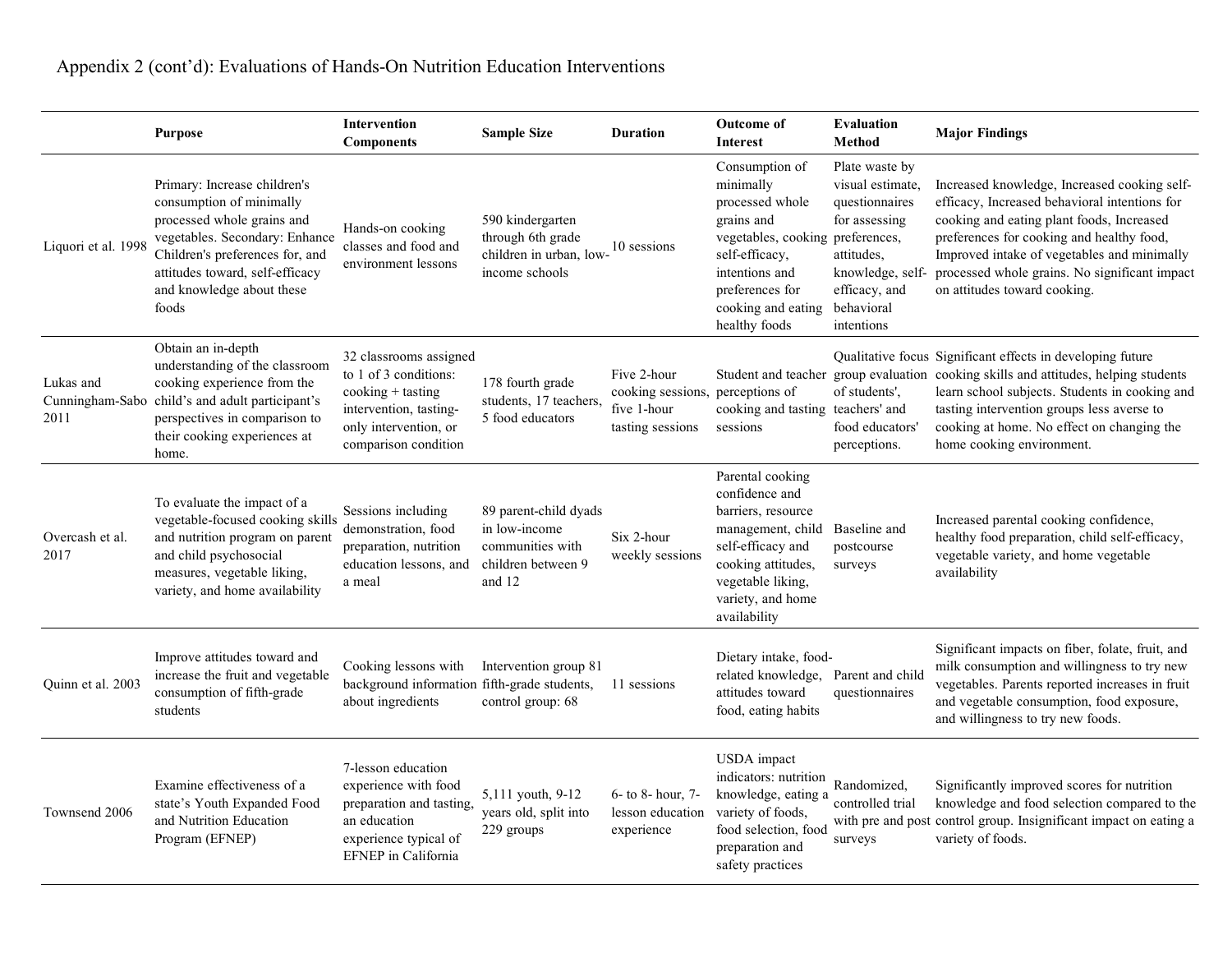Appendix 2 (cont'd): Evaluations of Hands-On Nutrition Education Interventions

| | Purpose | Intervention Components | Sample Size | Duration | Outcome of Interest | Evaluation Method | Major Findings |
|---|---|---|---|---|---|---|---|
| Liquori et al. 1998 | Primary: Increase children's consumption of minimally processed whole grains and vegetables. Secondary: Enhance Children's preferences for, and attitudes toward, self-efficacy and knowledge about these foods | Hands-on cooking classes and food and environment lessons | 590 kindergarten through 6th grade children in urban, low-income schools | 10 sessions | Consumption of minimally processed whole grains and vegetables, cooking self-efficacy, intentions and preferences for cooking and eating healthy foods | Plate waste by visual estimate, questionnaires for assessing preferences, attitudes, knowledge, self-efficacy, and behavioral intentions | Increased knowledge, Increased cooking self-efficacy, Increased behavioral intentions for cooking and eating plant foods, Increased preferences for cooking and healthy food, Improved intake of vegetables and minimally processed whole grains. No significant impact on attitudes toward cooking. |
| Lukas and Cunningham-Sabo 2011 | Obtain an in-depth understanding of the classroom cooking experience from the child's and adult participant's perspectives in comparison to their cooking experiences at home. | 32 classrooms assigned to 1 of 3 conditions: cooking + tasting intervention, tasting-only intervention, or comparison condition | 178 fourth grade students, 17 teachers, 5 food educators | Five 2-hour cooking sessions, five 1-hour tasting sessions | Student and teacher perceptions of cooking and tasting sessions | Qualitative focus group evaluation of students', teachers' and food educators' perceptions. | Significant effects in developing future cooking skills and attitudes, helping students learn school subjects. Students in cooking and tasting intervention groups less averse to cooking at home. No effect on changing the home cooking environment. |
| Overcash et al. 2017 | To evaluate the impact of a vegetable-focused cooking skills and nutrition program on parent and child psychosocial measures, vegetable liking, variety, and home availability | Sessions including demonstration, food preparation, nutrition education lessons, and a meal | 89 parent-child dyads in low-income communities with children between 9 and 12 | Six 2-hour weekly sessions | Parental cooking confidence and barriers, resource management, child self-efficacy and cooking attitudes, vegetable liking, variety, and home availability | Baseline and postcourse surveys | Increased parental cooking confidence, healthy food preparation, child self-efficacy, vegetable variety, and home vegetable availability |
| Quinn et al. 2003 | Improve attitudes toward and increase the fruit and vegetable consumption of fifth-grade students | Cooking lessons with background information about ingredients | Intervention group 81 fifth-grade students, control group: 68 | 11 sessions | Dietary intake, food-related knowledge, attitudes toward food, eating habits | Parent and child questionnaires | Significant impacts on fiber, folate, fruit, and milk consumption and willingness to try new vegetables. Parents reported increases in fruit and vegetable consumption, food exposure, and willingness to try new foods. |
| Townsend 2006 | Examine effectiveness of a state's Youth Expanded Food and Nutrition Education Program (EFNEP) | 7-lesson education experience with food preparation and tasting, an education experience typical of EFNEP in California | 5,111 youth, 9-12 years old, split into 229 groups | 6- to 8- hour, 7-lesson education experience | USDA impact indicators: nutrition knowledge, eating a variety of foods, food selection, food preparation and safety practices | Randomized, controlled trial with pre and post surveys | Significantly improved scores for nutrition knowledge and food selection compared to the control group. Insignificant impact on eating a variety of foods. |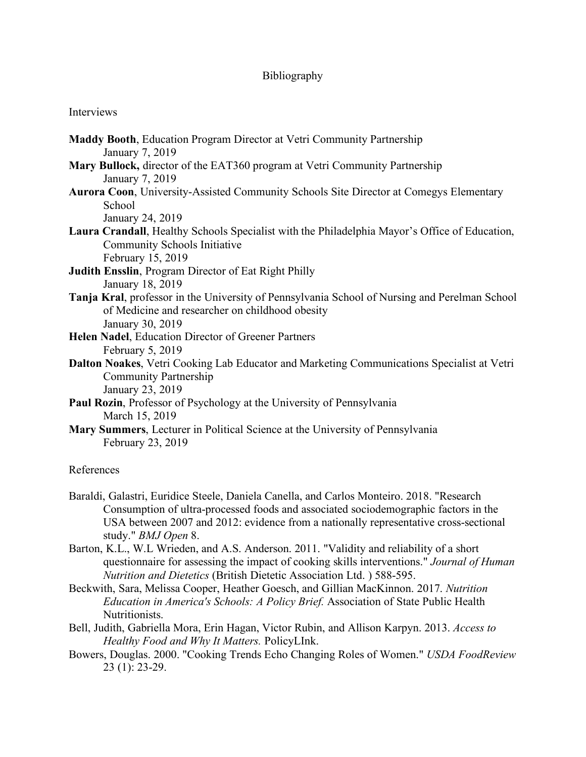# Bibliography

## Interviews

**Maddy Booth**, Education Program Director at Vetri Community Partnership
January 7, 2019

**Mary Bullock,** director of the EAT360 program at Vetri Community Partnership
January 7, 2019

**Aurora Coon**, University-Assisted Community Schools Site Director at Comegys Elementary School
January 24, 2019

**Laura Crandall**, Healthy Schools Specialist with the Philadelphia Mayor's Office of Education, Community Schools Initiative
February 15, 2019

**Judith Ensslin**, Program Director of Eat Right Philly
January 18, 2019

**Tanja Kral**, professor in the University of Pennsylvania School of Nursing and Perelman School of Medicine and researcher on childhood obesity
January 30, 2019

**Helen Nadel**, Education Director of Greener Partners
February 5, 2019

**Dalton Noakes**, Vetri Cooking Lab Educator and Marketing Communications Specialist at Vetri Community Partnership
January 23, 2019

**Paul Rozin**, Professor of Psychology at the University of Pennsylvania
March 15, 2019

**Mary Summers**, Lecturer in Political Science at the University of Pennsylvania
February 23, 2019

## References

Baraldi, Galastri, Euridice Steele, Daniela Canella, and Carlos Monteiro. 2018. "Research Consumption of ultra-processed foods and associated sociodemographic factors in the USA between 2007 and 2012: evidence from a nationally representative cross-sectional study." *BMJ Open* 8.

Barton, K.L., W.L Wrieden, and A.S. Anderson. 2011. "Validity and reliability of a short questionnaire for assessing the impact of cooking skills interventions." *Journal of Human Nutrition and Dietetics* (British Dietetic Association Ltd. ) 588-595.

Beckwith, Sara, Melissa Cooper, Heather Goesch, and Gillian MacKinnon. 2017. *Nutrition Education in America's Schools: A Policy Brief.* Association of State Public Health Nutritionists.

Bell, Judith, Gabriella Mora, Erin Hagan, Victor Rubin, and Allison Karpyn. 2013. *Access to Healthy Food and Why It Matters.* PolicyLInk.

Bowers, Douglas. 2000. "Cooking Trends Echo Changing Roles of Women." *USDA FoodReview* 23 (1): 23-29.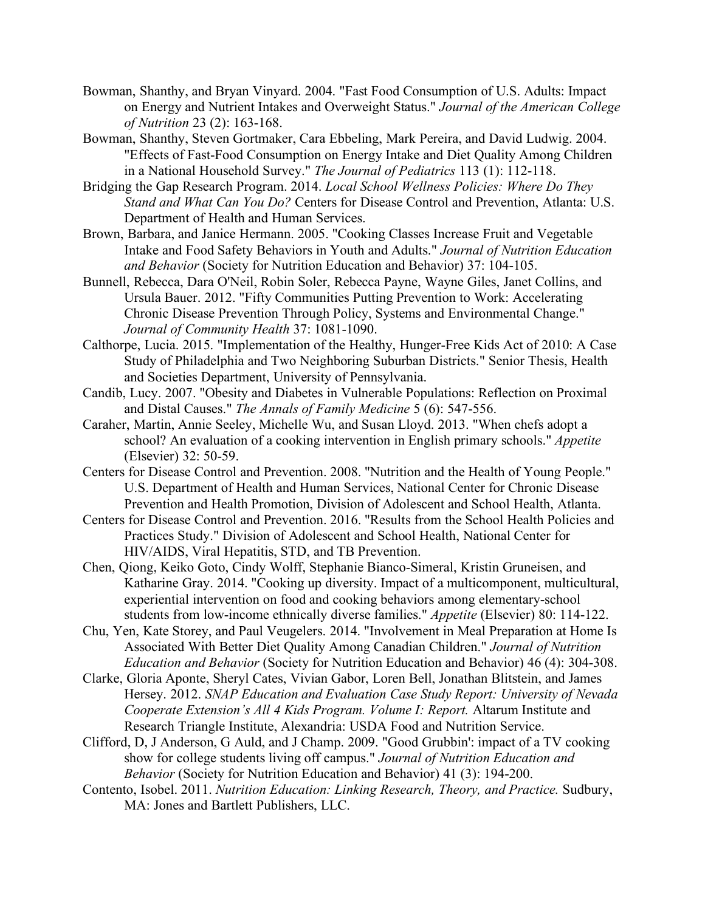Bowman, Shanthy, and Bryan Vinyard. 2004. "Fast Food Consumption of U.S. Adults: Impact on Energy and Nutrient Intakes and Overweight Status." *Journal of the American College of Nutrition* 23 (2): 163-168.

Bowman, Shanthy, Steven Gortmaker, Cara Ebbeling, Mark Pereira, and David Ludwig. 2004. "Effects of Fast-Food Consumption on Energy Intake and Diet Quality Among Children in a National Household Survey." *The Journal of Pediatrics* 113 (1): 112-118.

Bridging the Gap Research Program. 2014. *Local School Wellness Policies: Where Do They Stand and What Can You Do?* Centers for Disease Control and Prevention, Atlanta: U.S. Department of Health and Human Services.

Brown, Barbara, and Janice Hermann. 2005. "Cooking Classes Increase Fruit and Vegetable Intake and Food Safety Behaviors in Youth and Adults." *Journal of Nutrition Education and Behavior* (Society for Nutrition Education and Behavior) 37: 104-105.

Bunnell, Rebecca, Dara O'Neil, Robin Soler, Rebecca Payne, Wayne Giles, Janet Collins, and Ursula Bauer. 2012. "Fifty Communities Putting Prevention to Work: Accelerating Chronic Disease Prevention Through Policy, Systems and Environmental Change." *Journal of Community Health* 37: 1081-1090.

Calthorpe, Lucia. 2015. "Implementation of the Healthy, Hunger-Free Kids Act of 2010: A Case Study of Philadelphia and Two Neighboring Suburban Districts." Senior Thesis, Health and Societies Department, University of Pennsylvania.

Candib, Lucy. 2007. "Obesity and Diabetes in Vulnerable Populations: Reflection on Proximal and Distal Causes." *The Annals of Family Medicine* 5 (6): 547-556.

Caraher, Martin, Annie Seeley, Michelle Wu, and Susan Lloyd. 2013. "When chefs adopt a school? An evaluation of a cooking intervention in English primary schools." *Appetite* (Elsevier) 32: 50-59.

Centers for Disease Control and Prevention. 2008. "Nutrition and the Health of Young People." U.S. Department of Health and Human Services, National Center for Chronic Disease Prevention and Health Promotion, Division of Adolescent and School Health, Atlanta.

Centers for Disease Control and Prevention. 2016. "Results from the School Health Policies and Practices Study." Division of Adolescent and School Health, National Center for HIV/AIDS, Viral Hepatitis, STD, and TB Prevention.

Chen, Qiong, Keiko Goto, Cindy Wolff, Stephanie Bianco-Simeral, Kristin Gruneisen, and Katharine Gray. 2014. "Cooking up diversity. Impact of a multicomponent, multicultural, experiential intervention on food and cooking behaviors among elementary-school students from low-income ethnically diverse families." *Appetite* (Elsevier) 80: 114-122.

Chu, Yen, Kate Storey, and Paul Veugelers. 2014. "Involvement in Meal Preparation at Home Is Associated With Better Diet Quality Among Canadian Children." *Journal of Nutrition Education and Behavior* (Society for Nutrition Education and Behavior) 46 (4): 304-308.

Clarke, Gloria Aponte, Sheryl Cates, Vivian Gabor, Loren Bell, Jonathan Blitstein, and James Hersey. 2012. *SNAP Education and Evaluation Case Study Report: University of Nevada Cooperate Extension's All 4 Kids Program. Volume I: Report.* Altarum Institute and Research Triangle Institute, Alexandria: USDA Food and Nutrition Service.

Clifford, D, J Anderson, G Auld, and J Champ. 2009. "Good Grubbin': impact of a TV cooking show for college students living off campus." *Journal of Nutrition Education and Behavior* (Society for Nutrition Education and Behavior) 41 (3): 194-200.

Contento, Isobel. 2011. *Nutrition Education: Linking Research, Theory, and Practice.* Sudbury, MA: Jones and Bartlett Publishers, LLC.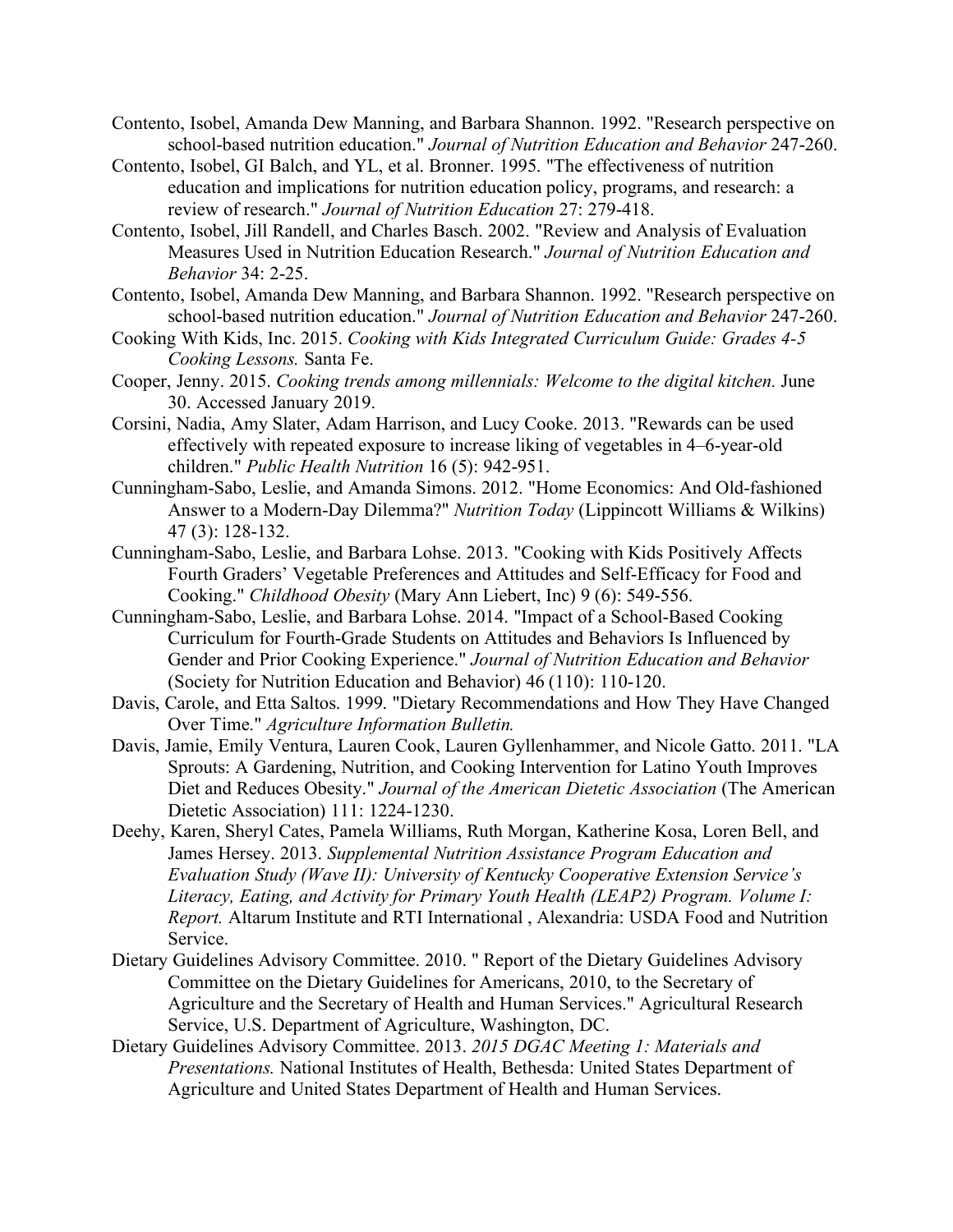Contento, Isobel, Amanda Dew Manning, and Barbara Shannon. 1992. "Research perspective on school-based nutrition education." *Journal of Nutrition Education and Behavior* 247-260.

Contento, Isobel, GI Balch, and YL, et al. Bronner. 1995. "The effectiveness of nutrition education and implications for nutrition education policy, programs, and research: a review of research." *Journal of Nutrition Education* 27: 279-418.

Contento, Isobel, Jill Randell, and Charles Basch. 2002. "Review and Analysis of Evaluation Measures Used in Nutrition Education Research." *Journal of Nutrition Education and Behavior* 34: 2-25.

Contento, Isobel, Amanda Dew Manning, and Barbara Shannon. 1992. "Research perspective on school-based nutrition education." *Journal of Nutrition Education and Behavior* 247-260.

Cooking With Kids, Inc. 2015. *Cooking with Kids Integrated Curriculum Guide: Grades 4-5 Cooking Lessons.* Santa Fe.

Cooper, Jenny. 2015. *Cooking trends among millennials: Welcome to the digital kitchen.* June 30. Accessed January 2019.

Corsini, Nadia, Amy Slater, Adam Harrison, and Lucy Cooke. 2013. "Rewards can be used effectively with repeated exposure to increase liking of vegetables in 4–6-year-old children." *Public Health Nutrition* 16 (5): 942-951.

Cunningham-Sabo, Leslie, and Amanda Simons. 2012. "Home Economics: And Old-fashioned Answer to a Modern-Day Dilemma?" *Nutrition Today* (Lippincott Williams & Wilkins) 47 (3): 128-132.

Cunningham-Sabo, Leslie, and Barbara Lohse. 2013. "Cooking with Kids Positively Affects Fourth Graders' Vegetable Preferences and Attitudes and Self-Efficacy for Food and Cooking." *Childhood Obesity* (Mary Ann Liebert, Inc) 9 (6): 549-556.

Cunningham-Sabo, Leslie, and Barbara Lohse. 2014. "Impact of a School-Based Cooking Curriculum for Fourth-Grade Students on Attitudes and Behaviors Is Influenced by Gender and Prior Cooking Experience." *Journal of Nutrition Education and Behavior* (Society for Nutrition Education and Behavior) 46 (110): 110-120.

Davis, Carole, and Etta Saltos. 1999. "Dietary Recommendations and How They Have Changed Over Time." *Agriculture Information Bulletin.*

Davis, Jamie, Emily Ventura, Lauren Cook, Lauren Gyllenhammer, and Nicole Gatto. 2011. "LA Sprouts: A Gardening, Nutrition, and Cooking Intervention for Latino Youth Improves Diet and Reduces Obesity." *Journal of the American Dietetic Association* (The American Dietetic Association) 111: 1224-1230.

Deehy, Karen, Sheryl Cates, Pamela Williams, Ruth Morgan, Katherine Kosa, Loren Bell, and James Hersey. 2013. *Supplemental Nutrition Assistance Program Education and Evaluation Study (Wave II): University of Kentucky Cooperative Extension Service's Literacy, Eating, and Activity for Primary Youth Health (LEAP2) Program. Volume I: Report.* Altarum Institute and RTI International , Alexandria: USDA Food and Nutrition Service.

Dietary Guidelines Advisory Committee. 2010. " Report of the Dietary Guidelines Advisory Committee on the Dietary Guidelines for Americans, 2010, to the Secretary of Agriculture and the Secretary of Health and Human Services." Agricultural Research Service, U.S. Department of Agriculture, Washington, DC.

Dietary Guidelines Advisory Committee. 2013. *2015 DGAC Meeting 1: Materials and Presentations.* National Institutes of Health, Bethesda: United States Department of Agriculture and United States Department of Health and Human Services.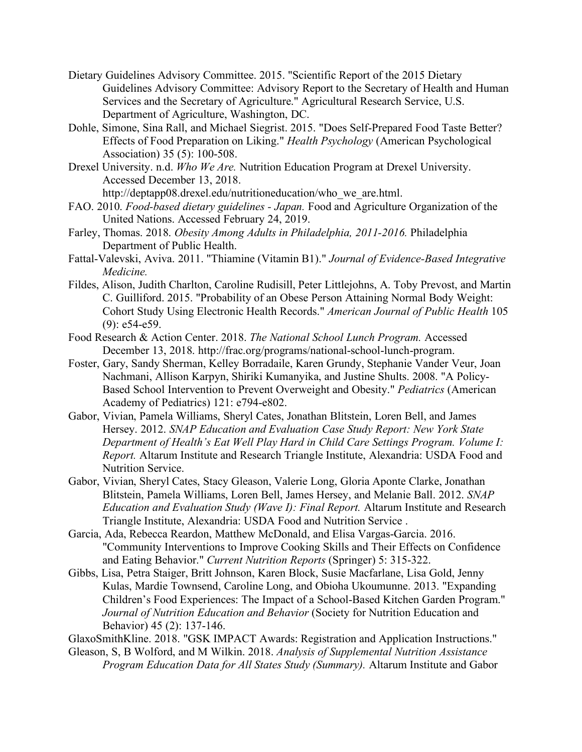Dietary Guidelines Advisory Committee. 2015. "Scientific Report of the 2015 Dietary Guidelines Advisory Committee: Advisory Report to the Secretary of Health and Human Services and the Secretary of Agriculture." Agricultural Research Service, U.S. Department of Agriculture, Washington, DC.

Dohle, Simone, Sina Rall, and Michael Siegrist. 2015. "Does Self-Prepared Food Taste Better? Effects of Food Preparation on Liking." *Health Psychology* (American Psychological Association) 35 (5): 100-508.

Drexel University. n.d. *Who We Are.* Nutrition Education Program at Drexel University. Accessed December 13, 2018. http://deptapp08.drexel.edu/nutritioneducation/who_we_are.html.

FAO. 2010. *Food-based dietary guidelines - Japan.* Food and Agriculture Organization of the United Nations. Accessed February 24, 2019.

Farley, Thomas. 2018. *Obesity Among Adults in Philadelphia, 2011-2016.* Philadelphia Department of Public Health.

Fattal-Valevski, Aviva. 2011. "Thiamine (Vitamin B1)." *Journal of Evidence-Based Integrative Medicine.*

Fildes, Alison, Judith Charlton, Caroline Rudisill, Peter Littlejohns, A. Toby Prevost, and Martin C. Guilliford. 2015. "Probability of an Obese Person Attaining Normal Body Weight: Cohort Study Using Electronic Health Records." *American Journal of Public Health* 105 (9): e54-e59.

Food Research & Action Center. 2018. *The National School Lunch Program.* Accessed December 13, 2018. http://frac.org/programs/national-school-lunch-program.

Foster, Gary, Sandy Sherman, Kelley Borradaile, Karen Grundy, Stephanie Vander Veur, Joan Nachmani, Allison Karpyn, Shiriki Kumanyika, and Justine Shults. 2008. "A Policy-Based School Intervention to Prevent Overweight and Obesity." *Pediatrics* (American Academy of Pediatrics) 121: e794-e802.

Gabor, Vivian, Pamela Williams, Sheryl Cates, Jonathan Blitstein, Loren Bell, and James Hersey. 2012. *SNAP Education and Evaluation Case Study Report: New York State Department of Health's Eat Well Play Hard in Child Care Settings Program. Volume I: Report.* Altarum Institute and Research Triangle Institute, Alexandria: USDA Food and Nutrition Service.

Gabor, Vivian, Sheryl Cates, Stacy Gleason, Valerie Long, Gloria Aponte Clarke, Jonathan Blitstein, Pamela Williams, Loren Bell, James Hersey, and Melanie Ball. 2012. *SNAP Education and Evaluation Study (Wave I): Final Report.* Altarum Institute and Research Triangle Institute, Alexandria: USDA Food and Nutrition Service .

Garcia, Ada, Rebecca Reardon, Matthew McDonald, and Elisa Vargas-Garcia. 2016. "Community Interventions to Improve Cooking Skills and Their Effects on Confidence and Eating Behavior." *Current Nutrition Reports* (Springer) 5: 315-322.

Gibbs, Lisa, Petra Staiger, Britt Johnson, Karen Block, Susie Macfarlane, Lisa Gold, Jenny Kulas, Mardie Townsend, Caroline Long, and Obioha Ukoumunne. 2013. "Expanding Children's Food Experiences: The Impact of a School-Based Kitchen Garden Program." *Journal of Nutrition Education and Behavior* (Society for Nutrition Education and Behavior) 45 (2): 137-146.

GlaxoSmithKline. 2018. "GSK IMPACT Awards: Registration and Application Instructions."

Gleason, S, B Wolford, and M Wilkin. 2018. *Analysis of Supplemental Nutrition Assistance Program Education Data for All States Study (Summary).* Altarum Institute and Gabor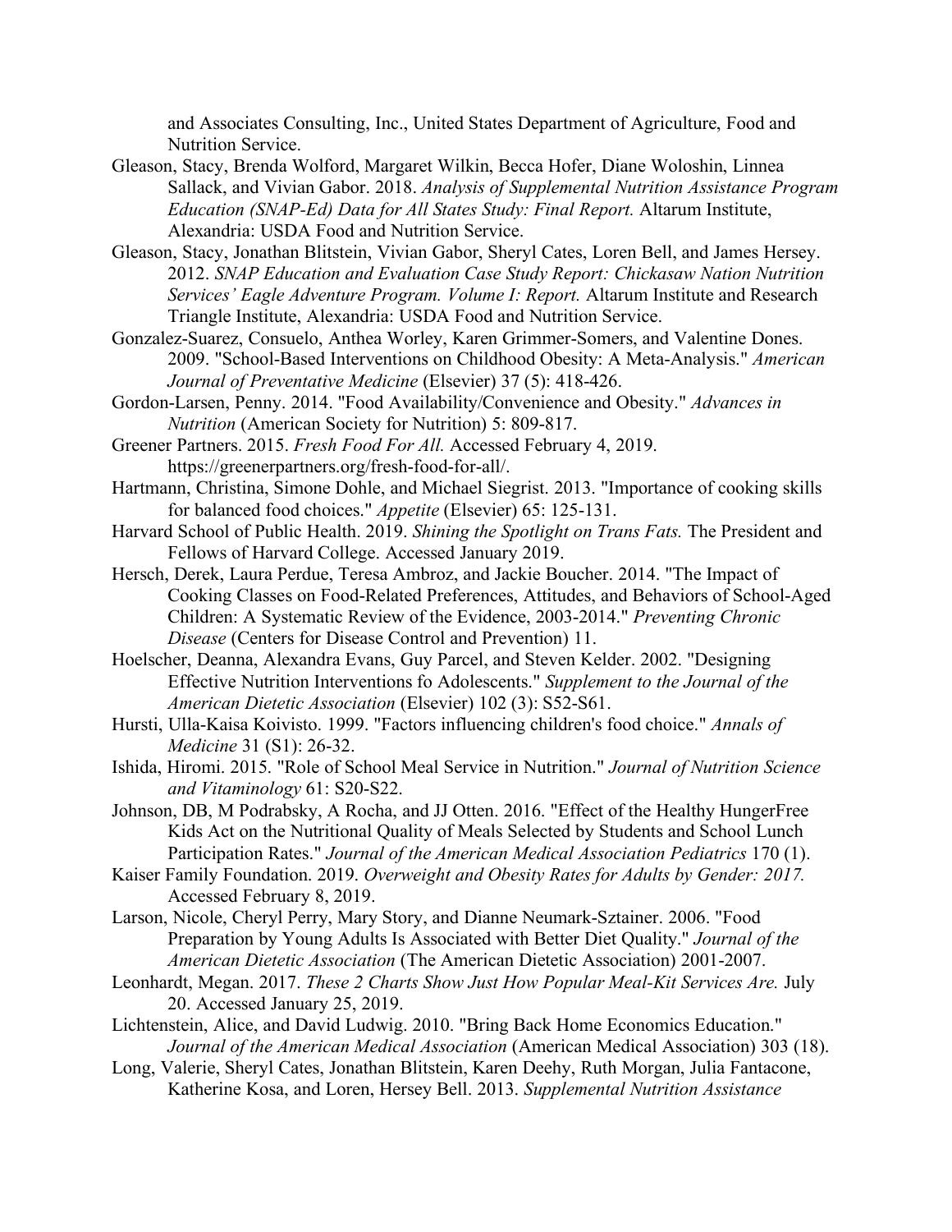and Associates Consulting, Inc., United States Department of Agriculture, Food and Nutrition Service.

Gleason, Stacy, Brenda Wolford, Margaret Wilkin, Becca Hofer, Diane Woloshin, Linnea Sallack, and Vivian Gabor. 2018. *Analysis of Supplemental Nutrition Assistance Program Education (SNAP-Ed) Data for All States Study: Final Report.* Altarum Institute, Alexandria: USDA Food and Nutrition Service.

Gleason, Stacy, Jonathan Blitstein, Vivian Gabor, Sheryl Cates, Loren Bell, and James Hersey. 2012. *SNAP Education and Evaluation Case Study Report: Chickasaw Nation Nutrition Services' Eagle Adventure Program. Volume I: Report.* Altarum Institute and Research Triangle Institute, Alexandria: USDA Food and Nutrition Service.

Gonzalez-Suarez, Consuelo, Anthea Worley, Karen Grimmer-Somers, and Valentine Dones. 2009. "School-Based Interventions on Childhood Obesity: A Meta-Analysis." *American Journal of Preventative Medicine* (Elsevier) 37 (5): 418-426.

Gordon-Larsen, Penny. 2014. "Food Availability/Convenience and Obesity." *Advances in Nutrition* (American Society for Nutrition) 5: 809-817.

Greener Partners. 2015. *Fresh Food For All.* Accessed February 4, 2019. https://greenerpartners.org/fresh-food-for-all/.

Hartmann, Christina, Simone Dohle, and Michael Siegrist. 2013. "Importance of cooking skills for balanced food choices." *Appetite* (Elsevier) 65: 125-131.

Harvard School of Public Health. 2019. *Shining the Spotlight on Trans Fats.* The President and Fellows of Harvard College. Accessed January 2019.

Hersch, Derek, Laura Perdue, Teresa Ambroz, and Jackie Boucher. 2014. "The Impact of Cooking Classes on Food-Related Preferences, Attitudes, and Behaviors of School-Aged Children: A Systematic Review of the Evidence, 2003-2014." *Preventing Chronic Disease* (Centers for Disease Control and Prevention) 11.

Hoelscher, Deanna, Alexandra Evans, Guy Parcel, and Steven Kelder. 2002. "Designing Effective Nutrition Interventions fo Adolescents." *Supplement to the Journal of the American Dietetic Association* (Elsevier) 102 (3): S52-S61.

Hursti, Ulla-Kaisa Koivisto. 1999. "Factors influencing children's food choice." *Annals of Medicine* 31 (S1): 26-32.

Ishida, Hiromi. 2015. "Role of School Meal Service in Nutrition." *Journal of Nutrition Science and Vitaminology* 61: S20-S22.

Johnson, DB, M Podrabsky, A Rocha, and JJ Otten. 2016. "Effect of the Healthy HungerFree Kids Act on the Nutritional Quality of Meals Selected by Students and School Lunch Participation Rates." *Journal of the American Medical Association Pediatrics* 170 (1).

Kaiser Family Foundation. 2019. *Overweight and Obesity Rates for Adults by Gender: 2017.* Accessed February 8, 2019.

Larson, Nicole, Cheryl Perry, Mary Story, and Dianne Neumark-Sztainer. 2006. "Food Preparation by Young Adults Is Associated with Better Diet Quality." *Journal of the American Dietetic Association* (The American Dietetic Association) 2001-2007.

Leonhardt, Megan. 2017. *These 2 Charts Show Just How Popular Meal-Kit Services Are.* July 20. Accessed January 25, 2019.

Lichtenstein, Alice, and David Ludwig. 2010. "Bring Back Home Economics Education." *Journal of the American Medical Association* (American Medical Association) 303 (18).

Long, Valerie, Sheryl Cates, Jonathan Blitstein, Karen Deehy, Ruth Morgan, Julia Fantacone, Katherine Kosa, and Loren, Hersey Bell. 2013. *Supplemental Nutrition Assistance*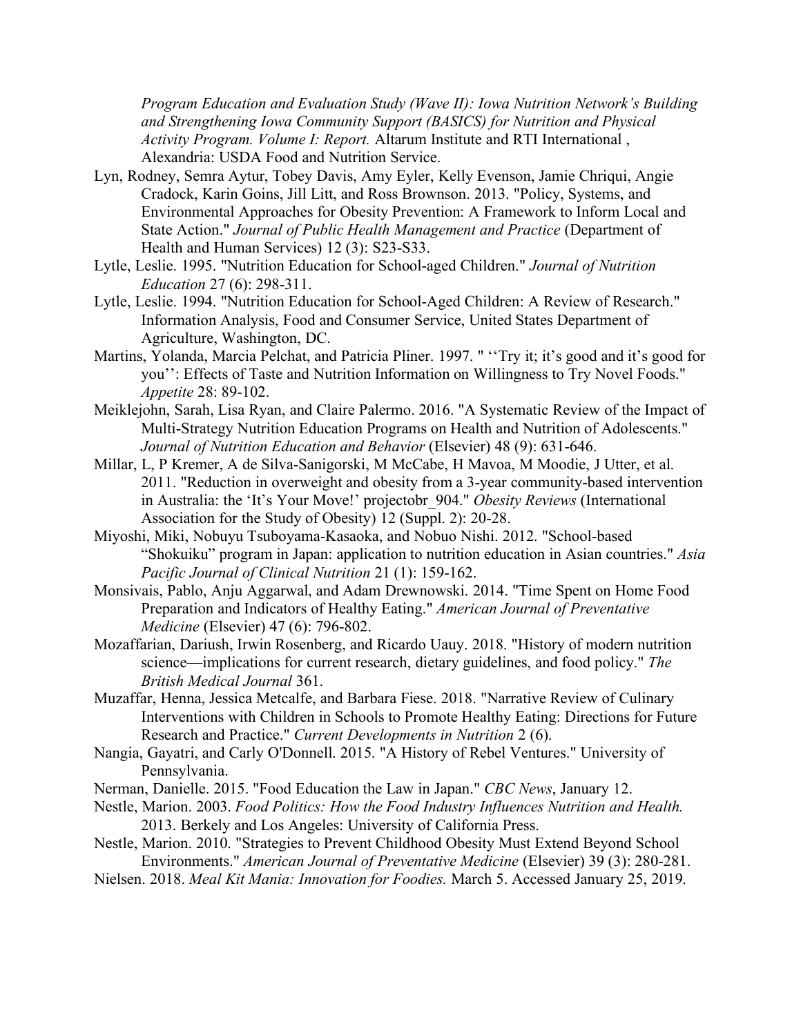*Program Education and Evaluation Study (Wave II): Iowa Nutrition Network's Building and Strengthening Iowa Community Support (BASICS) for Nutrition and Physical Activity Program. Volume I: Report.* Altarum Institute and RTI International , Alexandria: USDA Food and Nutrition Service.

Lyn, Rodney, Semra Aytur, Tobey Davis, Amy Eyler, Kelly Evenson, Jamie Chriqui, Angie Cradock, Karin Goins, Jill Litt, and Ross Brownson. 2013. "Policy, Systems, and Environmental Approaches for Obesity Prevention: A Framework to Inform Local and State Action." *Journal of Public Health Management and Practice* (Department of Health and Human Services) 12 (3): S23-S33.

Lytle, Leslie. 1995. "Nutrition Education for School-aged Children." *Journal of Nutrition Education* 27 (6): 298-311.

Lytle, Leslie. 1994. "Nutrition Education for School-Aged Children: A Review of Research." Information Analysis, Food and Consumer Service, United States Department of Agriculture, Washington, DC.

Martins, Yolanda, Marcia Pelchat, and Patricia Pliner. 1997. " ''Try it; it's good and it's good for you'': Effects of Taste and Nutrition Information on Willingness to Try Novel Foods." *Appetite* 28: 89-102.

Meiklejohn, Sarah, Lisa Ryan, and Claire Palermo. 2016. "A Systematic Review of the Impact of Multi-Strategy Nutrition Education Programs on Health and Nutrition of Adolescents." *Journal of Nutrition Education and Behavior* (Elsevier) 48 (9): 631-646.

Millar, L, P Kremer, A de Silva-Sanigorski, M McCabe, H Mavoa, M Moodie, J Utter, et al. 2011. "Reduction in overweight and obesity from a 3-year community-based intervention in Australia: the 'It's Your Move!' projectobr_904." *Obesity Reviews* (International Association for the Study of Obesity) 12 (Suppl. 2): 20-28.

Miyoshi, Miki, Nobuyu Tsuboyama-Kasaoka, and Nobuo Nishi. 2012. "School-based "Shokuiku" program in Japan: application to nutrition education in Asian countries." *Asia Pacific Journal of Clinical Nutrition* 21 (1): 159-162.

Monsivais, Pablo, Anju Aggarwal, and Adam Drewnowski. 2014. "Time Spent on Home Food Preparation and Indicators of Healthy Eating." *American Journal of Preventative Medicine* (Elsevier) 47 (6): 796-802.

Mozaffarian, Dariush, Irwin Rosenberg, and Ricardo Uauy. 2018. "History of modern nutrition science—implications for current research, dietary guidelines, and food policy." *The British Medical Journal* 361.

Muzaffar, Henna, Jessica Metcalfe, and Barbara Fiese. 2018. "Narrative Review of Culinary Interventions with Children in Schools to Promote Healthy Eating: Directions for Future Research and Practice." *Current Developments in Nutrition* 2 (6).

Nangia, Gayatri, and Carly O'Donnell. 2015. "A History of Rebel Ventures." University of Pennsylvania.

Nerman, Danielle. 2015. "Food Education the Law in Japan." *CBC News*, January 12.

Nestle, Marion. 2003. *Food Politics: How the Food Industry Influences Nutrition and Health.* 2013. Berkely and Los Angeles: University of California Press.

Nestle, Marion. 2010. "Strategies to Prevent Childhood Obesity Must Extend Beyond School Environments." *American Journal of Preventative Medicine* (Elsevier) 39 (3): 280-281.

Nielsen. 2018. *Meal Kit Mania: Innovation for Foodies.* March 5. Accessed January 25, 2019.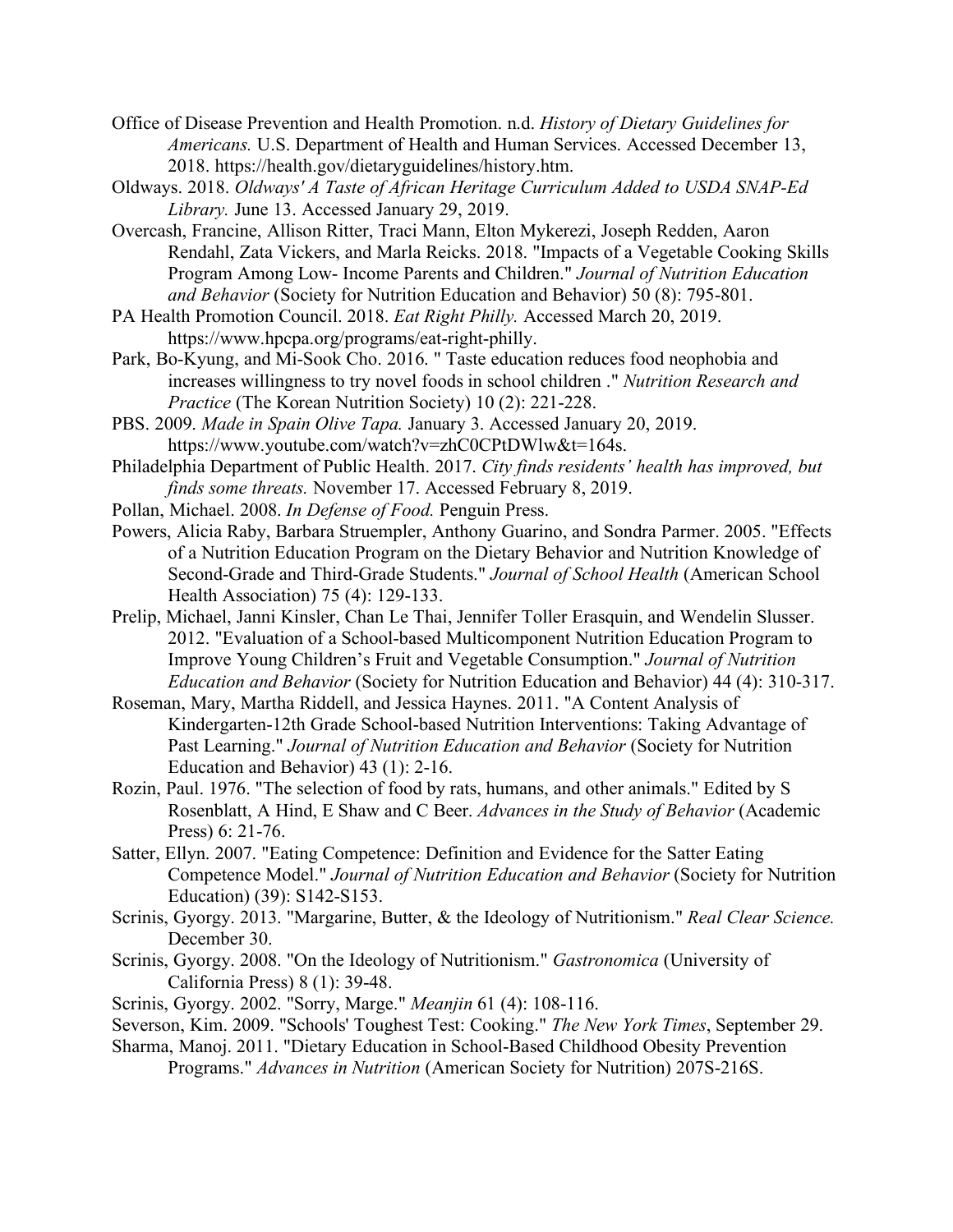Office of Disease Prevention and Health Promotion. n.d. *History of Dietary Guidelines for Americans.* U.S. Department of Health and Human Services. Accessed December 13, 2018. https://health.gov/dietaryguidelines/history.htm.

Oldways. 2018. *Oldways' A Taste of African Heritage Curriculum Added to USDA SNAP-Ed Library.* June 13. Accessed January 29, 2019.

Overcash, Francine, Allison Ritter, Traci Mann, Elton Mykerezi, Joseph Redden, Aaron Rendahl, Zata Vickers, and Marla Reicks. 2018. "Impacts of a Vegetable Cooking Skills Program Among Low- Income Parents and Children." *Journal of Nutrition Education and Behavior* (Society for Nutrition Education and Behavior) 50 (8): 795-801.

PA Health Promotion Council. 2018. *Eat Right Philly.* Accessed March 20, 2019. https://www.hpcpa.org/programs/eat-right-philly.

Park, Bo-Kyung, and Mi-Sook Cho. 2016. " Taste education reduces food neophobia and increases willingness to try novel foods in school children ." *Nutrition Research and Practice* (The Korean Nutrition Society) 10 (2): 221-228.

PBS. 2009. *Made in Spain Olive Tapa.* January 3. Accessed January 20, 2019. https://www.youtube.com/watch?v=zhC0CPtDWlw&t=164s.

Philadelphia Department of Public Health. 2017. *City finds residents' health has improved, but finds some threats.* November 17. Accessed February 8, 2019.

Pollan, Michael. 2008. *In Defense of Food.* Penguin Press.

Powers, Alicia Raby, Barbara Struempler, Anthony Guarino, and Sondra Parmer. 2005. "Effects of a Nutrition Education Program on the Dietary Behavior and Nutrition Knowledge of Second-Grade and Third-Grade Students." *Journal of School Health* (American School Health Association) 75 (4): 129-133.

Prelip, Michael, Janni Kinsler, Chan Le Thai, Jennifer Toller Erasquin, and Wendelin Slusser. 2012. "Evaluation of a School-based Multicomponent Nutrition Education Program to Improve Young Children's Fruit and Vegetable Consumption." *Journal of Nutrition Education and Behavior* (Society for Nutrition Education and Behavior) 44 (4): 310-317.

Roseman, Mary, Martha Riddell, and Jessica Haynes. 2011. "A Content Analysis of Kindergarten-12th Grade School-based Nutrition Interventions: Taking Advantage of Past Learning." *Journal of Nutrition Education and Behavior* (Society for Nutrition Education and Behavior) 43 (1): 2-16.

Rozin, Paul. 1976. "The selection of food by rats, humans, and other animals." Edited by S Rosenblatt, A Hind, E Shaw and C Beer. *Advances in the Study of Behavior* (Academic Press) 6: 21-76.

Satter, Ellyn. 2007. "Eating Competence: Definition and Evidence for the Satter Eating Competence Model." *Journal of Nutrition Education and Behavior* (Society for Nutrition Education) (39): S142-S153.

Scrinis, Gyorgy. 2013. "Margarine, Butter, & the Ideology of Nutritionism." *Real Clear Science.* December 30.

Scrinis, Gyorgy. 2008. "On the Ideology of Nutritionism." *Gastronomica* (University of California Press) 8 (1): 39-48.

Scrinis, Gyorgy. 2002. "Sorry, Marge." *Meanjin* 61 (4): 108-116.

Severson, Kim. 2009. "Schools' Toughest Test: Cooking." *The New York Times*, September 29.

Sharma, Manoj. 2011. "Dietary Education in School-Based Childhood Obesity Prevention Programs." *Advances in Nutrition* (American Society for Nutrition) 207S-216S.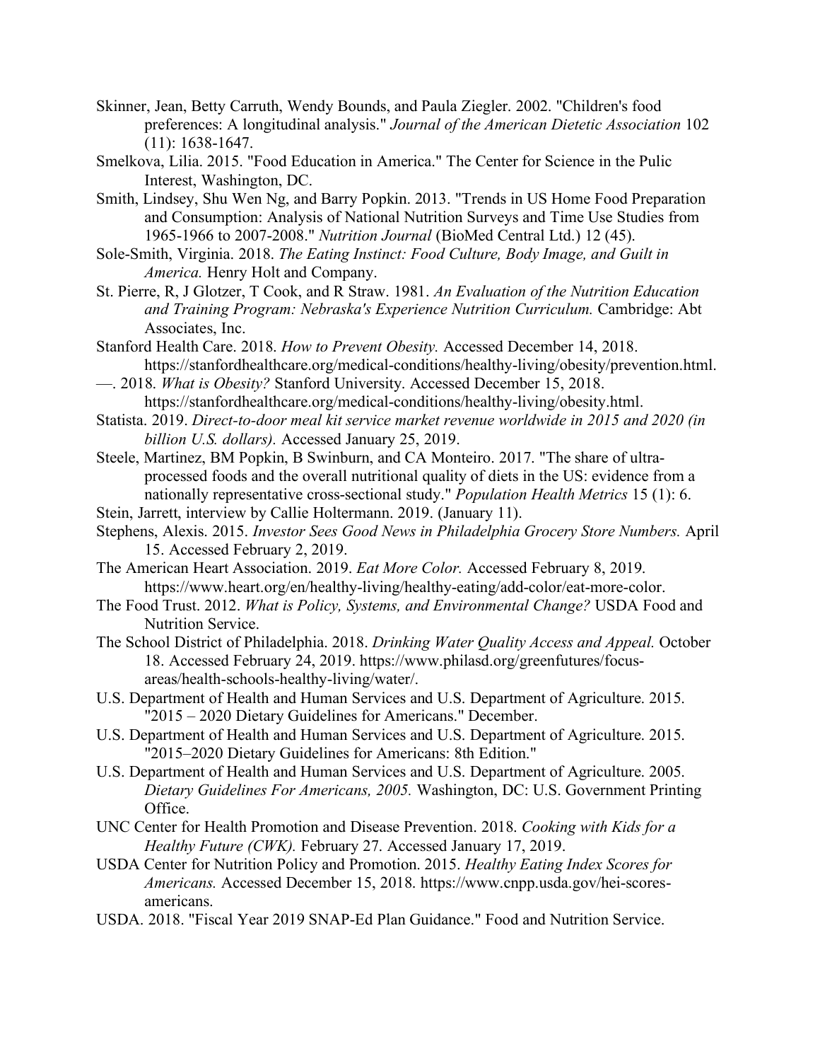Skinner, Jean, Betty Carruth, Wendy Bounds, and Paula Ziegler. 2002. "Children's food preferences: A longitudinal analysis." *Journal of the American Dietetic Association* 102 (11): 1638-1647.

Smelkova, Lilia. 2015. "Food Education in America." The Center for Science in the Pulic Interest, Washington, DC.

Smith, Lindsey, Shu Wen Ng, and Barry Popkin. 2013. "Trends in US Home Food Preparation and Consumption: Analysis of National Nutrition Surveys and Time Use Studies from 1965-1966 to 2007-2008." *Nutrition Journal* (BioMed Central Ltd.) 12 (45).

Sole-Smith, Virginia. 2018. *The Eating Instinct: Food Culture, Body Image, and Guilt in America.* Henry Holt and Company.

St. Pierre, R, J Glotzer, T Cook, and R Straw. 1981. *An Evaluation of the Nutrition Education and Training Program: Nebraska's Experience Nutrition Curriculum.* Cambridge: Abt Associates, Inc.

Stanford Health Care. 2018. *How to Prevent Obesity.* Accessed December 14, 2018. https://stanfordhealthcare.org/medical-conditions/healthy-living/obesity/prevention.html.

—. 2018. *What is Obesity?* Stanford University. Accessed December 15, 2018. https://stanfordhealthcare.org/medical-conditions/healthy-living/obesity.html.

Statista. 2019. *Direct-to-door meal kit service market revenue worldwide in 2015 and 2020 (in billion U.S. dollars).* Accessed January 25, 2019.

Steele, Martinez, BM Popkin, B Swinburn, and CA Monteiro. 2017. "The share of ultra-processed foods and the overall nutritional quality of diets in the US: evidence from a nationally representative cross-sectional study." *Population Health Metrics* 15 (1): 6.

Stein, Jarrett, interview by Callie Holtermann. 2019. (January 11).

Stephens, Alexis. 2015. *Investor Sees Good News in Philadelphia Grocery Store Numbers.* April 15. Accessed February 2, 2019.

The American Heart Association. 2019. *Eat More Color.* Accessed February 8, 2019. https://www.heart.org/en/healthy-living/healthy-eating/add-color/eat-more-color.

The Food Trust. 2012. *What is Policy, Systems, and Environmental Change?* USDA Food and Nutrition Service.

The School District of Philadelphia. 2018. *Drinking Water Quality Access and Appeal.* October 18. Accessed February 24, 2019. https://www.philasd.org/greenfutures/focus-areas/health-schools-healthy-living/water/.

U.S. Department of Health and Human Services and U.S. Department of Agriculture. 2015. "2015 – 2020 Dietary Guidelines for Americans." December.

U.S. Department of Health and Human Services and U.S. Department of Agriculture. 2015. "2015–2020 Dietary Guidelines for Americans: 8th Edition."

U.S. Department of Health and Human Services and U.S. Department of Agriculture. 2005. *Dietary Guidelines For Americans, 2005.* Washington, DC: U.S. Government Printing Office.

UNC Center for Health Promotion and Disease Prevention. 2018. *Cooking with Kids for a Healthy Future (CWK).* February 27. Accessed January 17, 2019.

USDA Center for Nutrition Policy and Promotion. 2015. *Healthy Eating Index Scores for Americans.* Accessed December 15, 2018. https://www.cnpp.usda.gov/hei-scores-americans.

USDA. 2018. "Fiscal Year 2019 SNAP-Ed Plan Guidance." Food and Nutrition Service.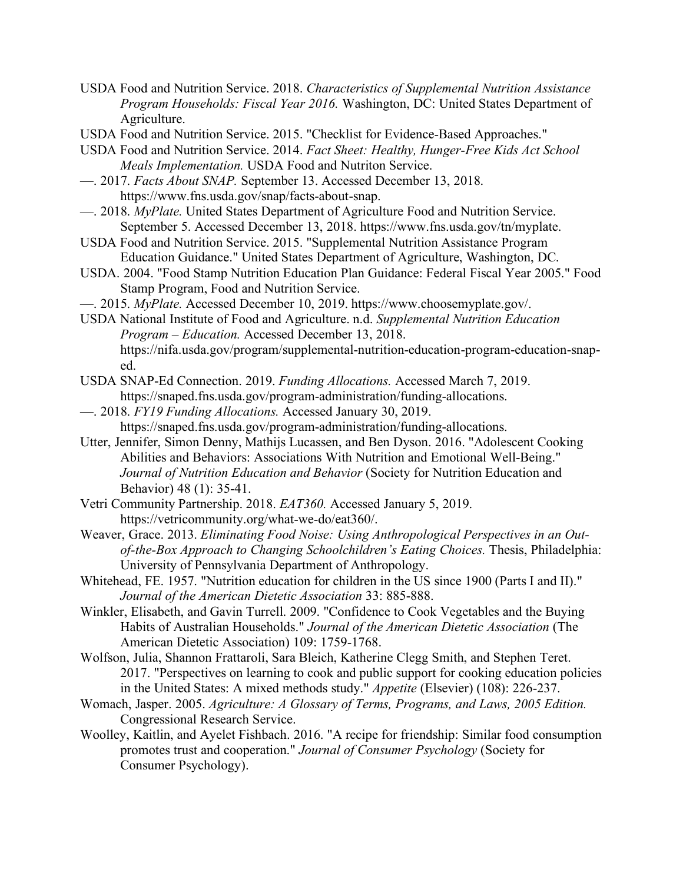USDA Food and Nutrition Service. 2018. *Characteristics of Supplemental Nutrition Assistance Program Households: Fiscal Year 2016.* Washington, DC: United States Department of Agriculture.

USDA Food and Nutrition Service. 2015. "Checklist for Evidence-Based Approaches."

USDA Food and Nutrition Service. 2014. *Fact Sheet: Healthy, Hunger-Free Kids Act School Meals Implementation.* USDA Food and Nutriton Service.

—. 2017. *Facts About SNAP.* September 13. Accessed December 13, 2018. https://www.fns.usda.gov/snap/facts-about-snap.

—. 2018. *MyPlate.* United States Department of Agriculture Food and Nutrition Service. September 5. Accessed December 13, 2018. https://www.fns.usda.gov/tn/myplate.

USDA Food and Nutrition Service. 2015. "Supplemental Nutrition Assistance Program Education Guidance." United States Department of Agriculture, Washington, DC.

USDA. 2004. "Food Stamp Nutrition Education Plan Guidance: Federal Fiscal Year 2005." Food Stamp Program, Food and Nutrition Service.

—. 2015. *MyPlate.* Accessed December 10, 2019. https://www.choosemyplate.gov/.

USDA National Institute of Food and Agriculture. n.d. *Supplemental Nutrition Education Program – Education.* Accessed December 13, 2018. https://nifa.usda.gov/program/supplemental-nutrition-education-program-education-snap-ed.

USDA SNAP-Ed Connection. 2019. *Funding Allocations.* Accessed March 7, 2019. https://snaped.fns.usda.gov/program-administration/funding-allocations.

—. 2018. *FY19 Funding Allocations.* Accessed January 30, 2019. https://snaped.fns.usda.gov/program-administration/funding-allocations.

Utter, Jennifer, Simon Denny, Mathijs Lucassen, and Ben Dyson. 2016. "Adolescent Cooking Abilities and Behaviors: Associations With Nutrition and Emotional Well-Being." *Journal of Nutrition Education and Behavior* (Society for Nutrition Education and Behavior) 48 (1): 35-41.

Vetri Community Partnership. 2018. *EAT360.* Accessed January 5, 2019. https://vetricommunity.org/what-we-do/eat360/.

Weaver, Grace. 2013. *Eliminating Food Noise: Using Anthropological Perspectives in an Out-of-the-Box Approach to Changing Schoolchildren's Eating Choices.* Thesis, Philadelphia: University of Pennsylvania Department of Anthropology.

Whitehead, FE. 1957. "Nutrition education for children in the US since 1900 (Parts I and II)." *Journal of the American Dietetic Association* 33: 885-888.

Winkler, Elisabeth, and Gavin Turrell. 2009. "Confidence to Cook Vegetables and the Buying Habits of Australian Households." *Journal of the American Dietetic Association* (The American Dietetic Association) 109: 1759-1768.

Wolfson, Julia, Shannon Frattaroli, Sara Bleich, Katherine Clegg Smith, and Stephen Teret. 2017. "Perspectives on learning to cook and public support for cooking education policies in the United States: A mixed methods study." *Appetite* (Elsevier) (108): 226-237.

Womach, Jasper. 2005. *Agriculture: A Glossary of Terms, Programs, and Laws, 2005 Edition.* Congressional Research Service.

Woolley, Kaitlin, and Ayelet Fishbach. 2016. "A recipe for friendship: Similar food consumption promotes trust and cooperation." *Journal of Consumer Psychology* (Society for Consumer Psychology).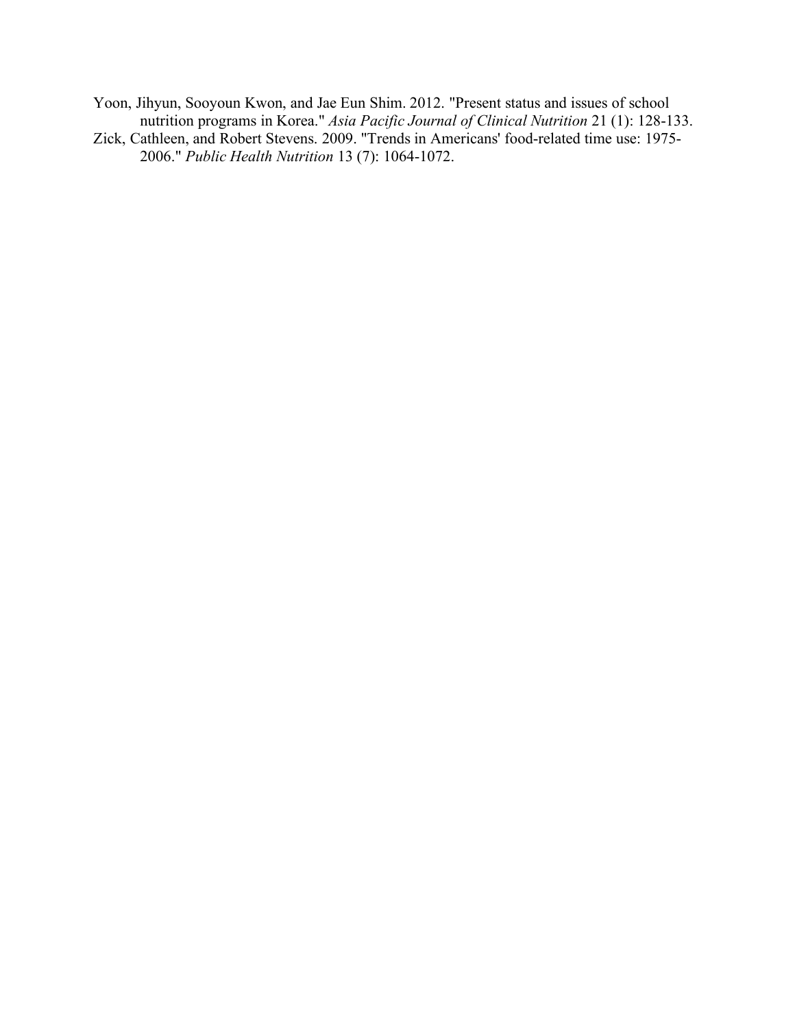Yoon, Jihyun, Sooyoun Kwon, and Jae Eun Shim. 2012. "Present status and issues of school nutrition programs in Korea." *Asia Pacific Journal of Clinical Nutrition* 21 (1): 128-133.

Zick, Cathleen, and Robert Stevens. 2009. "Trends in Americans' food-related time use: 1975-2006." *Public Health Nutrition* 13 (7): 1064-1072.